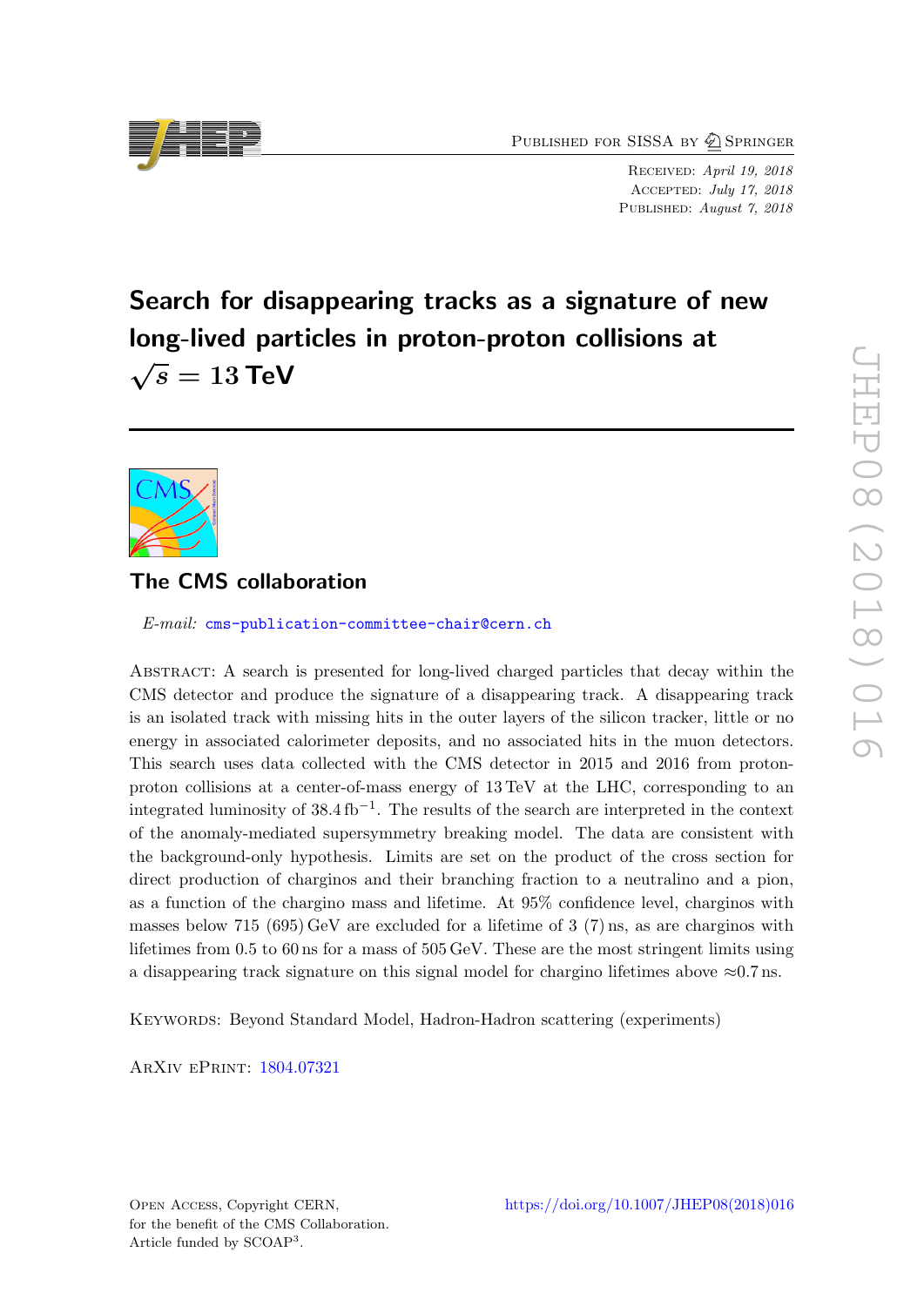PUBLISHED FOR SISSA BY 2 SPRINGER

Received: April 19, 2018 Accepted: July 17, 2018 PUBLISHED: August 7, 2018

# Search for disappearing tracks as a signature of new long-lived particles in proton-proton collisions at  $\sqrt{s} = 13$  TeV



# The CMS collaboration

E-mail: [cms-publication-committee-chair@cern.ch](mailto:cms-publication-committee-chair@cern.ch)

Abstract: A search is presented for long-lived charged particles that decay within the CMS detector and produce the signature of a disappearing track. A disappearing track is an isolated track with missing hits in the outer layers of the silicon tracker, little or no energy in associated calorimeter deposits, and no associated hits in the muon detectors. This search uses data collected with the CMS detector in 2015 and 2016 from protonproton collisions at a center-of-mass energy of 13 TeV at the LHC, corresponding to an integrated luminosity of 38.4 fb−<sup>1</sup> . The results of the search are interpreted in the context of the anomaly-mediated supersymmetry breaking model. The data are consistent with the background-only hypothesis. Limits are set on the product of the cross section for direct production of charginos and their branching fraction to a neutralino and a pion, as a function of the chargino mass and lifetime. At 95% confidence level, charginos with masses below 715 (695) GeV are excluded for a lifetime of 3 (7) ns, as are charginos with lifetimes from 0.5 to 60 ns for a mass of 505 GeV. These are the most stringent limits using a disappearing track signature on this signal model for chargino lifetimes above  $\approx 0.7$  ns.

Keywords: Beyond Standard Model, Hadron-Hadron scattering (experiments)

ArXiv ePrint: [1804.07321](https://arxiv.org/abs/1804.07321)

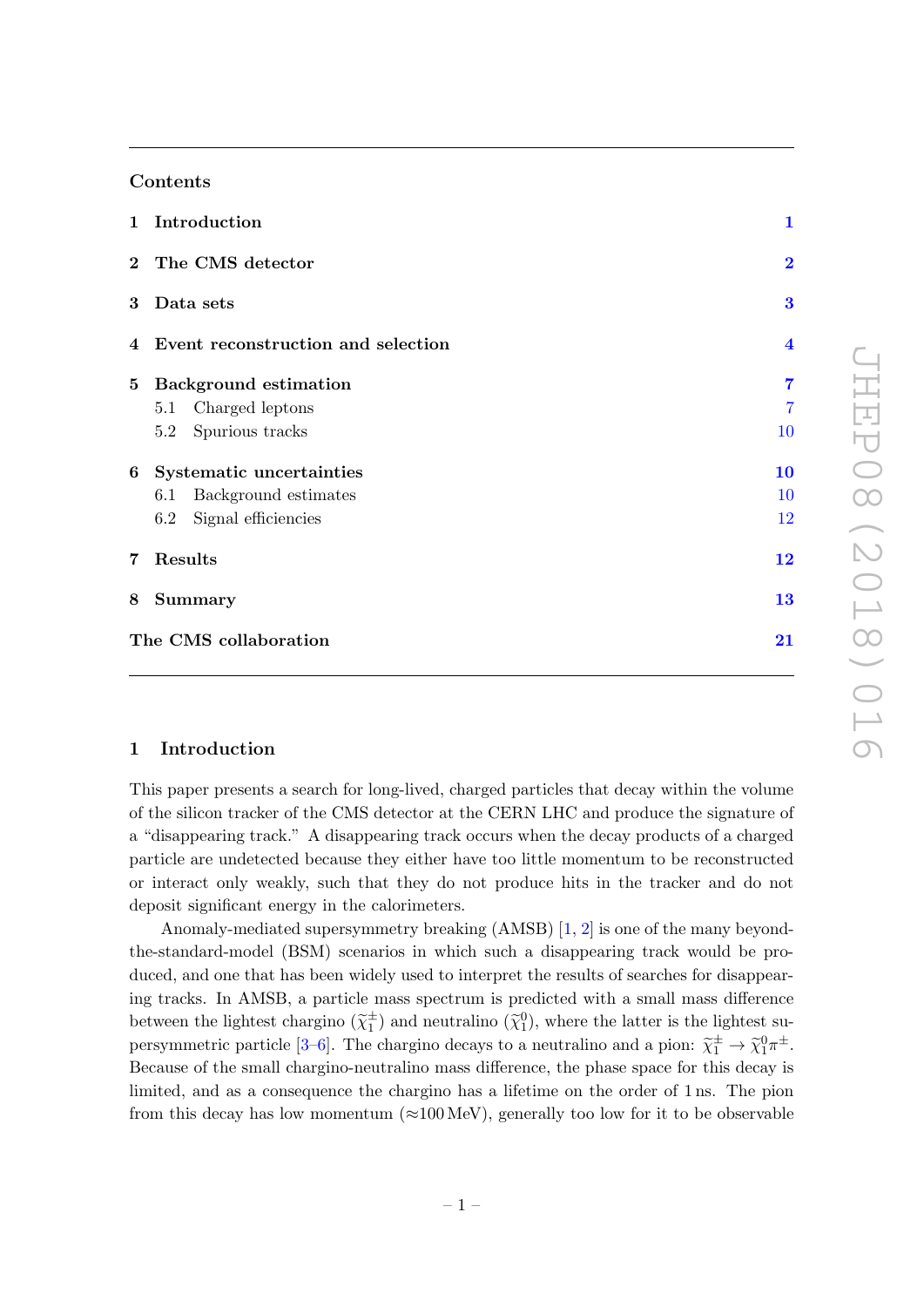### Contents

|             | 1 Introduction                       |                         |  |
|-------------|--------------------------------------|-------------------------|--|
|             | 2 The CMS detector                   |                         |  |
|             | 3 Data sets                          |                         |  |
|             | 4 Event reconstruction and selection | $\overline{\mathbf{4}}$ |  |
| $5^{\circ}$ | <b>Background estimation</b>         | $\overline{7}$          |  |
|             | Charged leptons<br>5.1               | $\overline{7}$          |  |
|             | 5.2 Spurious tracks                  | 10                      |  |
|             | 6 Systematic uncertainties           | 10                      |  |
|             | Background estimates<br>6.1          | 10                      |  |
|             | Signal efficiencies<br>6.2           | 12                      |  |
|             | 7 Results                            | 12                      |  |
| 8           | <b>Summary</b>                       | 13                      |  |
|             | The CMS collaboration                | 21                      |  |

# <span id="page-1-0"></span>1 Introduction

This paper presents a search for long-lived, charged particles that decay within the volume of the silicon tracker of the CMS detector at the CERN LHC and produce the signature of a "disappearing track." A disappearing track occurs when the decay products of a charged particle are undetected because they either have too little momentum to be reconstructed or interact only weakly, such that they do not produce hits in the tracker and do not deposit significant energy in the calorimeters.

Anomaly-mediated supersymmetry breaking (AMSB) [\[1,](#page-17-0) [2\]](#page-17-1) is one of the many beyondthe-standard-model (BSM) scenarios in which such a disappearing track would be produced, and one that has been widely used to interpret the results of searches for disappearing tracks. In AMSB, a particle mass spectrum is predicted with a small mass difference between the lightest chargino  $(\tilde{\chi}_1^{\pm})$  and neutralino  $(\tilde{\chi}_1^0)$ , where the latter is the lightest su-persymmetric particle [\[3–](#page-17-2)[6\]](#page-17-3). The chargino decays to a neutralino and a pion:  $\tilde{\chi}_1^{\pm} \rightarrow \tilde{\chi}_1^0 \pi^{\pm}$ . Because of the small chargino-neutralino mass difference, the phase space for this decay is limited, and as a consequence the chargino has a lifetime on the order of 1 ns. The pion from this decay has low momentum ( $\approx 100 \text{ MeV}$ ), generally too low for it to be observable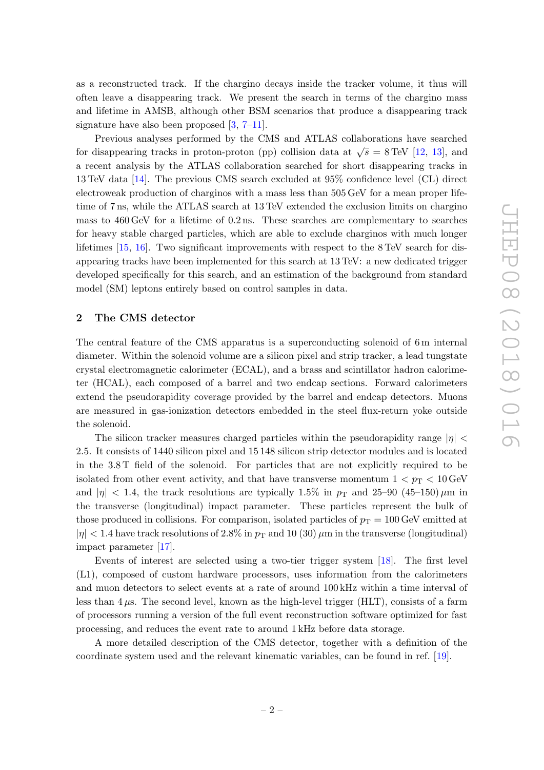as a reconstructed track. If the chargino decays inside the tracker volume, it thus will often leave a disappearing track. We present the search in terms of the chargino mass and lifetime in AMSB, although other BSM scenarios that produce a disappearing track signature have also been proposed [\[3,](#page-17-2) [7–](#page-17-4)[11\]](#page-17-5).

Previous analyses performed by the CMS and ATLAS collaborations have searched for disappearing tracks in proton-proton (pp) collision data at  $\sqrt{s} = 8 \text{ TeV}$  [\[12,](#page-18-0) [13\]](#page-18-1), and a recent analysis by the ATLAS collaboration searched for short disappearing tracks in 13 TeV data [\[14\]](#page-18-2). The previous CMS search excluded at 95% confidence level (CL) direct electroweak production of charginos with a mass less than 505 GeV for a mean proper lifetime of 7 ns, while the ATLAS search at 13 TeV extended the exclusion limits on chargino mass to 460 GeV for a lifetime of 0.2 ns. These searches are complementary to searches for heavy stable charged particles, which are able to exclude charginos with much longer lifetimes [\[15,](#page-18-3) [16\]](#page-18-4). Two significant improvements with respect to the 8 TeV search for disappearing tracks have been implemented for this search at 13 TeV: a new dedicated trigger developed specifically for this search, and an estimation of the background from standard model (SM) leptons entirely based on control samples in data.

### <span id="page-2-0"></span>2 The CMS detector

The central feature of the CMS apparatus is a superconducting solenoid of 6 m internal diameter. Within the solenoid volume are a silicon pixel and strip tracker, a lead tungstate crystal electromagnetic calorimeter (ECAL), and a brass and scintillator hadron calorimeter (HCAL), each composed of a barrel and two endcap sections. Forward calorimeters extend the pseudorapidity coverage provided by the barrel and endcap detectors. Muons are measured in gas-ionization detectors embedded in the steel flux-return yoke outside the solenoid.

The silicon tracker measures charged particles within the pseudorapidity range  $|\eta|$ 2.5. It consists of 1440 silicon pixel and 15 148 silicon strip detector modules and is located in the 3.8 T field of the solenoid. For particles that are not explicitly required to be isolated from other event activity, and that have transverse momentum  $1 < p<sub>T</sub> < 10$  GeV and  $|\eta|$  < 1.4, the track resolutions are typically 1.5% in  $p_T$  and 25–90 (45–150)  $\mu$ m in the transverse (longitudinal) impact parameter. These particles represent the bulk of those produced in collisions. For comparison, isolated particles of  $p_T = 100$  GeV emitted at  $|\eta|$  < 1.4 have track resolutions of 2.8% in  $p_T$  and 10 (30)  $\mu$ m in the transverse (longitudinal) impact parameter [\[17\]](#page-18-5).

Events of interest are selected using a two-tier trigger system [\[18\]](#page-18-6). The first level (L1), composed of custom hardware processors, uses information from the calorimeters and muon detectors to select events at a rate of around 100 kHz within a time interval of less than  $4 \mu s$ . The second level, known as the high-level trigger (HLT), consists of a farm of processors running a version of the full event reconstruction software optimized for fast processing, and reduces the event rate to around 1 kHz before data storage.

A more detailed description of the CMS detector, together with a definition of the coordinate system used and the relevant kinematic variables, can be found in ref. [\[19\]](#page-18-7).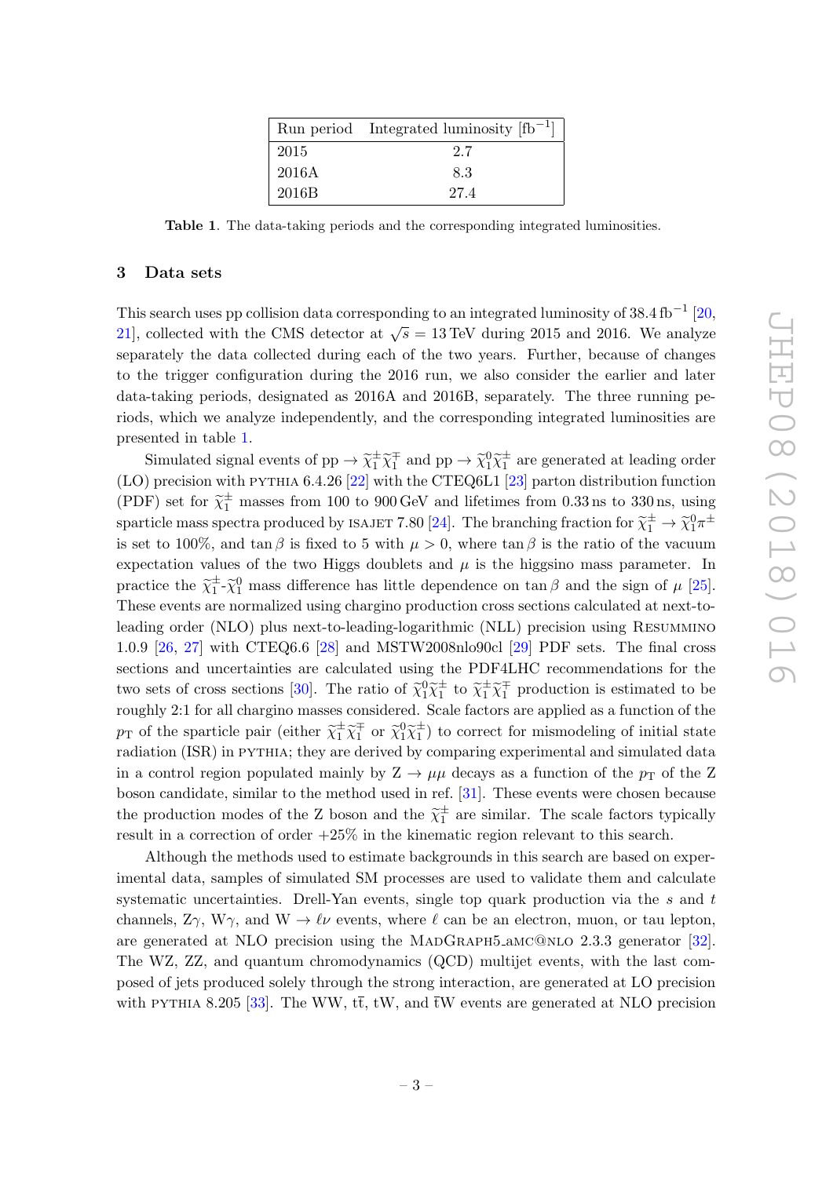|       | Run period Integrated luminosity $[fb^{-1}]$ |
|-------|----------------------------------------------|
| 2015  | 2.7                                          |
| 2016A | 83                                           |
| 2016B | 27.4                                         |

<span id="page-3-1"></span>Table 1. The data-taking periods and the corresponding integrated luminosities.

### <span id="page-3-0"></span>3 Data sets

This search uses pp collision data corresponding to an integrated luminosity of  $38.4 \text{ fb}^{-1}$  [\[20,](#page-18-8) [21\]](#page-18-9), collected with the CMS detector at  $\sqrt{s} = 13 \text{ TeV}$  during 2015 and 2016. We analyze separately the data collected during each of the two years. Further, because of changes to the trigger configuration during the 2016 run, we also consider the earlier and later data-taking periods, designated as 2016A and 2016B, separately. The three running periods, which we analyze independently, and the corresponding integrated luminosities are presented in table [1.](#page-3-1)

Simulated signal events of  $pp \to \tilde{\chi}_1^{\pm} \tilde{\chi}_1^{\mp}$  and  $pp \to \tilde{\chi}_1^0 \tilde{\chi}_1^{\pm}$  are generated at leading order (LO) precision with PYTHIA 6.4.26 [\[22\]](#page-18-10) with the CTEQ6L1 [\[23\]](#page-18-11) parton distribution function (PDF) set for  $\tilde{\chi}_1^{\pm}$  masses from 100 to 900 GeV and lifetimes from 0.33 ns to 330 ns, using sparticle mass spectra produced by ISAJET 7.80 [\[24\]](#page-18-12). The branching fraction for  $\tilde{\chi}_1^{\pm} \to \tilde{\chi}_1^0 \pi^{\pm}$ is set to 100%, and tan β is fixed to 5 with  $\mu > 0$ , where tan β is the ratio of the vacuum expectation values of the two Higgs doublets and  $\mu$  is the higgsino mass parameter. In practice the  $\tilde{\chi}_1^{\pm}$ - $\tilde{\chi}_1^0$  mass difference has little dependence on tan  $\beta$  and the sign of  $\mu$  [\[25\]](#page-18-13). These events are normalized using chargino production cross sections calculated at next-toleading order (NLO) plus next-to-leading-logarithmic (NLL) precision using Resummino 1.0.9 [\[26,](#page-18-14) [27\]](#page-18-15) with CTEQ6.6 [\[28\]](#page-18-16) and MSTW2008nlo90cl [\[29\]](#page-18-17) PDF sets. The final cross sections and uncertainties are calculated using the PDF4LHC recommendations for the two sets of cross sections [\[30\]](#page-19-0). The ratio of  $\tilde{\chi}_1^0 \tilde{\chi}_1^{\pm}$  to  $\tilde{\chi}_1^{\pm} \tilde{\chi}_1^{\mp}$  production is estimated to be roughly 2:1 for all chargino masses considered. Scale factors are applied as a function of the  $p_{\text{T}}$  of the sparticle pair (either  $\tilde{\chi}_1^{\pm} \tilde{\chi}_1^{\mp}$  or  $\tilde{\chi}_1^{0} \tilde{\chi}_1^{\pm}$ ) to correct for mismodeling of initial state radiation (ISR) in PYTHIA; they are derived by comparing experimental and simulated data in a control region populated mainly by  $Z \to \mu\mu$  decays as a function of the  $p_T$  of the Z boson candidate, similar to the method used in ref. [\[31\]](#page-19-1). These events were chosen because the production modes of the Z boson and the  $\tilde{\chi}_1^{\pm}$  are similar. The scale factors typically result in a correction of order +25% in the kinematic region relevant to this search.

Although the methods used to estimate backgrounds in this search are based on experimental data, samples of simulated SM processes are used to validate them and calculate systematic uncertainties. Drell-Yan events, single top quark production via the s and t channels,  $Z\gamma$ ,  $W\gamma$ , and  $W \rightarrow \ell \nu$  events, where  $\ell$  can be an electron, muon, or tau lepton, are generated at NLO precision using the MadGraph5 amc@nlo 2.3.3 generator [\[32\]](#page-19-2). The WZ, ZZ, and quantum chromodynamics (QCD) multijet events, with the last composed of jets produced solely through the strong interaction, are generated at LO precision with PYTHIA 8.205 [\[33\]](#page-19-3). The WW,  $t\bar{t}$ , tW, and  $\bar{t}W$  events are generated at NLO precision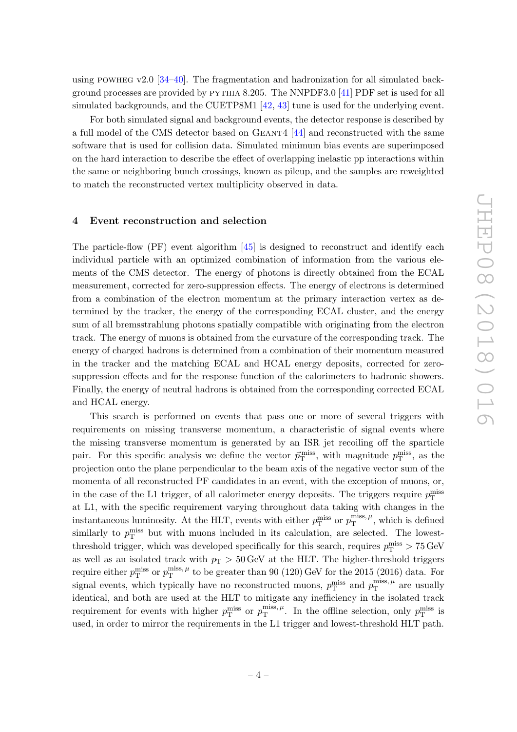using POWHEG v2.0  $[34-40]$  $[34-40]$ . The fragmentation and hadronization for all simulated background processes are provided by pythia 8.205. The NNPDF3.0 [\[41\]](#page-19-6) PDF set is used for all simulated backgrounds, and the CUETP8M1 [\[42,](#page-19-7) [43\]](#page-19-8) tune is used for the underlying event.

For both simulated signal and background events, the detector response is described by a full model of the CMS detector based on GEANT4 [\[44\]](#page-19-9) and reconstructed with the same software that is used for collision data. Simulated minimum bias events are superimposed on the hard interaction to describe the effect of overlapping inelastic pp interactions within the same or neighboring bunch crossings, known as pileup, and the samples are reweighted to match the reconstructed vertex multiplicity observed in data.

#### <span id="page-4-0"></span>4 Event reconstruction and selection

The particle-flow  $(PF)$  event algorithm  $[45]$  is designed to reconstruct and identify each individual particle with an optimized combination of information from the various elements of the CMS detector. The energy of photons is directly obtained from the ECAL measurement, corrected for zero-suppression effects. The energy of electrons is determined from a combination of the electron momentum at the primary interaction vertex as determined by the tracker, the energy of the corresponding ECAL cluster, and the energy sum of all bremsstrahlung photons spatially compatible with originating from the electron track. The energy of muons is obtained from the curvature of the corresponding track. The energy of charged hadrons is determined from a combination of their momentum measured in the tracker and the matching ECAL and HCAL energy deposits, corrected for zerosuppression effects and for the response function of the calorimeters to hadronic showers. Finally, the energy of neutral hadrons is obtained from the corresponding corrected ECAL and HCAL energy.

This search is performed on events that pass one or more of several triggers with requirements on missing transverse momentum, a characteristic of signal events where the missing transverse momentum is generated by an ISR jet recoiling off the sparticle pair. For this specific analysis we define the vector  $\vec{p}_{\rm T}^{\rm miss}$ , with magnitude  $p_{\rm T}^{\rm miss}$ , as the projection onto the plane perpendicular to the beam axis of the negative vector sum of the momenta of all reconstructed PF candidates in an event, with the exception of muons, or, in the case of the L1 trigger, of all calorimeter energy deposits. The triggers require  $p_T^{\text{miss}}$ at L1, with the specific requirement varying throughout data taking with changes in the instantaneous luminosity. At the HLT, events with either  $p_{\textrm{T}}^{\textrm{miss}}$  or  $p_{\textrm{T}}^{\textrm{miss,}\,\mu}$  $T_{\text{T}}^{\text{miss}, \mu}$ , which is defined similarly to  $p_T^{\text{miss}}$  but with muons included in its calculation, are selected. The lowestthreshold trigger, which was developed specifically for this search, requires  $p_T^{\text{miss}} > 75 \,\text{GeV}$ as well as an isolated track with  $p_T > 50$  GeV at the HLT. The higher-threshold triggers require either  $p_{\rm T}^{\rm miss}$  or  $p_{\rm T}^{\rm miss,\,\mu}$  $_{\text{T}}^{\text{miss},\,\mu}$  to be greater than 90 (120) GeV for the 2015 (2016) data. For signal events, which typically have no reconstructed muons,  $p_T^{\text{miss}}$  and  $p_T^{\text{miss}, \mu}$  $T_{\text{T}}^{\text{miss}, \mu}$  are usually identical, and both are used at the HLT to mitigate any inefficiency in the isolated track requirement for events with higher  $p_{\rm T}^{\rm miss}$  or  $p_{\rm T}^{\rm miss,\,\mu}$  $T_{\rm T}^{\rm miss,\,\mu}$ . In the offline selection, only  $p_{\rm T}^{\rm miss}$  is used, in order to mirror the requirements in the L1 trigger and lowest-threshold HLT path.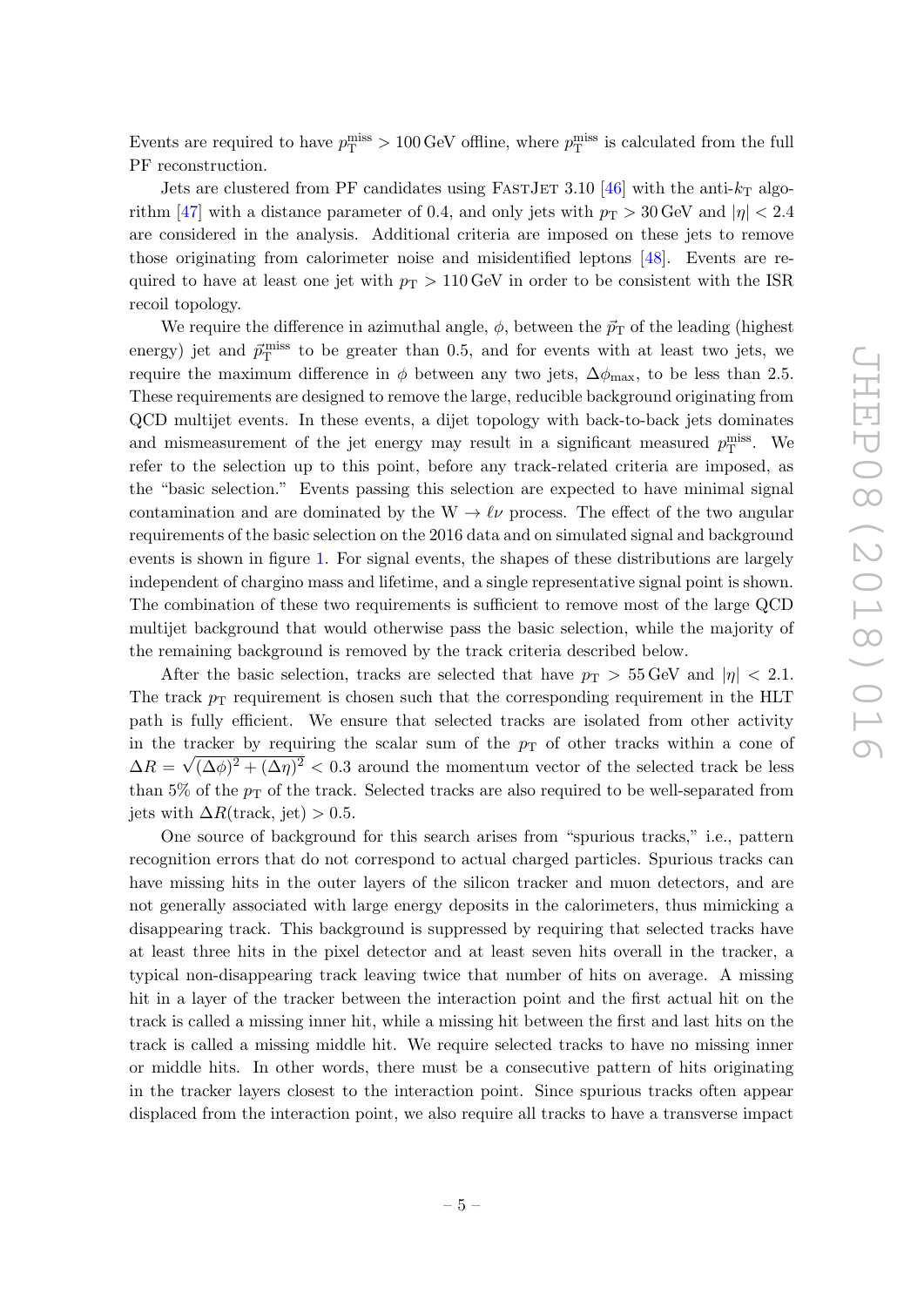Events are required to have  $p_T^{\text{miss}} > 100 \,\text{GeV}$  offline, where  $p_T^{\text{miss}}$  is calculated from the full PF reconstruction.

Jets are clustered from PF candidates using FASTJET 3.10 [\[46\]](#page-19-11) with the anti- $k_T$  algo-rithm [\[47\]](#page-19-12) with a distance parameter of 0.4, and only jets with  $p_T > 30$  GeV and  $|\eta| < 2.4$ are considered in the analysis. Additional criteria are imposed on these jets to remove those originating from calorimeter noise and misidentified leptons [\[48\]](#page-19-13). Events are required to have at least one jet with  $p_T > 110 \,\text{GeV}$  in order to be consistent with the ISR recoil topology.

We require the difference in azimuthal angle,  $\phi$ , between the  $\vec{p}_T$  of the leading (highest energy) jet and  $\vec{p}_{\rm T}^{\rm miss}$  to be greater than 0.5, and for events with at least two jets, we require the maximum difference in  $\phi$  between any two jets,  $\Delta\phi_{\text{max}}$ , to be less than 2.5. These requirements are designed to remove the large, reducible background originating from QCD multijet events. In these events, a dijet topology with back-to-back jets dominates and mismeasurement of the jet energy may result in a significant measured  $p_T^{\text{miss}}$ . We refer to the selection up to this point, before any track-related criteria are imposed, as the "basic selection." Events passing this selection are expected to have minimal signal contamination and are dominated by the W  $\rightarrow \ell \nu$  process. The effect of the two angular requirements of the basic selection on the 2016 data and on simulated signal and background events is shown in figure [1.](#page-6-0) For signal events, the shapes of these distributions are largely independent of chargino mass and lifetime, and a single representative signal point is shown. The combination of these two requirements is sufficient to remove most of the large QCD multijet background that would otherwise pass the basic selection, while the majority of the remaining background is removed by the track criteria described below.

After the basic selection, tracks are selected that have  $p_T > 55$  GeV and  $|\eta| < 2.1$ . The track  $p_{\rm T}$  requirement is chosen such that the corresponding requirement in the HLT path is fully efficient. We ensure that selected tracks are isolated from other activity in the tracker by requiring the scalar sum of the  $p_T$  of other tracks within a cone of  $\Delta R = \sqrt{(\Delta \phi)^2 + (\Delta \eta)^2} < 0.3$  around the momentum vector of the selected track be less than 5% of the  $p<sub>T</sub>$  of the track. Selected tracks are also required to be well-separated from jets with  $\Delta R$ (track, jet) > 0.5.

One source of background for this search arises from "spurious tracks," i.e., pattern recognition errors that do not correspond to actual charged particles. Spurious tracks can have missing hits in the outer layers of the silicon tracker and muon detectors, and are not generally associated with large energy deposits in the calorimeters, thus mimicking a disappearing track. This background is suppressed by requiring that selected tracks have at least three hits in the pixel detector and at least seven hits overall in the tracker, a typical non-disappearing track leaving twice that number of hits on average. A missing hit in a layer of the tracker between the interaction point and the first actual hit on the track is called a missing inner hit, while a missing hit between the first and last hits on the track is called a missing middle hit. We require selected tracks to have no missing inner or middle hits. In other words, there must be a consecutive pattern of hits originating in the tracker layers closest to the interaction point. Since spurious tracks often appear displaced from the interaction point, we also require all tracks to have a transverse impact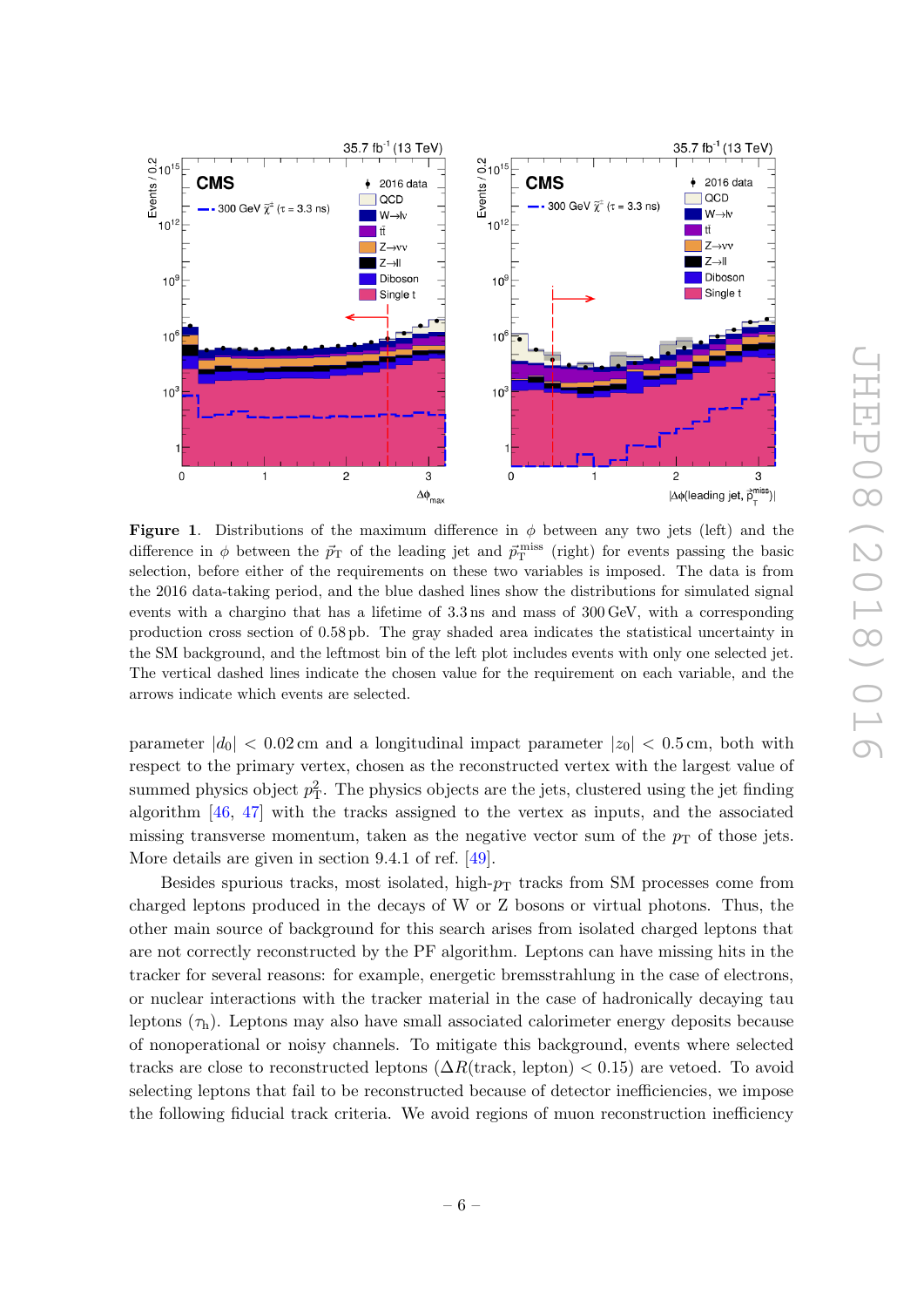

<span id="page-6-0"></span>**Figure 1.** Distributions of the maximum difference in  $\phi$  between any two jets (left) and the difference in  $\phi$  between the  $\vec{p}_{\rm T}$  of the leading jet and  $\vec{p}_{\rm T}^{\rm miss}$  (right) for events passing the basic selection, before either of the requirements on these two variables is imposed. The data is from the 2016 data-taking period, and the blue dashed lines show the distributions for simulated signal events with a chargino that has a lifetime of 3.3 ns and mass of 300 GeV, with a corresponding production cross section of 0.58 pb. The gray shaded area indicates the statistical uncertainty in the SM background, and the leftmost bin of the left plot includes events with only one selected jet. The vertical dashed lines indicate the chosen value for the requirement on each variable, and the arrows indicate which events are selected.

parameter  $|d_0| < 0.02$  cm and a longitudinal impact parameter  $|z_0| < 0.5$  cm, both with respect to the primary vertex, chosen as the reconstructed vertex with the largest value of summed physics object  $p_T^2$ . The physics objects are the jets, clustered using the jet finding algorithm [\[46,](#page-19-11) [47\]](#page-19-12) with the tracks assigned to the vertex as inputs, and the associated missing transverse momentum, taken as the negative vector sum of the  $p<sub>T</sub>$  of those jets. More details are given in section 9.4.1 of ref. [\[49\]](#page-20-0).

Besides spurious tracks, most isolated, high- $p<sub>T</sub>$  tracks from SM processes come from charged leptons produced in the decays of W or Z bosons or virtual photons. Thus, the other main source of background for this search arises from isolated charged leptons that are not correctly reconstructed by the PF algorithm. Leptons can have missing hits in the tracker for several reasons: for example, energetic bremsstrahlung in the case of electrons, or nuclear interactions with the tracker material in the case of hadronically decaying tau leptons  $(\tau_h)$ . Leptons may also have small associated calorimeter energy deposits because of nonoperational or noisy channels. To mitigate this background, events where selected tracks are close to reconstructed leptons  $(\Delta R(\text{track}, \text{lepton}) < 0.15)$  are vetoed. To avoid selecting leptons that fail to be reconstructed because of detector inefficiencies, we impose the following fiducial track criteria. We avoid regions of muon reconstruction inefficiency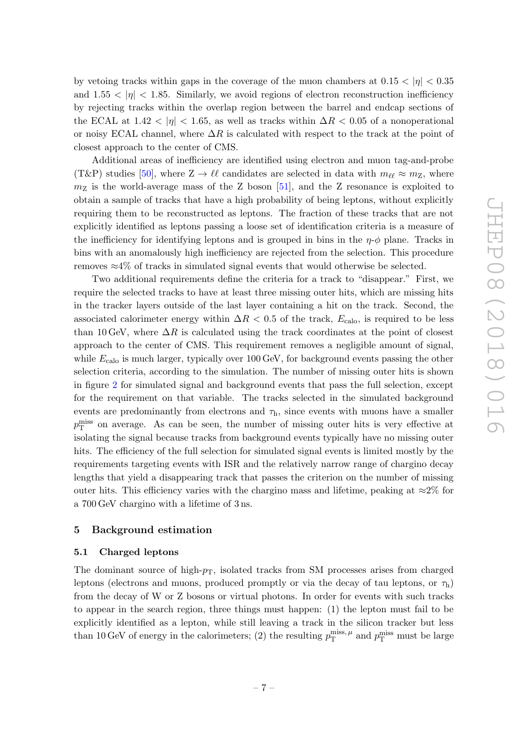by vetoing tracks within gaps in the coverage of the muon chambers at  $0.15 < |\eta| < 0.35$ and  $1.55 < |\eta| < 1.85$ . Similarly, we avoid regions of electron reconstruction inefficiency by rejecting tracks within the overlap region between the barrel and endcap sections of the ECAL at 1.42 <  $|\eta|$  < 1.65, as well as tracks within  $\Delta R$  < 0.05 of a nonoperational or noisy ECAL channel, where  $\Delta R$  is calculated with respect to the track at the point of closest approach to the center of CMS.

Additional areas of inefficiency are identified using electron and muon tag-and-probe (T&P) studies [\[50\]](#page-20-1), where  $Z \to \ell \ell$  candidates are selected in data with  $m_{\ell \ell} \approx m_Z$ , where  $m_Z$  is the world-average mass of the Z boson [\[51\]](#page-20-2), and the Z resonance is exploited to obtain a sample of tracks that have a high probability of being leptons, without explicitly requiring them to be reconstructed as leptons. The fraction of these tracks that are not explicitly identified as leptons passing a loose set of identification criteria is a measure of the inefficiency for identifying leptons and is grouped in bins in the  $\eta$ - $\phi$  plane. Tracks in bins with an anomalously high inefficiency are rejected from the selection. This procedure removes  $\approx 4\%$  of tracks in simulated signal events that would otherwise be selected.

Two additional requirements define the criteria for a track to "disappear." First, we require the selected tracks to have at least three missing outer hits, which are missing hits in the tracker layers outside of the last layer containing a hit on the track. Second, the associated calorimeter energy within  $\Delta R < 0.5$  of the track,  $E_{\text{calo}}$ , is required to be less than 10 GeV, where  $\Delta R$  is calculated using the track coordinates at the point of closest approach to the center of CMS. This requirement removes a negligible amount of signal, while  $E_{\text{calo}}$  is much larger, typically over 100 GeV, for background events passing the other selection criteria, according to the simulation. The number of missing outer hits is shown in figure [2](#page-8-0) for simulated signal and background events that pass the full selection, except for the requirement on that variable. The tracks selected in the simulated background events are predominantly from electrons and  $\tau_h$ , since events with muons have a smaller  $p_T^{\text{miss}}$  on average. As can be seen, the number of missing outer hits is very effective at isolating the signal because tracks from background events typically have no missing outer hits. The efficiency of the full selection for simulated signal events is limited mostly by the requirements targeting events with ISR and the relatively narrow range of chargino decay lengths that yield a disappearing track that passes the criterion on the number of missing outer hits. This efficiency varies with the chargino mass and lifetime, peaking at  $\approx 2\%$  for a 700 GeV chargino with a lifetime of 3 ns.

#### <span id="page-7-0"></span>5 Background estimation

#### <span id="page-7-1"></span>5.1 Charged leptons

The dominant source of high- $p<sub>T</sub>$ , isolated tracks from SM processes arises from charged leptons (electrons and muons, produced promptly or via the decay of tau leptons, or  $\tau_h$ ) from the decay of W or Z bosons or virtual photons. In order for events with such tracks to appear in the search region, three things must happen: (1) the lepton must fail to be explicitly identified as a lepton, while still leaving a track in the silicon tracker but less than 10 GeV of energy in the calorimeters; (2) the resulting  $p_T^{\text{miss}, \mu}$  $T_{\rm T}^{\rm miss,\,\mu}$  and  $p_{\rm T}^{\rm miss}$  must be large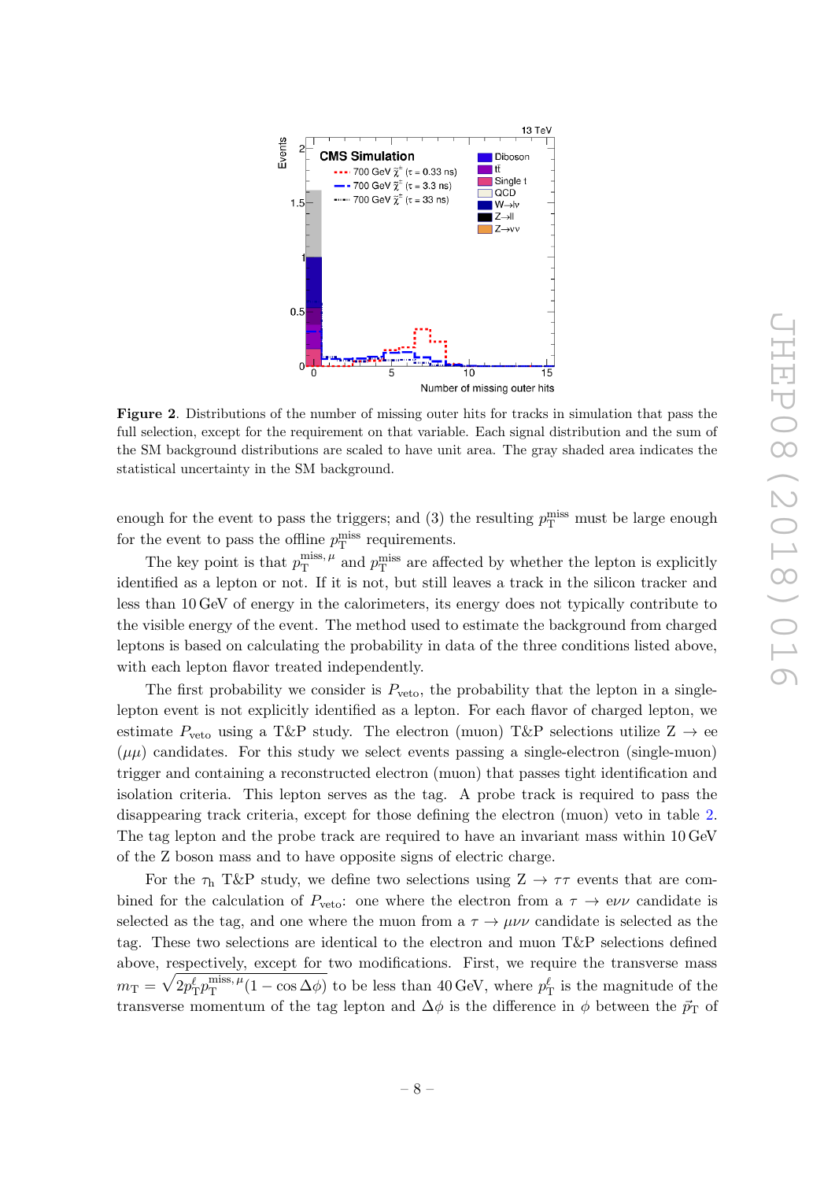

<span id="page-8-0"></span>Figure 2. Distributions of the number of missing outer hits for tracks in simulation that pass the full selection, except for the requirement on that variable. Each signal distribution and the sum of the SM background distributions are scaled to have unit area. The gray shaded area indicates the statistical uncertainty in the SM background.

enough for the event to pass the triggers; and (3) the resulting  $p_T^{\text{miss}}$  must be large enough for the event to pass the offline  $p_T^{\text{miss}}$  requirements.

The key point is that  $p_T^{\text{miss}, \mu}$  $T<sub>T</sub><sup>miss,  $\mu$</sup>  and  $p<sub>T</sub><sup>miss</sup>$  are affected by whether the lepton is explicitly$ identified as a lepton or not. If it is not, but still leaves a track in the silicon tracker and less than 10 GeV of energy in the calorimeters, its energy does not typically contribute to the visible energy of the event. The method used to estimate the background from charged leptons is based on calculating the probability in data of the three conditions listed above, with each lepton flavor treated independently.

The first probability we consider is  $P_{\text{veto}}$ , the probability that the lepton in a singlelepton event is not explicitly identified as a lepton. For each flavor of charged lepton, we estimate  $P_{\text{veto}}$  using a T&P study. The electron (muon) T&P selections utilize  $Z \rightarrow e$ e  $(\mu\mu)$  candidates. For this study we select events passing a single-electron (single-muon) trigger and containing a reconstructed electron (muon) that passes tight identification and isolation criteria. This lepton serves as the tag. A probe track is required to pass the disappearing track criteria, except for those defining the electron (muon) veto in table [2.](#page-9-0) The tag lepton and the probe track are required to have an invariant mass within 10 GeV of the Z boson mass and to have opposite signs of electric charge.

For the  $\tau_h$  T&P study, we define two selections using  $Z \to \tau\tau$  events that are combined for the calculation of  $P_{\text{veto}}$ : one where the electron from a  $\tau \to e\nu\nu$  candidate is selected as the tag, and one where the muon from a  $\tau \to \mu \nu \nu$  candidate is selected as the tag. These two selections are identical to the electron and muon T&P selections defined above, respectively, except for two modifications. First, we require the transverse mass  $m_{\rm T} = \sqrt{2 p_{\rm T}^{\ell} p_{\rm T}^{\rm miss,\,\mu}}$  $T_{\rm T}^{\rm miss,\,\mu}(1-\cos\Delta\phi)$  to be less than 40 GeV, where  $p_{\rm T}^{\ell}$  is the magnitude of the transverse momentum of the tag lepton and  $\Delta \phi$  is the difference in  $\phi$  between the  $\vec{p}_T$  of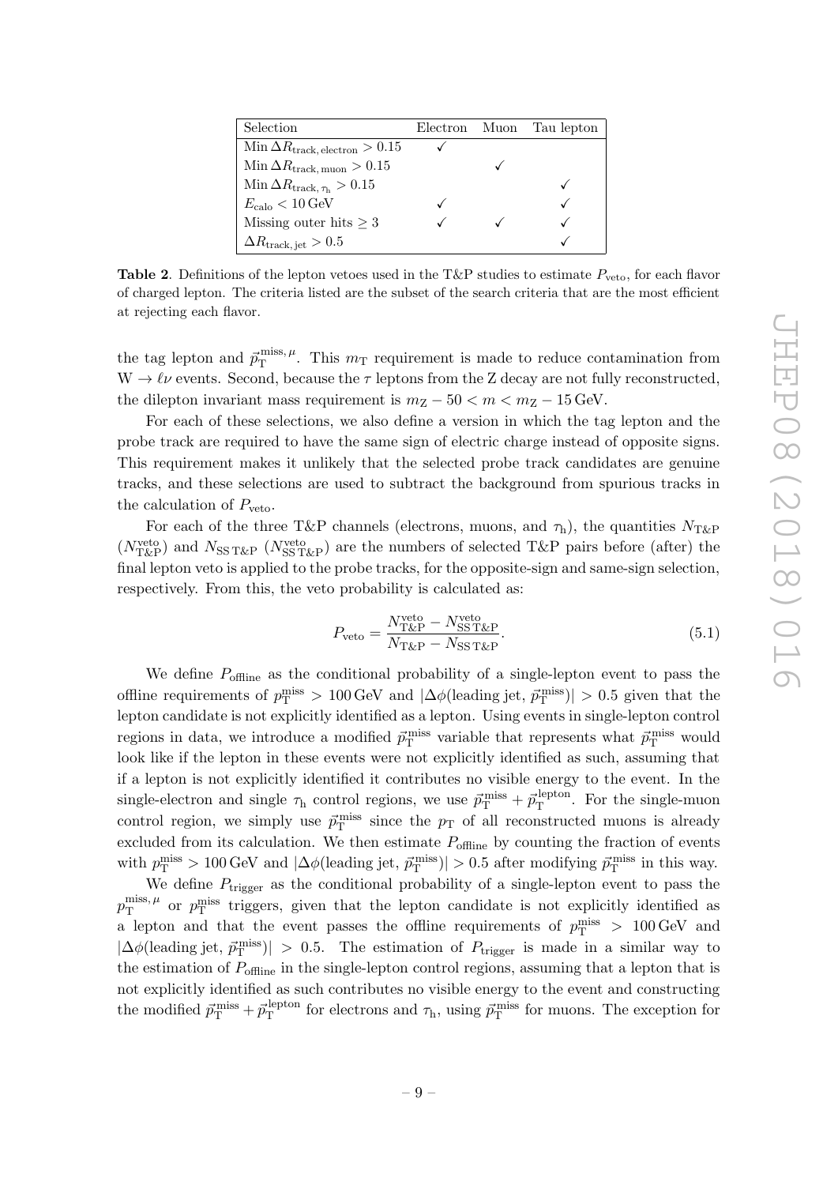| Selection                                             |  | Electron Muon Tau lepton |
|-------------------------------------------------------|--|--------------------------|
| $\text{Min }\Delta R_{\text{track, electron}} > 0.15$ |  |                          |
| Min $\Delta R_{\text{track, muon}} > 0.15$            |  |                          |
| Min $\Delta R_{\text{track},\tau_{\text{h}}} > 0.15$  |  |                          |
| $E_{\rm calo} < 10 \,\text{GeV}$                      |  |                          |
| Missing outer hits $\geq 3$                           |  |                          |
| $\Delta R_{\text{track, jet}} > 0.5$                  |  |                          |

<span id="page-9-0"></span>**Table 2.** Definitions of the lepton vetoes used in the T&P studies to estimate  $P_{\text{veto}}$ , for each flavor of charged lepton. The criteria listed are the subset of the search criteria that are the most efficient at rejecting each flavor.

the tag lepton and  $\vec{p}_{\rm T}^{\rm miss, \, \mu}$  $T_{\text{T}}^{\text{miss}, \mu}$ . This  $m_{\text{T}}$  requirement is made to reduce contamination from  $W \to \ell \nu$  events. Second, because the  $\tau$  leptons from the Z decay are not fully reconstructed, the dilepton invariant mass requirement is  $m_Z - 50 < m < m_Z - 15$  GeV.

For each of these selections, we also define a version in which the tag lepton and the probe track are required to have the same sign of electric charge instead of opposite signs. This requirement makes it unlikely that the selected probe track candidates are genuine tracks, and these selections are used to subtract the background from spurious tracks in the calculation of  $P_{\text{veto}}$ .

For each of the three T&P channels (electrons, muons, and  $\tau_h$ ), the quantities  $N_{T\&P}$  $(N_{\text{T\&P}}^{\text{veto}})$  and  $N_{\text{SS T\&P}}$  ( $N_{\text{SS T\&P}}^{\text{veto}}$ ) are the numbers of selected T&P pairs before (after) the final lepton veto is applied to the probe tracks, for the opposite-sign and same-sign selection, respectively. From this, the veto probability is calculated as:

$$
P_{\text{veto}} = \frac{N_{\text{T\&P}}^{\text{veto}} - N_{\text{SS T\&P}}^{\text{veto}}}{N_{\text{T\&P}} - N_{\text{SS T\&P}}}.\tag{5.1}
$$

We define  $P_{\text{offline}}$  as the conditional probability of a single-lepton event to pass the offline requirements of  $p_T^{\text{miss}} > 100 \,\text{GeV}$  and  $|\Delta \phi(\text{leading jet}, \vec{p}_T^{\text{miss}})| > 0.5$  given that the lepton candidate is not explicitly identified as a lepton. Using events in single-lepton control regions in data, we introduce a modified  $\vec{p}_{\rm T}^{\rm miss}$  variable that represents what  $\vec{p}_{\rm T}^{\rm miss}$  would look like if the lepton in these events were not explicitly identified as such, assuming that if a lepton is not explicitly identified it contributes no visible energy to the event. In the single-electron and single  $\tau_h$  control regions, we use  $\vec{p}_{\rm T}^{\rm miss} + \vec{p}_{\rm T}^{\rm \,lepton}$  $T_{\rm T}^{\rm lepton}$ . For the single-muon control region, we simply use  $\vec{p}_{\rm T}^{\rm miss}$  since the  $p_{\rm T}$  of all reconstructed muons is already excluded from its calculation. We then estimate  $P_{\text{offline}}$  by counting the fraction of events with  $p_T^{\text{miss}} > 100 \,\text{GeV}$  and  $|\Delta \phi(\text{leading jet}, \vec{p}_T^{\text{miss}})| > 0.5$  after modifying  $\vec{p}_T^{\text{miss}}$  in this way.

We define  $P_{\text{trigger}}$  as the conditional probability of a single-lepton event to pass the  $p_{\rm T}^{\rm miss,\,\mu}$  $T_{\rm T}^{\rm miss,\,\mu}$  or  $p_{\rm T}^{\rm miss}$  triggers, given that the lepton candidate is not explicitly identified as a lepton and that the event passes the offline requirements of  $p_T^{\text{miss}} > 100 \,\text{GeV}$  and  $|\Delta\phi$ (leading jet,  $\vec{p}_{\rm T}^{\rm miss}$ ) > 0.5. The estimation of  $P_{\rm trigger}$  is made in a similar way to the estimation of  $P_{\text{offline}}$  in the single-lepton control regions, assuming that a lepton that is not explicitly identified as such contributes no visible energy to the event and constructing the modified  $\vec{p}_{\text{T}}^{\text{miss}} + \vec{p}_{\text{T}}^{\text{lepton}}$ <sup>l</sup>epton for electrons and  $\tau_h$ , using  $\vec{p}_{\rm T}^{\rm miss}$  for muons. The exception for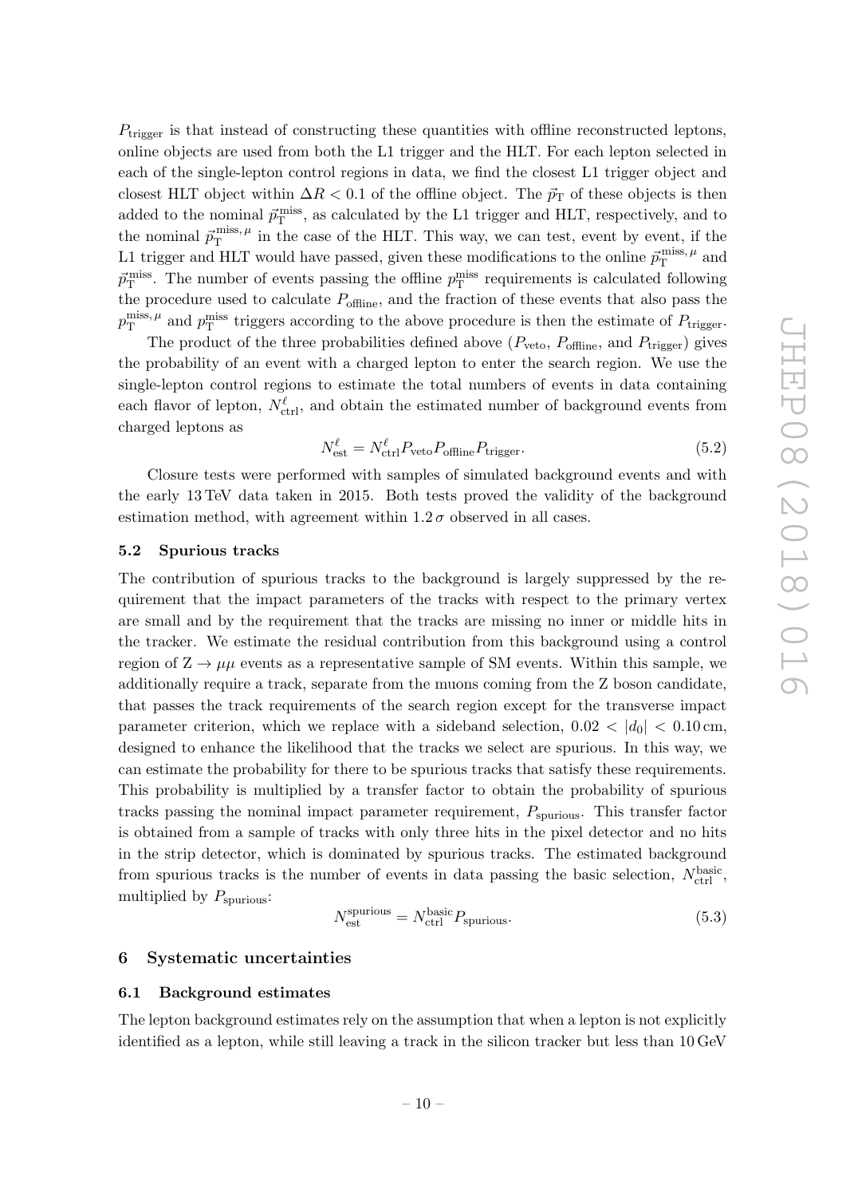$P_{\text{trigger}}$  is that instead of constructing these quantities with offline reconstructed leptons, online objects are used from both the L1 trigger and the HLT. For each lepton selected in each of the single-lepton control regions in data, we find the closest L1 trigger object and closest HLT object within  $\Delta R < 0.1$  of the offline object. The  $\vec{p}_T$  of these objects is then added to the nominal  $\vec{p}_{\rm T}^{\rm miss}$ , as calculated by the L1 trigger and HLT, respectively, and to the nominal  $\vec{p}_{\mathrm{T}}^{\text{miss}, \mu}$  $T_{\text{T}}^{\text{miss},\mu}$  in the case of the HLT. This way, we can test, event by event, if the L1 trigger and HLT would have passed, given these modifications to the online  $\vec{p}_{\rm T}^{\rm miss, \,\mu}$  $\theta_{\rm T}^{\rm miss, \, \mu}$  and  $\vec{p}_{\rm T}^{\rm miss}$ . The number of events passing the offline  $p_{\rm T}^{\rm miss}$  requirements is calculated following the procedure used to calculate  $P_{\text{offline}}$ , and the fraction of these events that also pass the  $p_{\rm T}^{\rm miss,\,\mu}$  $T_{\text{T}}^{\text{miss},\,\mu}$  and  $p_{\text{T}}^{\text{miss}}$  triggers according to the above procedure is then the estimate of  $P_{\text{trigger}}$ .

The product of the three probabilities defined above  $(P_{\text{veto}}, P_{\text{offline}}, \text{ and } P_{\text{trigger}})$  gives the probability of an event with a charged lepton to enter the search region. We use the single-lepton control regions to estimate the total numbers of events in data containing each flavor of lepton,  $N_{\text{ctrl}}^{\ell}$ , and obtain the estimated number of background events from charged leptons as

$$
N_{\text{est}}^{\ell} = N_{\text{ctrl}}^{\ell} P_{\text{veto}} P_{\text{offline}} P_{\text{trigger}}.
$$
\n(5.2)

Closure tests were performed with samples of simulated background events and with the early 13 TeV data taken in 2015. Both tests proved the validity of the background estimation method, with agreement within  $1.2\sigma$  observed in all cases.

# <span id="page-10-0"></span>5.2 Spurious tracks

The contribution of spurious tracks to the background is largely suppressed by the requirement that the impact parameters of the tracks with respect to the primary vertex are small and by the requirement that the tracks are missing no inner or middle hits in the tracker. We estimate the residual contribution from this background using a control region of  $Z \rightarrow \mu\mu$  events as a representative sample of SM events. Within this sample, we additionally require a track, separate from the muons coming from the Z boson candidate, that passes the track requirements of the search region except for the transverse impact parameter criterion, which we replace with a sideband selection,  $0.02 < |d_0| < 0.10$  cm, designed to enhance the likelihood that the tracks we select are spurious. In this way, we can estimate the probability for there to be spurious tracks that satisfy these requirements. This probability is multiplied by a transfer factor to obtain the probability of spurious tracks passing the nominal impact parameter requirement, Pspurious. This transfer factor is obtained from a sample of tracks with only three hits in the pixel detector and no hits in the strip detector, which is dominated by spurious tracks. The estimated background from spurious tracks is the number of events in data passing the basic selection,  $N_{\text{ctrl}}^{\text{basic}}$ , multiplied by  $P_{\text{spurious}}$ :

$$
N_{\text{est}}^{\text{spurious}} = N_{\text{ctrl}}^{\text{basic}} P_{\text{spurious}}.\tag{5.3}
$$

# <span id="page-10-1"></span>6 Systematic uncertainties

#### <span id="page-10-2"></span>6.1 Background estimates

The lepton background estimates rely on the assumption that when a lepton is not explicitly identified as a lepton, while still leaving a track in the silicon tracker but less than 10 GeV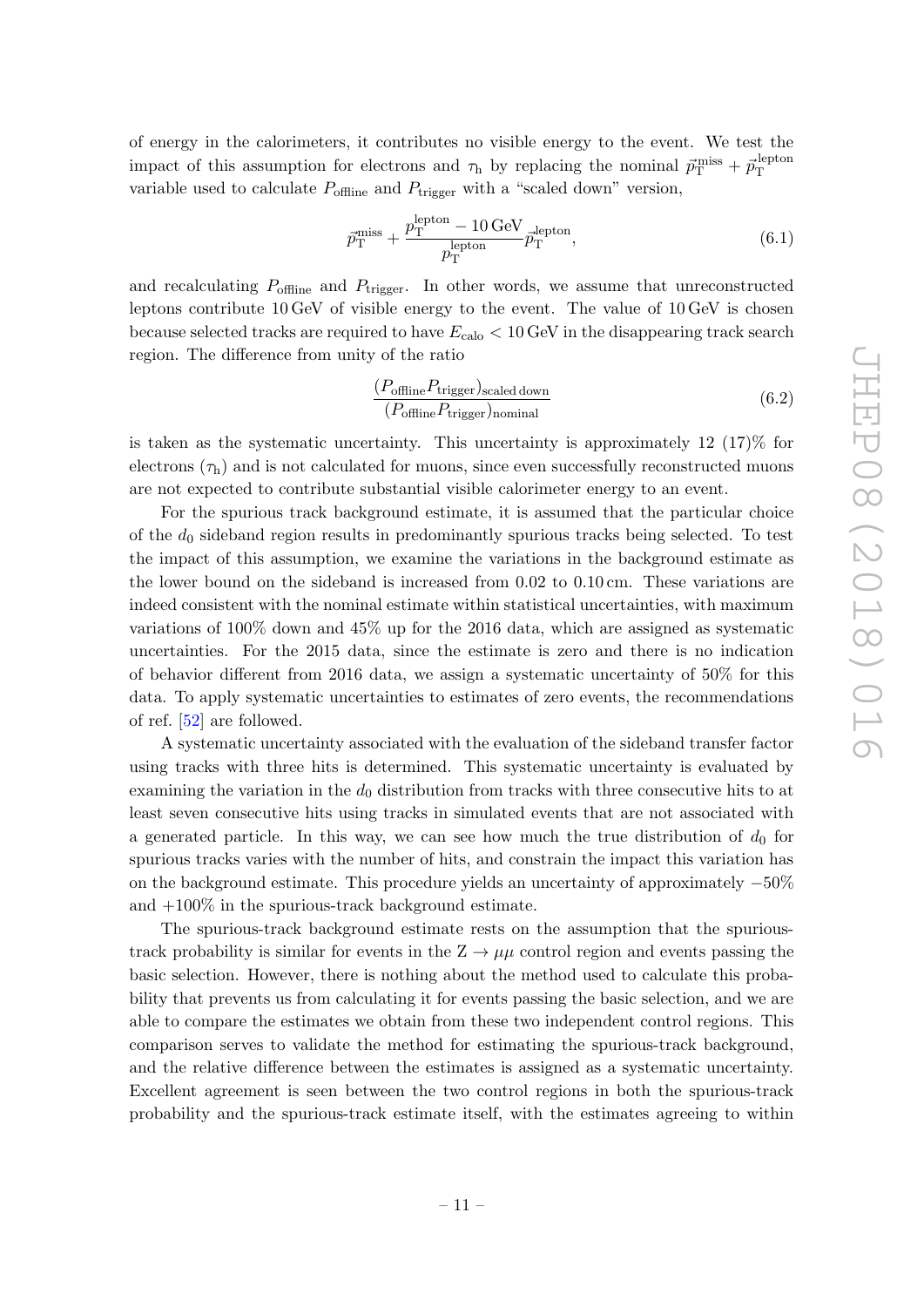of energy in the calorimeters, it contributes no visible energy to the event. We test the impact of this assumption for electrons and  $\tau_h$  by replacing the nominal  $\vec{p}_{\rm T}^{\rm miss} + \vec{p}_{\rm T}^{\rm{lepton}}$ T variable used to calculate  $P_{\text{offline}}$  and  $P_{\text{trigger}}$  with a "scaled down" version,

$$
\vec{p}_{\rm T}^{\rm miss} + \frac{p_{\rm T}^{\rm lepton} - 10 \,\text{GeV}}{p_{\rm T}^{\rm lepton}} \vec{p}_{\rm T}^{\rm lepton},\tag{6.1}
$$

and recalculating  $P_{\text{offline}}$  and  $P_{\text{trigger}}$ . In other words, we assume that unreconstructed leptons contribute 10 GeV of visible energy to the event. The value of 10 GeV is chosen because selected tracks are required to have  $E_{\rm{calo}} < 10 \,\text{GeV}$  in the disappearing track search region. The difference from unity of the ratio

$$
\frac{(P_{\text{offline}}P_{\text{trigger}})_{\text{scaled down}}}{(P_{\text{offline}}P_{\text{trigger}})_{\text{nominal}}}
$$
\n(6.2)

is taken as the systematic uncertainty. This uncertainty is approximately 12 (17)% for electrons  $(\tau_h)$  and is not calculated for muons, since even successfully reconstructed muons are not expected to contribute substantial visible calorimeter energy to an event.

For the spurious track background estimate, it is assumed that the particular choice of the  $d_0$  sideband region results in predominantly spurious tracks being selected. To test the impact of this assumption, we examine the variations in the background estimate as the lower bound on the sideband is increased from 0.02 to 0.10 cm. These variations are indeed consistent with the nominal estimate within statistical uncertainties, with maximum variations of 100% down and 45% up for the 2016 data, which are assigned as systematic uncertainties. For the 2015 data, since the estimate is zero and there is no indication of behavior different from 2016 data, we assign a systematic uncertainty of 50% for this data. To apply systematic uncertainties to estimates of zero events, the recommendations of ref. [\[52\]](#page-20-3) are followed.

A systematic uncertainty associated with the evaluation of the sideband transfer factor using tracks with three hits is determined. This systematic uncertainty is evaluated by examining the variation in the  $d_0$  distribution from tracks with three consecutive hits to at least seven consecutive hits using tracks in simulated events that are not associated with a generated particle. In this way, we can see how much the true distribution of  $d_0$  for spurious tracks varies with the number of hits, and constrain the impact this variation has on the background estimate. This procedure yields an uncertainty of approximately −50% and +100% in the spurious-track background estimate.

The spurious-track background estimate rests on the assumption that the spurioustrack probability is similar for events in the  $Z \rightarrow \mu\mu$  control region and events passing the basic selection. However, there is nothing about the method used to calculate this probability that prevents us from calculating it for events passing the basic selection, and we are able to compare the estimates we obtain from these two independent control regions. This comparison serves to validate the method for estimating the spurious-track background, and the relative difference between the estimates is assigned as a systematic uncertainty. Excellent agreement is seen between the two control regions in both the spurious-track probability and the spurious-track estimate itself, with the estimates agreeing to within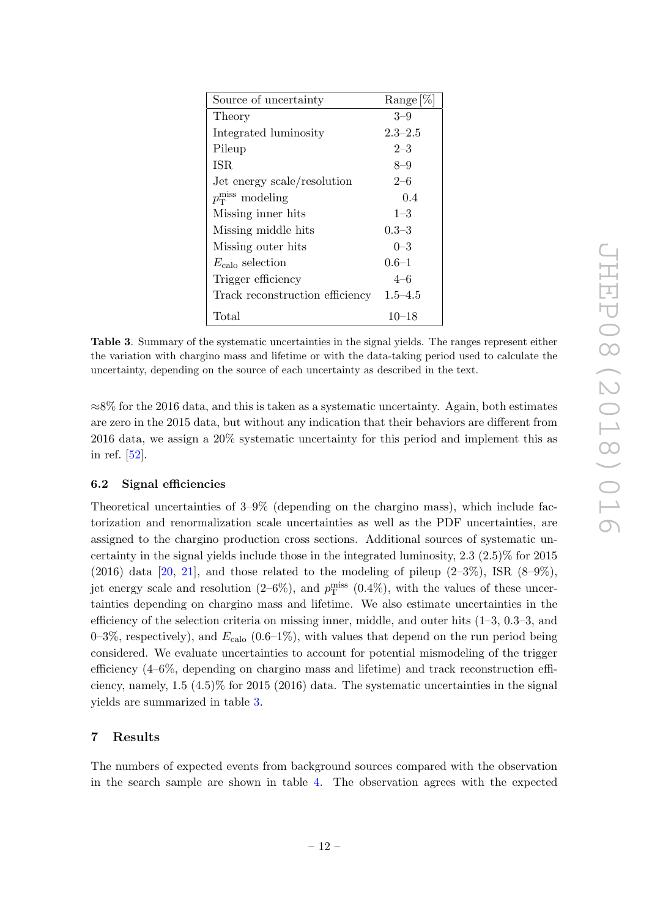| Source of uncertainty           | Range $[\%]$ |
|---------------------------------|--------------|
| Theory                          | $3 - 9$      |
| Integrated luminosity           | $2.3 - 2.5$  |
| Pileup                          | $2 - 3$      |
| ISR.                            | 8–9          |
| Jet energy scale/resolution     | $2 - 6$      |
| $p_T^{\text{miss}}$ modeling    | 0.4          |
| Missing inner hits              | $1 - 3$      |
| Missing middle hits             | $0.3 - 3$    |
| Missing outer hits              | $0 - 3$      |
| $E_{\rm calo}$ selection        | $0.6 - 1$    |
| Trigger efficiency              | $4 - 6$      |
| Track reconstruction efficiency | $1.5 - 4.5$  |
| Total                           | 10–18        |

<span id="page-12-2"></span>Table 3. Summary of the systematic uncertainties in the signal yields. The ranges represent either the variation with chargino mass and lifetime or with the data-taking period used to calculate the uncertainty, depending on the source of each uncertainty as described in the text.

 $\approx 8\%$  for the 2016 data, and this is taken as a systematic uncertainty. Again, both estimates are zero in the 2015 data, but without any indication that their behaviors are different from 2016 data, we assign a 20% systematic uncertainty for this period and implement this as in ref. [\[52\]](#page-20-3).

# <span id="page-12-0"></span>6.2 Signal efficiencies

Theoretical uncertainties of 3–9% (depending on the chargino mass), which include factorization and renormalization scale uncertainties as well as the PDF uncertainties, are assigned to the chargino production cross sections. Additional sources of systematic uncertainty in the signal yields include those in the integrated luminosity, 2.3 (2.5)% for 2015  $(2016)$  data [\[20,](#page-18-8) [21\]](#page-18-9), and those related to the modeling of pileup  $(2-3\%)$ , ISR  $(8-9\%)$ , jet energy scale and resolution  $(2-6\%)$ , and  $p_T^{\text{miss}}$   $(0.4\%)$ , with the values of these uncertainties depending on chargino mass and lifetime. We also estimate uncertainties in the efficiency of the selection criteria on missing inner, middle, and outer hits (1–3, 0.3–3, and 0–3%, respectively), and  $E_{\text{calo}}$  (0.6–1%), with values that depend on the run period being considered. We evaluate uncertainties to account for potential mismodeling of the trigger efficiency (4–6%, depending on chargino mass and lifetime) and track reconstruction efficiency, namely,  $1.5 \ (4.5)\%$  for  $2015 \ (2016)$  data. The systematic uncertainties in the signal yields are summarized in table [3.](#page-12-2)

### <span id="page-12-1"></span>7 Results

The numbers of expected events from background sources compared with the observation in the search sample are shown in table [4.](#page-13-1) The observation agrees with the expected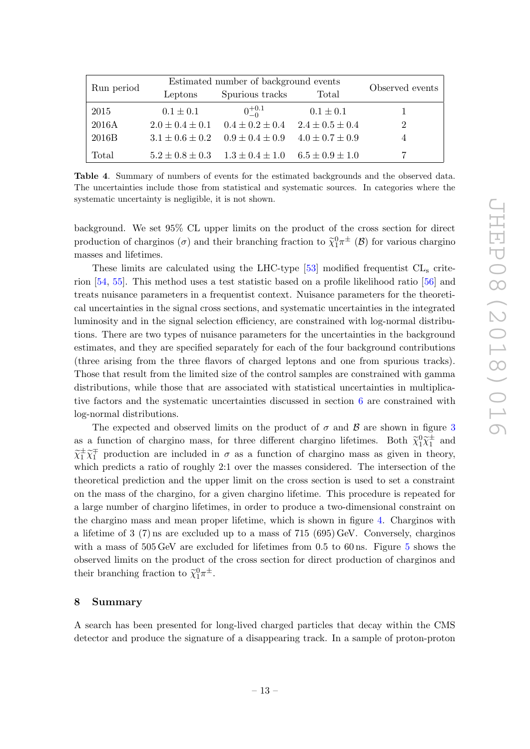|            | Estimated number of background events |                                                                   |                       | Observed events |
|------------|---------------------------------------|-------------------------------------------------------------------|-----------------------|-----------------|
| Run period | Leptons                               | Spurious tracks                                                   | Total                 |                 |
| 2015       | $0.1 \pm 0.1$                         | $0^{+0.1}_{0}$                                                    | $0.1 \pm 0.1$         |                 |
| 2016A      |                                       | $2.0 \pm 0.4 \pm 0.1$ $0.4 \pm 0.2 \pm 0.4$                       | $2.4 \pm 0.5 \pm 0.4$ |                 |
| 2016B      | $3.1 \pm 0.6 \pm 0.2$                 | $0.9 \pm 0.4 \pm 0.9$                                             | $4.0 \pm 0.7 \pm 0.9$ |                 |
| Total      |                                       | $5.2 \pm 0.8 \pm 0.3$ $1.3 \pm 0.4 \pm 1.0$ $6.5 \pm 0.9 \pm 1.0$ |                       |                 |

<span id="page-13-1"></span>Table 4. Summary of numbers of events for the estimated backgrounds and the observed data. The uncertainties include those from statistical and systematic sources. In categories where the systematic uncertainty is negligible, it is not shown.

background. We set 95% CL upper limits on the product of the cross section for direct production of charginos  $(\sigma)$  and their branching fraction to  $\tilde{\chi}^0_1 \pi^{\pm}$  ( $\mathcal{B}$ ) for various chargino masses and lifetimes.

These limits are calculated using the LHC-type [\[53\]](#page-20-4) modified frequentist  $CL<sub>s</sub>$  criterion [\[54,](#page-20-5) [55\]](#page-20-6). This method uses a test statistic based on a profile likelihood ratio [\[56\]](#page-20-7) and treats nuisance parameters in a frequentist context. Nuisance parameters for the theoretical uncertainties in the signal cross sections, and systematic uncertainties in the integrated luminosity and in the signal selection efficiency, are constrained with log-normal distributions. There are two types of nuisance parameters for the uncertainties in the background estimates, and they are specified separately for each of the four background contributions (three arising from the three flavors of charged leptons and one from spurious tracks). Those that result from the limited size of the control samples are constrained with gamma distributions, while those that are associated with statistical uncertainties in multiplicative factors and the systematic uncertainties discussed in section [6](#page-10-1) are constrained with log-normal distributions.

The expected and observed limits on the product of  $\sigma$  and  $\beta$  are shown in figure [3](#page-14-0) as a function of chargino mass, for three different chargino lifetimes. Both  $\tilde{\chi}_1^0 \tilde{\chi}_1^{\pm}$  and  $\sim \pm \sim \pm$  $\tilde{\chi}_1^{\pm} \tilde{\chi}_1^{\mp}$  production are included in  $\sigma$  as a function of chargino mass as given in theory, which predicts a ratio of roughly 2:1 over the masses considered. The intersection of the theoretical prediction and the upper limit on the cross section is used to set a constraint on the mass of the chargino, for a given chargino lifetime. This procedure is repeated for a large number of chargino lifetimes, in order to produce a two-dimensional constraint on the chargino mass and mean proper lifetime, which is shown in figure [4.](#page-15-0) Charginos with a lifetime of 3 (7) ns are excluded up to a mass of 715 (695) GeV. Conversely, charginos with a mass of [5](#page-15-1)05 GeV are excluded for lifetimes from 0.5 to 60 ns. Figure 5 shows the observed limits on the product of the cross section for direct production of charginos and their branching fraction to  $\tilde{\chi}_1^0 \pi^{\pm}$ .

### <span id="page-13-0"></span>8 Summary

A search has been presented for long-lived charged particles that decay within the CMS detector and produce the signature of a disappearing track. In a sample of proton-proton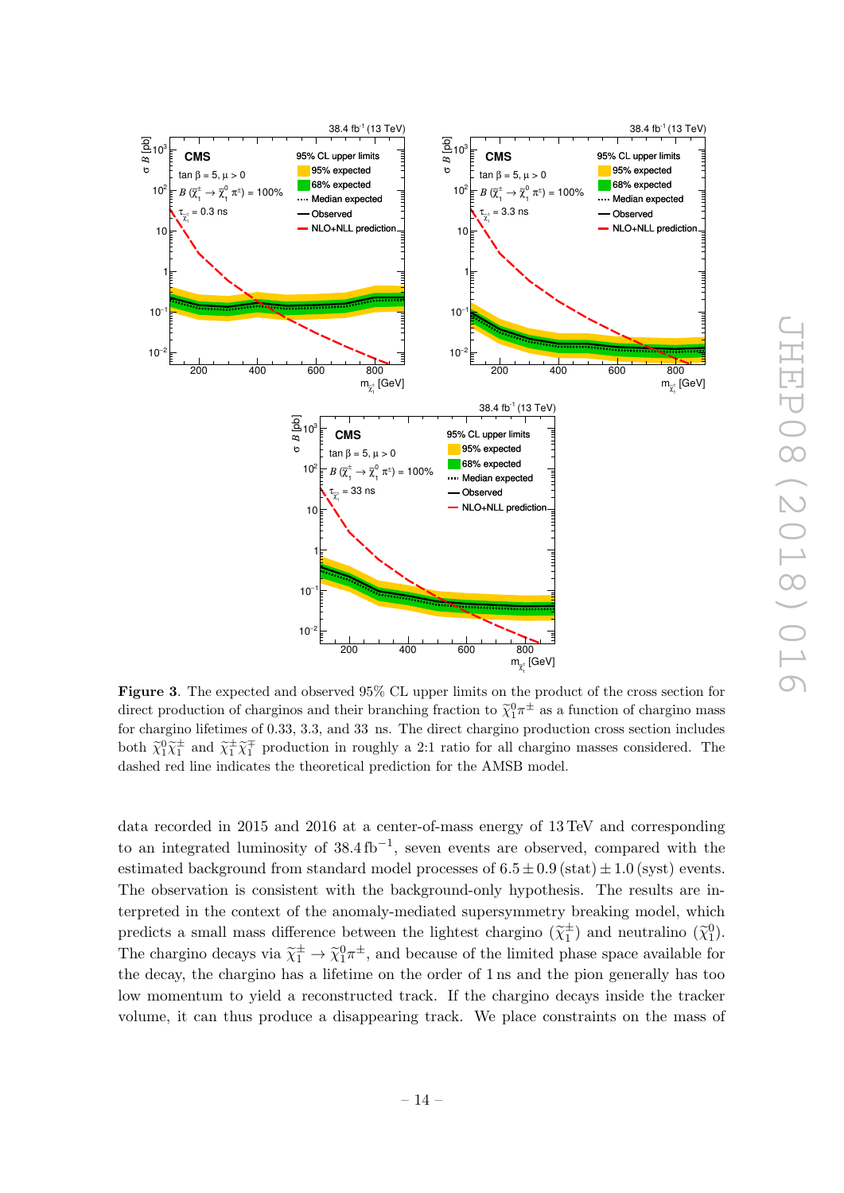



<span id="page-14-0"></span>Figure 3. The expected and observed 95% CL upper limits on the product of the cross section for direct production of charginos and their branching fraction to  $\tilde{\chi}_1^0 \pi^{\pm}$  as a function of chargino mass for chargino lifetimes of 0.33, 3.3, and 33 ns. The direct chargino production cross section includes both  $\tilde{\chi}_1^0 \tilde{\chi}_1^{\pm}$  and  $\tilde{\chi}_1^{\pm} \tilde{\chi}_1^{\mp}$  production in roughly a 2:1 ratio for all chargino masses considered. The dashed red line indicates the theoretical prediction for the AMSB model.

data recorded in 2015 and 2016 at a center-of-mass energy of 13 TeV and corresponding to an integrated luminosity of  $38.4 \text{ fb}^{-1}$ , seven events are observed, compared with the estimated background from standard model processes of  $6.5 \pm 0.9$  (stat)  $\pm 1.0$  (syst) events. The observation is consistent with the background-only hypothesis. The results are interpreted in the context of the anomaly-mediated supersymmetry breaking model, which predicts a small mass difference between the lightest chargino  $(\tilde{\chi}_1^{\pm})$  and neutralino  $(\tilde{\chi}_1^0)$ . The chargino decays via  $\tilde{\chi}_1^{\pm} \to \tilde{\chi}_1^0 \pi^{\pm}$ , and because of the limited phase space available for the decay, the chargino has a lifetime on the order of 1 ns and the pion generally has too low momentum to yield a reconstructed track. If the chargino decays inside the tracker volume, it can thus produce a disappearing track. We place constraints on the mass of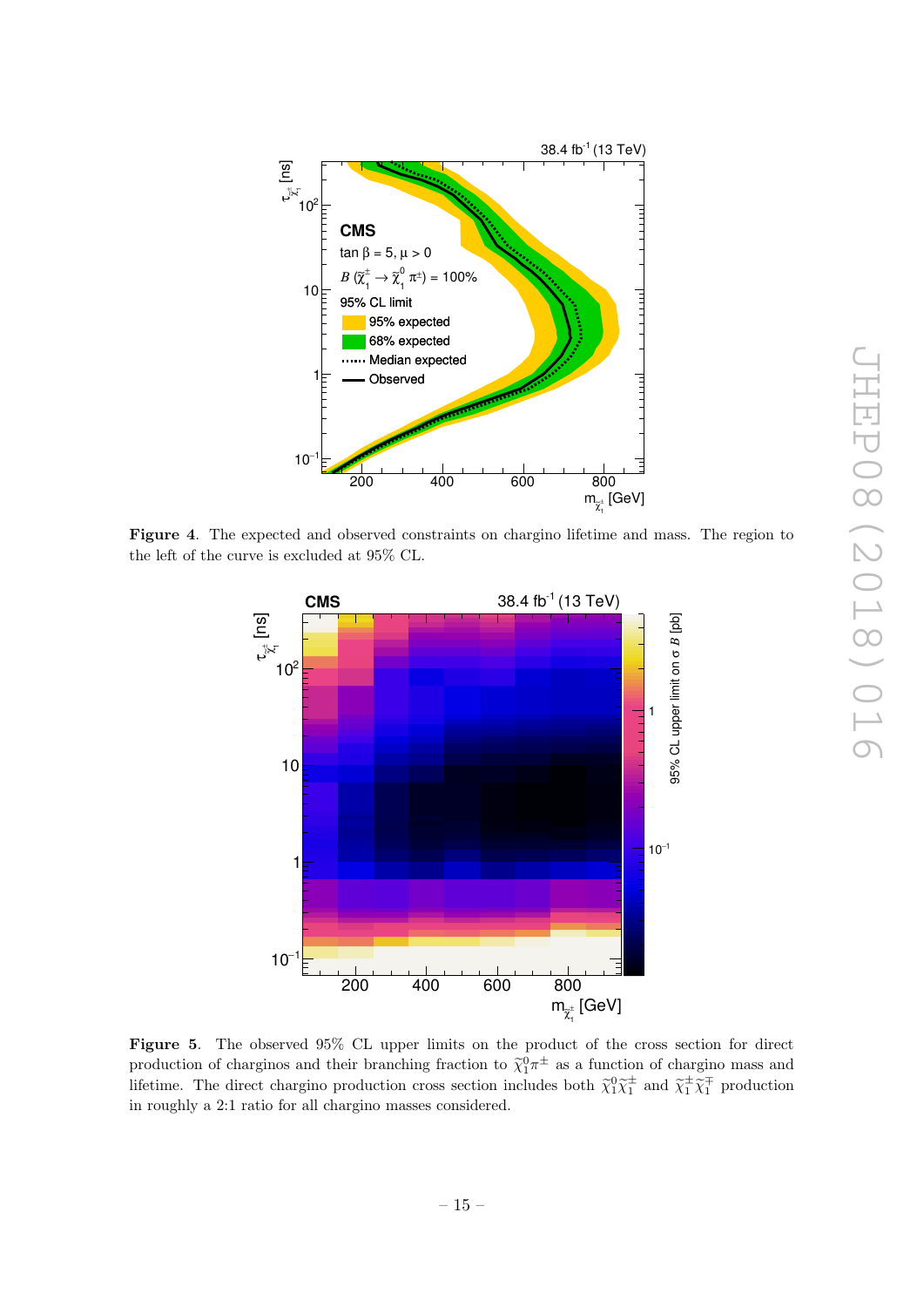

Figure 4. The expected and observed constraints on chargino lifetime and mass. The region to the left of the curve is excluded at 95% CL.

<span id="page-15-0"></span>

<span id="page-15-1"></span>Figure 5. The observed 95% CL upper limits on the product of the cross section for direct production of charginos and their branching fraction to  $\tilde{\chi}_1^0 \pi^{\pm}$  as a function of chargino mass and<br>lifetime. The direct charging are hertics area excting includes heth  $\tilde{\chi}_2^0 \tilde{\chi}_{\pm}^{\pm}$  and  $\tilde{\chi}_{\pm}^{\pm}$ lifetime. The direct chargino production cross section includes both  $\tilde{\chi}_1^0 \tilde{\chi}_1^{\pm}$  and  $\tilde{\chi}_1^{\pm} \tilde{\chi}_1^{\mp}$  production<br>is appelled a 2.4 matic for all charging masses servidents in roughly a 2:1 ratio for all chargino masses considered.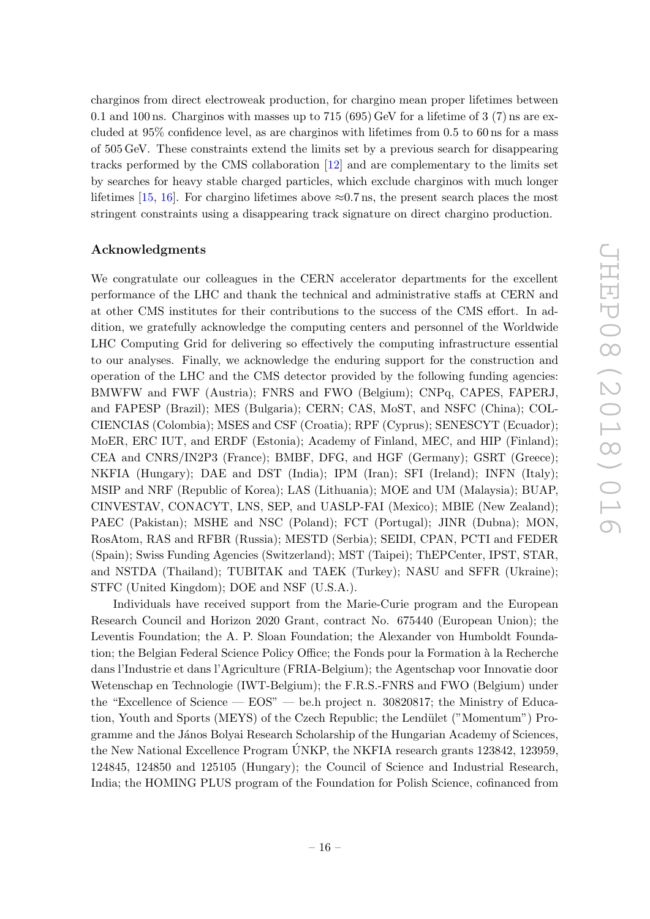charginos from direct electroweak production, for chargino mean proper lifetimes between 0.1 and 100 ns. Charginos with masses up to 715 (695) GeV for a lifetime of 3 (7) ns are excluded at 95% confidence level, as are charginos with lifetimes from 0.5 to 60 ns for a mass of 505 GeV. These constraints extend the limits set by a previous search for disappearing tracks performed by the CMS collaboration [\[12\]](#page-18-0) and are complementary to the limits set by searches for heavy stable charged particles, which exclude charginos with much longer lifetimes [\[15,](#page-18-3) [16\]](#page-18-4). For chargino lifetimes above  $\approx 0.7$  ns, the present search places the most stringent constraints using a disappearing track signature on direct chargino production.

### Acknowledgments

We congratulate our colleagues in the CERN accelerator departments for the excellent performance of the LHC and thank the technical and administrative staffs at CERN and at other CMS institutes for their contributions to the success of the CMS effort. In addition, we gratefully acknowledge the computing centers and personnel of the Worldwide LHC Computing Grid for delivering so effectively the computing infrastructure essential to our analyses. Finally, we acknowledge the enduring support for the construction and operation of the LHC and the CMS detector provided by the following funding agencies: BMWFW and FWF (Austria); FNRS and FWO (Belgium); CNPq, CAPES, FAPERJ, and FAPESP (Brazil); MES (Bulgaria); CERN; CAS, MoST, and NSFC (China); COL-CIENCIAS (Colombia); MSES and CSF (Croatia); RPF (Cyprus); SENESCYT (Ecuador); MoER, ERC IUT, and ERDF (Estonia); Academy of Finland, MEC, and HIP (Finland); CEA and CNRS/IN2P3 (France); BMBF, DFG, and HGF (Germany); GSRT (Greece); NKFIA (Hungary); DAE and DST (India); IPM (Iran); SFI (Ireland); INFN (Italy); MSIP and NRF (Republic of Korea); LAS (Lithuania); MOE and UM (Malaysia); BUAP, CINVESTAV, CONACYT, LNS, SEP, and UASLP-FAI (Mexico); MBIE (New Zealand); PAEC (Pakistan); MSHE and NSC (Poland); FCT (Portugal); JINR (Dubna); MON, RosAtom, RAS and RFBR (Russia); MESTD (Serbia); SEIDI, CPAN, PCTI and FEDER (Spain); Swiss Funding Agencies (Switzerland); MST (Taipei); ThEPCenter, IPST, STAR, and NSTDA (Thailand); TUBITAK and TAEK (Turkey); NASU and SFFR (Ukraine); STFC (United Kingdom); DOE and NSF (U.S.A.).

Individuals have received support from the Marie-Curie program and the European Research Council and Horizon 2020 Grant, contract No. 675440 (European Union); the Leventis Foundation; the A. P. Sloan Foundation; the Alexander von Humboldt Foundation; the Belgian Federal Science Policy Office; the Fonds pour la Formation à la Recherche dans l'Industrie et dans l'Agriculture (FRIA-Belgium); the Agentschap voor Innovatie door Wetenschap en Technologie (IWT-Belgium); the F.R.S.-FNRS and FWO (Belgium) under the "Excellence of Science — EOS" — be.h project n. 30820817; the Ministry of Education, Youth and Sports (MEYS) of the Czech Republic; the Lend¨ulet ("Momentum") Programme and the János Bolyai Research Scholarship of the Hungarian Academy of Sciences, the New National Excellence Program UNKP, the NKFIA research grants 123842, 123959, ´ 124845, 124850 and 125105 (Hungary); the Council of Science and Industrial Research, India; the HOMING PLUS program of the Foundation for Polish Science, cofinanced from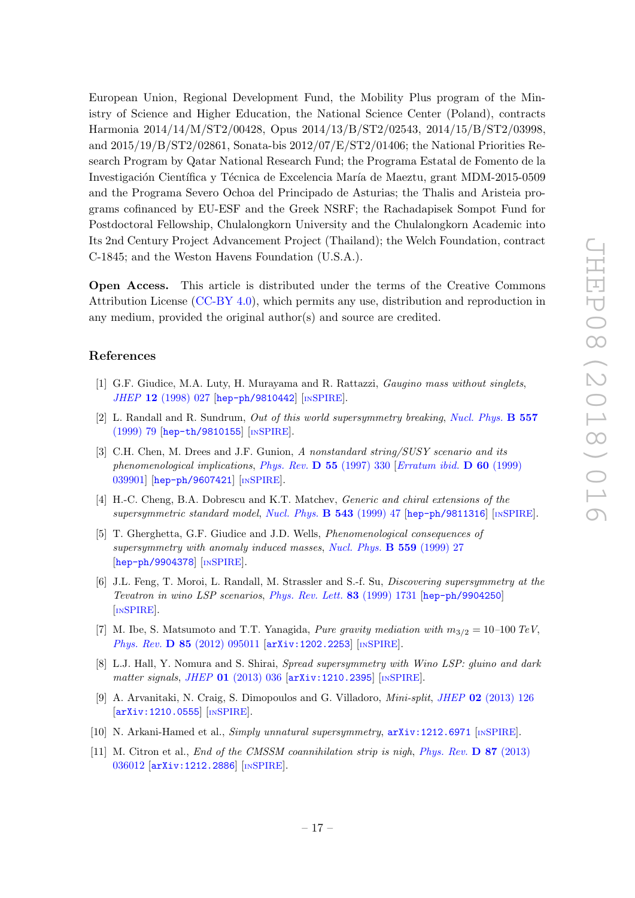European Union, Regional Development Fund, the Mobility Plus program of the Ministry of Science and Higher Education, the National Science Center (Poland), contracts Harmonia 2014/14/M/ST2/00428, Opus 2014/13/B/ST2/02543, 2014/15/B/ST2/03998, and 2015/19/B/ST2/02861, Sonata-bis 2012/07/E/ST2/01406; the National Priorities Research Program by Qatar National Research Fund; the Programa Estatal de Fomento de la Investigación Científica y Técnica de Excelencia María de Maeztu, grant MDM-2015-0509 and the Programa Severo Ochoa del Principado de Asturias; the Thalis and Aristeia programs cofinanced by EU-ESF and the Greek NSRF; the Rachadapisek Sompot Fund for Postdoctoral Fellowship, Chulalongkorn University and the Chulalongkorn Academic into Its 2nd Century Project Advancement Project (Thailand); the Welch Foundation, contract C-1845; and the Weston Havens Foundation (U.S.A.).

Open Access. This article is distributed under the terms of the Creative Commons Attribution License [\(CC-BY 4.0\)](https://creativecommons.org/licenses/by/4.0/), which permits any use, distribution and reproduction in any medium, provided the original author(s) and source are credited.

# References

- <span id="page-17-0"></span>[1] G.F. Giudice, M.A. Luty, H. Murayama and R. Rattazzi, Gaugino mass without singlets, JHEP 12 [\(1998\) 027](https://doi.org/10.1088/1126-6708/1998/12/027) [[hep-ph/9810442](https://arxiv.org/abs/hep-ph/9810442)] [IN[SPIRE](https://inspirehep.net/search?p=find+EPRINT+hep-ph/9810442)].
- <span id="page-17-1"></span>[2] L. Randall and R. Sundrum, Out of this world supersymmetry breaking, [Nucl. Phys.](https://doi.org/10.1016/S0550-3213(99)00359-4) B 557 [\(1999\) 79](https://doi.org/10.1016/S0550-3213(99)00359-4) [[hep-th/9810155](https://arxiv.org/abs/hep-th/9810155)] [IN[SPIRE](https://inspirehep.net/search?p=find+EPRINT+hep-th/9810155)].
- <span id="page-17-2"></span>[3] C.H. Chen, M. Drees and J.F. Gunion, A nonstandard string/SUSY scenario and its phenomenological implications, [Phys. Rev.](https://doi.org/10.1103/PhysRevD.55.330) D 55 (1997) 330 [[Erratum ibid.](https://doi.org/10.1103/PhysRevD.60.039901) D 60 (1999) 039901 [[hep-ph/9607421](https://arxiv.org/abs/hep-ph/9607421)] [IN[SPIRE](https://inspirehep.net/search?p=find+EPRINT+hep-ph/9607421)].
- [4] H.-C. Cheng, B.A. Dobrescu and K.T. Matchev, Generic and chiral extensions of the supersymmetric standard model, [Nucl. Phys.](https://doi.org/10.1016/S0550-3213(99)00012-7) B 543 (1999) 47 [[hep-ph/9811316](https://arxiv.org/abs/hep-ph/9811316)] [IN[SPIRE](https://inspirehep.net/search?p=find+EPRINT+hep-ph/9811316)].
- [5] T. Gherghetta, G.F. Giudice and J.D. Wells, Phenomenological consequences of supersymmetry with anomaly induced masses, [Nucl. Phys.](https://doi.org/10.1016/S0550-3213(99)00429-0) **B 559** (1999) 27 [[hep-ph/9904378](https://arxiv.org/abs/hep-ph/9904378)] [IN[SPIRE](https://inspirehep.net/search?p=find+EPRINT+hep-ph/9904378)].
- <span id="page-17-3"></span>[6] J.L. Feng, T. Moroi, L. Randall, M. Strassler and S.-f. Su, Discovering supersymmetry at the Tevatron in wino LSP scenarios, [Phys. Rev. Lett.](https://doi.org/10.1103/PhysRevLett.83.1731) 83 (1999) 1731 [[hep-ph/9904250](https://arxiv.org/abs/hep-ph/9904250)] [IN[SPIRE](https://inspirehep.net/search?p=find+EPRINT+hep-ph/9904250)].
- <span id="page-17-4"></span>[7] M. Ibe, S. Matsumoto and T.T. Yanagida, Pure gravity mediation with  $m_{3/2} = 10$ –100 TeV, Phys. Rev. D 85 [\(2012\) 095011](https://doi.org/10.1103/PhysRevD.85.095011) [[arXiv:1202.2253](https://arxiv.org/abs/1202.2253)] [IN[SPIRE](https://inspirehep.net/search?p=find+EPRINT+arXiv:1202.2253)].
- [8] L.J. Hall, Y. Nomura and S. Shirai, Spread supersymmetry with Wino LSP: gluino and dark matter signals, JHEP 01 [\(2013\) 036](https://doi.org/10.1007/JHEP01(2013)036) [[arXiv:1210.2395](https://arxiv.org/abs/1210.2395)] [IN[SPIRE](https://inspirehep.net/search?p=find+EPRINT+arXiv:1210.2395)].
- [9] A. Arvanitaki, N. Craig, S. Dimopoulos and G. Villadoro, Mini-split, JHEP 02 [\(2013\) 126](https://doi.org/10.1007/JHEP02(2013)126) [[arXiv:1210.0555](https://arxiv.org/abs/1210.0555)] [IN[SPIRE](https://inspirehep.net/search?p=find+EPRINT+arXiv:1210.0555)].
- [10] N. Arkani-Hamed et al., Simply unnatural supersymmetry,  $arXiv:1212.6971$  [IN[SPIRE](https://inspirehep.net/search?p=find+EPRINT+arXiv:1212.6971)].
- <span id="page-17-5"></span>[11] M. Citron et al., *End of the CMSSM coannihilation strip is nigh, [Phys. Rev.](https://doi.org/10.1103/PhysRevD.87.036012)* **D 87** (2013) [036012](https://doi.org/10.1103/PhysRevD.87.036012) [[arXiv:1212.2886](https://arxiv.org/abs/1212.2886)] [IN[SPIRE](https://inspirehep.net/search?p=find+EPRINT+arXiv:1212.2886)].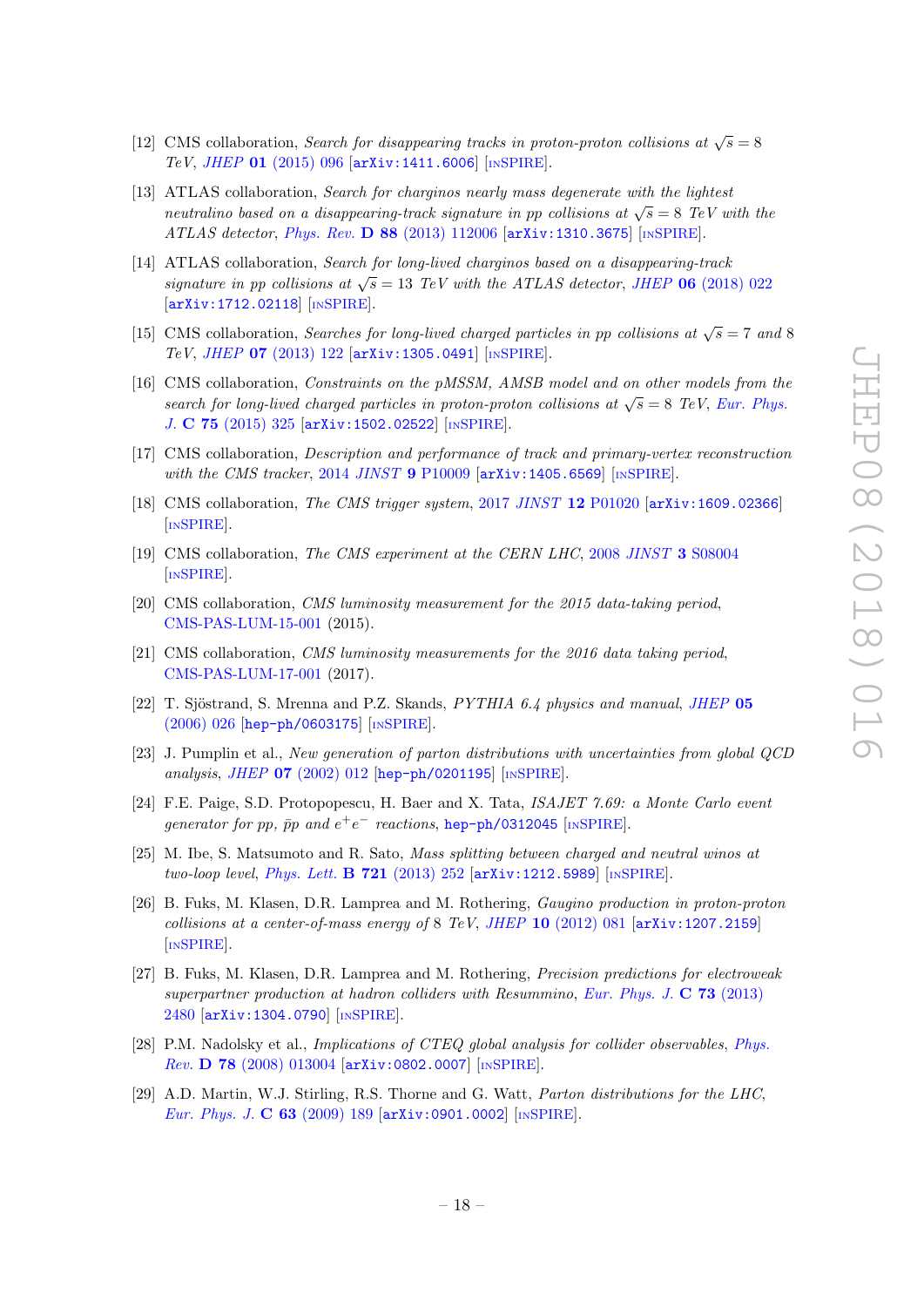- <span id="page-18-0"></span>[12] CMS collaboration, Search for disappearing tracks in proton-proton collisions at  $\sqrt{s} = 8$ TeV, JHEP 01 [\(2015\) 096](https://doi.org/10.1007/JHEP01(2015)096) [[arXiv:1411.6006](https://arxiv.org/abs/1411.6006)] [IN[SPIRE](https://inspirehep.net/search?p=find+EPRINT+arXiv:1411.6006)].
- <span id="page-18-1"></span>[13] ATLAS collaboration, Search for charginos nearly mass degenerate with the lightest neutralino based on a disappearing-track signature in pp collisions at  $\sqrt{s} = 8$  TeV with the ATLAS detector, Phys. Rev. D 88 [\(2013\) 112006](https://doi.org/10.1103/PhysRevD.88.112006) [[arXiv:1310.3675](https://arxiv.org/abs/1310.3675)] [IN[SPIRE](https://inspirehep.net/search?p=find+EPRINT+arXiv:1310.3675)].
- <span id="page-18-2"></span>[14] ATLAS collaboration, Search for long-lived charginos based on a disappearing-track signature in pp collisions at  $\sqrt{s} = 13$  TeV with the ATLAS detector, JHEP 06 [\(2018\) 022](https://doi.org/10.1007/JHEP06(2018)022) [[arXiv:1712.02118](https://arxiv.org/abs/1712.02118)] [IN[SPIRE](https://inspirehep.net/search?p=find+EPRINT+arXiv:1712.02118)].
- <span id="page-18-3"></span>[15] CMS collaboration, *Searches for long-lived charged particles in pp collisions at*  $\sqrt{s} = 7$  and 8 TeV, JHEP 07 [\(2013\) 122](https://doi.org/10.1007/JHEP07(2013)122) [[arXiv:1305.0491](https://arxiv.org/abs/1305.0491)] [IN[SPIRE](https://inspirehep.net/search?p=find+EPRINT+arXiv:1305.0491)].
- <span id="page-18-4"></span>[16] CMS collaboration, Constraints on the pMSSM, AMSB model and on other models from the search for long-lived charged particles in proton-proton collisions at  $\sqrt{s} = 8$  TeV, [Eur. Phys.](https://doi.org/10.1140/epjc/s10052-015-3533-3) J. C 75 [\(2015\) 325](https://doi.org/10.1140/epjc/s10052-015-3533-3) [[arXiv:1502.02522](https://arxiv.org/abs/1502.02522)] [IN[SPIRE](https://inspirehep.net/search?p=find+EPRINT+arXiv:1502.02522)].
- <span id="page-18-5"></span>[17] CMS collaboration, Description and performance of track and primary-vertex reconstruction with the CMS tracker,  $2014$  JINST 9 [P10009](https://doi.org/10.1088/1748-0221/9/10/P10009)  $arXiv:1405.6569$  [IN[SPIRE](https://inspirehep.net/search?p=find+EPRINT+arXiv:1405.6569)].
- <span id="page-18-6"></span>[18] CMS collaboration, The CMS trigger system, 2017 JINST 12 [P01020](https://doi.org/10.1088/1748-0221/12/01/P01020) [[arXiv:1609.02366](https://arxiv.org/abs/1609.02366)] [IN[SPIRE](https://inspirehep.net/search?p=find+EPRINT+arXiv:1609.02366)].
- <span id="page-18-7"></span>[19] CMS collaboration, The CMS experiment at the CERN LHC, 2008 JINST 3 [S08004](https://doi.org/10.1088/1748-0221/3/08/S08004) [IN[SPIRE](https://inspirehep.net/search?p=find+J+%22JINST,3,S08004%22)].
- <span id="page-18-8"></span>[20] CMS collaboration, CMS luminosity measurement for the 2015 data-taking period, [CMS-PAS-LUM-15-001](http://cds.cern.ch/record/2138682) (2015).
- <span id="page-18-9"></span>[21] CMS collaboration, *CMS luminosity measurements for the 2016 data taking period*, [CMS-PAS-LUM-17-001](http://cds.cern.ch/record/2257069) (2017).
- <span id="page-18-10"></span>[22] T. Sjöstrand, S. Mrenna and P.Z. Skands,  $PYTHIA$  6.4 physics and manual, [JHEP](https://doi.org/10.1088/1126-6708/2006/05/026) 05 [\(2006\) 026](https://doi.org/10.1088/1126-6708/2006/05/026) [[hep-ph/0603175](https://arxiv.org/abs/hep-ph/0603175)] [IN[SPIRE](https://inspirehep.net/search?p=find+EPRINT+hep-ph/0603175)].
- <span id="page-18-11"></span>[23] J. Pumplin et al., New generation of parton distributions with uncertainties from global QCD analysis, JHEP 07 [\(2002\) 012](https://doi.org/10.1088/1126-6708/2002/07/012) [[hep-ph/0201195](https://arxiv.org/abs/hep-ph/0201195)] [IN[SPIRE](https://inspirehep.net/search?p=find+EPRINT+hep-ph/0201195)].
- <span id="page-18-12"></span>[24] F.E. Paige, S.D. Protopopescu, H. Baer and X. Tata, ISAJET 7.69: a Monte Carlo event generator for pp,  $\bar{p}p$  and  $e^+e^-$  reactions, [hep-ph/0312045](https://arxiv.org/abs/hep-ph/0312045) [IN[SPIRE](https://inspirehep.net/search?p=find+EPRINT+hep-ph/0312045)].
- <span id="page-18-13"></span>[25] M. Ibe, S. Matsumoto and R. Sato, Mass splitting between charged and neutral winos at two-loop level, [Phys. Lett.](https://doi.org/10.1016/j.physletb.2013.03.015) **B 721** (2013) 252 [[arXiv:1212.5989](https://arxiv.org/abs/1212.5989)] [IN[SPIRE](https://inspirehep.net/search?p=find+EPRINT+arXiv:1212.5989)].
- <span id="page-18-14"></span>[26] B. Fuks, M. Klasen, D.R. Lamprea and M. Rothering, Gaugino production in proton-proton  $collisions$  at a center-of-mass energy of 8 TeV, JHEP 10 [\(2012\) 081](https://doi.org/10.1007/JHEP10(2012)081) [[arXiv:1207.2159](https://arxiv.org/abs/1207.2159)] [IN[SPIRE](https://inspirehep.net/search?p=find+EPRINT+arXiv:1207.2159)].
- <span id="page-18-15"></span>[27] B. Fuks, M. Klasen, D.R. Lamprea and M. Rothering, Precision predictions for electroweak superpartner production at hadron colliders with Resummino, [Eur. Phys. J.](https://doi.org/10.1140/epjc/s10052-013-2480-0) C 73 (2013) [2480](https://doi.org/10.1140/epjc/s10052-013-2480-0) [[arXiv:1304.0790](https://arxiv.org/abs/1304.0790)] [IN[SPIRE](https://inspirehep.net/search?p=find+EPRINT+arXiv:1304.0790)].
- <span id="page-18-16"></span>[28] P.M. Nadolsky et al., *Implications of CTEQ global analysis for collider observables, [Phys.](https://doi.org/10.1103/PhysRevD.78.013004)* Rev. D 78 [\(2008\) 013004](https://doi.org/10.1103/PhysRevD.78.013004) [[arXiv:0802.0007](https://arxiv.org/abs/0802.0007)] [IN[SPIRE](https://inspirehep.net/search?p=find+EPRINT+arXiv:0802.0007)].
- <span id="page-18-17"></span>[29] A.D. Martin, W.J. Stirling, R.S. Thorne and G. Watt, Parton distributions for the LHC, [Eur. Phys. J.](https://doi.org/10.1140/epjc/s10052-009-1072-5) C  $63$  (2009) 189  $\text{arXiv:}$ 0901.0002  $\text{InSPIRE}$  $\text{InSPIRE}$  $\text{InSPIRE}$ .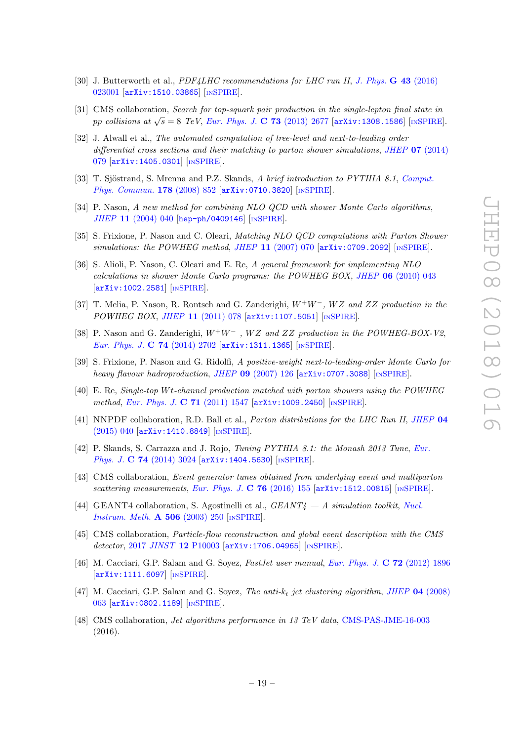- <span id="page-19-0"></span>[30] J. Butterworth et al., *PDF4LHC recommendations for LHC run II, [J. Phys.](https://doi.org/10.1088/0954-3899/43/2/023001)* **G 43** (2016) [023001](https://doi.org/10.1088/0954-3899/43/2/023001) [[arXiv:1510.03865](https://arxiv.org/abs/1510.03865)] [IN[SPIRE](https://inspirehep.net/search?p=find+EPRINT+arXiv:1510.03865)].
- <span id="page-19-1"></span>[31] CMS collaboration, Search for top-squark pair production in the single-lepton final state in pp collisions at  $\sqrt{s} = 8$  TeV, [Eur. Phys. J.](https://doi.org/10.1140/epjc/s10052-013-2677-2) C 73 (2013) 2677 [[arXiv:1308.1586](https://arxiv.org/abs/1308.1586)] [IN[SPIRE](https://inspirehep.net/search?p=find+EPRINT+arXiv:1308.1586)].
- <span id="page-19-2"></span>[32] J. Alwall et al., The automated computation of tree-level and next-to-leading order differential cross sections and their matching to parton shower simulations, JHEP 07 [\(2014\)](https://doi.org/10.1007/JHEP07(2014)079) [079](https://doi.org/10.1007/JHEP07(2014)079) [[arXiv:1405.0301](https://arxiv.org/abs/1405.0301)] [IN[SPIRE](https://inspirehep.net/search?p=find+EPRINT+arXiv:1405.0301)].
- <span id="page-19-3"></span>[33] T. Sjöstrand, S. Mrenna and P.Z. Skands, A brief introduction to PYTHIA 8.1, [Comput.](https://doi.org/10.1016/j.cpc.2008.01.036) [Phys. Commun.](https://doi.org/10.1016/j.cpc.2008.01.036) 178 (2008) 852 [[arXiv:0710.3820](https://arxiv.org/abs/0710.3820)] [IN[SPIRE](https://inspirehep.net/search?p=find+EPRINT+arXiv:0710.3820)].
- <span id="page-19-4"></span>[34] P. Nason, A new method for combining NLO QCD with shower Monte Carlo algorithms, JHEP 11 [\(2004\) 040](https://doi.org/10.1088/1126-6708/2004/11/040) [[hep-ph/0409146](https://arxiv.org/abs/hep-ph/0409146)] [IN[SPIRE](https://inspirehep.net/search?p=find+EPRINT+hep-ph/0409146)].
- [35] S. Frixione, P. Nason and C. Oleari, Matching NLO QCD computations with Parton Shower simulations: the POWHEG method, JHEP 11 [\(2007\) 070](https://doi.org/10.1088/1126-6708/2007/11/070)  $\left[$ [arXiv:0709.2092](https://arxiv.org/abs/0709.2092) $\right]$   $\left[$ IN[SPIRE](https://inspirehep.net/search?p=find+EPRINT+arXiv:0709.2092) $\right]$ .
- [36] S. Alioli, P. Nason, C. Oleari and E. Re, A general framework for implementing NLO calculations in shower Monte Carlo programs: the POWHEG BOX, JHEP 06 [\(2010\) 043](https://doi.org/10.1007/JHEP06(2010)043) [[arXiv:1002.2581](https://arxiv.org/abs/1002.2581)] [IN[SPIRE](https://inspirehep.net/search?p=find+EPRINT+arXiv:1002.2581)].
- [37] T. Melia, P. Nason, R. Rontsch and G. Zanderighi,  $W^+W^-$ ,  $WZ$  and ZZ production in the POWHEG BOX, JHEP 11 [\(2011\) 078](https://doi.org/10.1007/JHEP11(2011)078) [[arXiv:1107.5051](https://arxiv.org/abs/1107.5051)] [IN[SPIRE](https://inspirehep.net/search?p=find+EPRINT+arXiv:1107.5051)].
- [38] P. Nason and G. Zanderighi,  $W^+W^-$ ,  $WZ$  and  $ZZ$  production in the POWHEG-BOX-V2, [Eur. Phys. J.](https://doi.org/10.1140/epjc/s10052-013-2702-5) C 74 (2014) 2702 [[arXiv:1311.1365](https://arxiv.org/abs/1311.1365)] [IN[SPIRE](https://inspirehep.net/search?p=find+EPRINT+arXiv:1311.1365)].
- [39] S. Frixione, P. Nason and G. Ridolfi, A positive-weight next-to-leading-order Monte Carlo for heavy flavour hadroproduction, JHEP 09 [\(2007\) 126](https://doi.org/10.1088/1126-6708/2007/09/126) [[arXiv:0707.3088](https://arxiv.org/abs/0707.3088)] [IN[SPIRE](https://inspirehep.net/search?p=find+EPRINT+arXiv:0707.3088)].
- <span id="page-19-5"></span>[40] E. Re, Single-top Wt-channel production matched with parton showers using the POWHEG method, [Eur. Phys. J.](https://doi.org/10.1140/epjc/s10052-011-1547-z) C 71 (2011) 1547 [[arXiv:1009.2450](https://arxiv.org/abs/1009.2450)] [IN[SPIRE](https://inspirehep.net/search?p=find+EPRINT+arXiv:1009.2450)].
- <span id="page-19-6"></span>[41] NNPDF collaboration, R.D. Ball et al., *Parton distributions for the LHC Run II, [JHEP](https://doi.org/10.1007/JHEP04(2015)040)* 04 [\(2015\) 040](https://doi.org/10.1007/JHEP04(2015)040) [[arXiv:1410.8849](https://arxiv.org/abs/1410.8849)] [IN[SPIRE](https://inspirehep.net/search?p=find+EPRINT+arXiv:1410.8849)].
- <span id="page-19-7"></span>[42] P. Skands, S. Carrazza and J. Rojo, Tuning PYTHIA 8.1: the Monash 2013 Tune, [Eur.](https://doi.org/10.1140/epjc/s10052-014-3024-y) Phys. J. C 74 [\(2014\) 3024](https://doi.org/10.1140/epjc/s10052-014-3024-y) [[arXiv:1404.5630](https://arxiv.org/abs/1404.5630)] [IN[SPIRE](https://inspirehep.net/search?p=find+EPRINT+arXiv:1404.5630)].
- <span id="page-19-8"></span>[43] CMS collaboration, Event generator tunes obtained from underlying event and multiparton scattering measurements, [Eur. Phys. J.](https://doi.org/10.1140/epjc/s10052-016-3988-x) C 76 (2016) 155  $\left[\text{arXiv:1512.00815}\right]$  $\left[\text{arXiv:1512.00815}\right]$  $\left[\text{arXiv:1512.00815}\right]$   $\left[\text{INSPIRE}\right]$  $\left[\text{INSPIRE}\right]$  $\left[\text{INSPIRE}\right]$ .
- <span id="page-19-9"></span>[44] GEANT4 collaboration, S. Agostinelli et al.,  $GEANT4 - A$  simulation toolkit, [Nucl.](https://doi.org/10.1016/S0168-9002(03)01368-8) [Instrum. Meth.](https://doi.org/10.1016/S0168-9002(03)01368-8) A 506 (2003) 250 [IN[SPIRE](https://inspirehep.net/search?p=find+J+%22Nucl.Instrum.Meth.,A506,250%22)].
- <span id="page-19-10"></span>[45] CMS collaboration, Particle-flow reconstruction and global event description with the CMS detector, 2017 JINST 12 [P10003](https://doi.org/10.1088/1748-0221/12/10/P10003) [[arXiv:1706.04965](https://arxiv.org/abs/1706.04965)] [IN[SPIRE](https://inspirehep.net/search?p=find+EPRINT+arXiv:1706.04965)].
- <span id="page-19-11"></span>[46] M. Cacciari, G.P. Salam and G. Soyez, FastJet user manual, [Eur. Phys. J.](https://doi.org/10.1140/epjc/s10052-012-1896-2) C 72 (2012) 1896 [[arXiv:1111.6097](https://arxiv.org/abs/1111.6097)] [IN[SPIRE](https://inspirehep.net/search?p=find+EPRINT+arXiv:1111.6097)].
- <span id="page-19-12"></span>[47] M. Cacciari, G.P. Salam and G. Soyez, The anti- $k_t$  jet clustering algorithm, JHEP 04 [\(2008\)](https://doi.org/10.1088/1126-6708/2008/04/063) [063](https://doi.org/10.1088/1126-6708/2008/04/063) [[arXiv:0802.1189](https://arxiv.org/abs/0802.1189)] [IN[SPIRE](https://inspirehep.net/search?p=find+EPRINT+arXiv:0802.1189)].
- <span id="page-19-13"></span>[48] CMS collaboration, Jet algorithms performance in 13 TeV data, [CMS-PAS-JME-16-003](http://cds.cern.ch/record/2256875) (2016).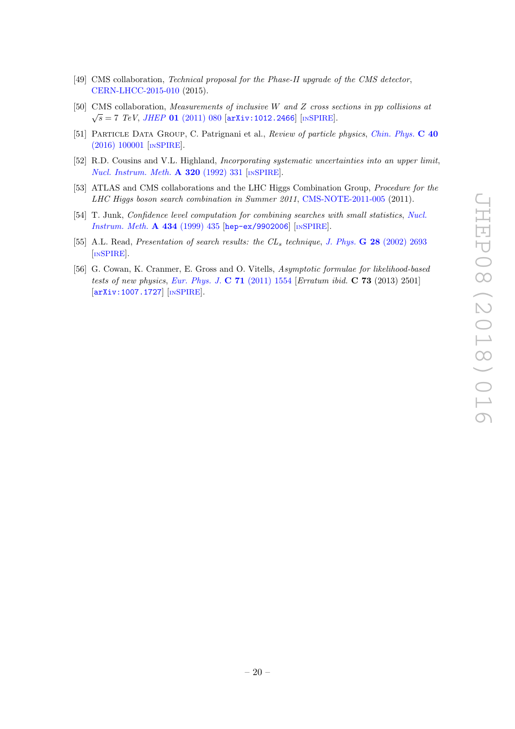- <span id="page-20-0"></span>[49] CMS collaboration, Technical proposal for the Phase-II upgrade of the CMS detector, [CERN-LHCC-2015-010](http://cds.cern.ch/record/2020886) (2015).
- <span id="page-20-1"></span>[50] CMS collaboration, Measurements of inclusive W and Z cross sections in pp collisions at  $\sqrt{s}$  = 7 TeV, JHEP 01 [\(2011\) 080](https://doi.org/10.1007/JHEP01(2011)080) [[arXiv:1012.2466](https://arxiv.org/abs/1012.2466)] [IN[SPIRE](https://inspirehep.net/search?p=find+EPRINT+arXiv:1012.2466)].
- <span id="page-20-2"></span>[51] PARTICLE DATA GROUP, C. Patrignani et al., Review of particle physics, [Chin. Phys.](https://doi.org/10.1088/1674-1137/40/10/100001) C 40 [\(2016\) 100001](https://doi.org/10.1088/1674-1137/40/10/100001) [IN[SPIRE](https://inspirehep.net/search?p=find+J+%22Chin.Phys.,C40,100001%22)].
- <span id="page-20-3"></span>[52] R.D. Cousins and V.L. Highland, *Incorporating systematic uncertainties into an upper limit*, [Nucl. Instrum. Meth.](https://doi.org/10.1016/0168-9002(92)90794-5) **A 320** (1992) 331 [IN[SPIRE](https://inspirehep.net/search?p=find+J+%22Nucl.Instrum.Meth.,A320,331%22)].
- <span id="page-20-4"></span>[53] ATLAS and CMS collaborations and the LHC Higgs Combination Group, Procedure for the LHC Higgs boson search combination in Summer 2011, [CMS-NOTE-2011-005](http://cds.cern.ch/record/1379837) (2011).
- <span id="page-20-5"></span>[54] T. Junk, Confidence level computation for combining searches with small statistics, [Nucl.](https://doi.org/10.1016/S0168-9002(99)00498-2) [Instrum. Meth.](https://doi.org/10.1016/S0168-9002(99)00498-2) A 434 (1999) 435 [[hep-ex/9902006](https://arxiv.org/abs/hep-ex/9902006)] [IN[SPIRE](https://inspirehep.net/search?p=find+EPRINT+hep-ex/9902006)].
- <span id="page-20-6"></span>[55] A.L. Read, Presentation of search results: the  $CL_s$  technique, J. Phys. **G 28** [\(2002\) 2693](https://doi.org/10.1088/0954-3899/28/10/313) [IN[SPIRE](https://inspirehep.net/search?p=find+J+%22J.Phys.,G28,2693%22)].
- <span id="page-20-7"></span>[56] G. Cowan, K. Cranmer, E. Gross and O. Vitells, Asymptotic formulae for likelihood-based tests of new physics, [Eur. Phys. J.](https://doi.org/10.1140/epjc/s10052-011-1554-0) C 71 (2011) 1554 [Erratum ibid. C 73 (2013) 2501] [[arXiv:1007.1727](https://arxiv.org/abs/1007.1727)] [IN[SPIRE](https://inspirehep.net/search?p=find+EPRINT+arXiv:1007.1727)].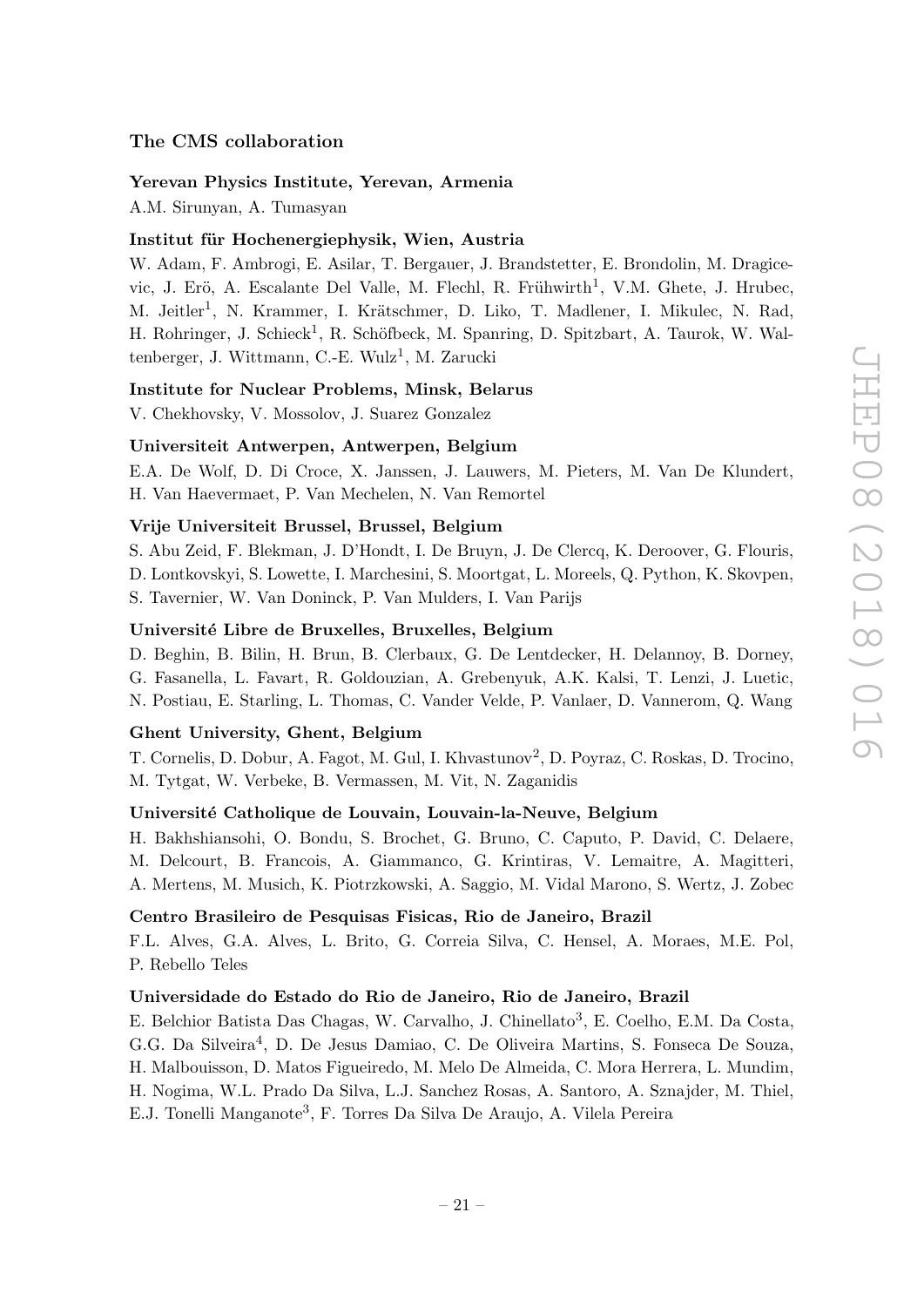### The CMS collaboration

### <span id="page-21-0"></span>Yerevan Physics Institute, Yerevan, Armenia

A.M. Sirunyan, A. Tumasyan

#### Institut für Hochenergiephysik, Wien, Austria

W. Adam, F. Ambrogi, E. Asilar, T. Bergauer, J. Brandstetter, E. Brondolin, M. Dragicevic, J. Erö, A. Escalante Del Valle, M. Flechl, R. Frühwirth<sup>1</sup>, V.M. Ghete, J. Hrubec, M. Jeitler<sup>1</sup>, N. Krammer, I. Krätschmer, D. Liko, T. Madlener, I. Mikulec, N. Rad, H. Rohringer, J. Schieck<sup>1</sup>, R. Schöfbeck, M. Spanring, D. Spitzbart, A. Taurok, W. Waltenberger, J. Wittmann, C.-E. Wulz<sup>1</sup>, M. Zarucki

### Institute for Nuclear Problems, Minsk, Belarus

V. Chekhovsky, V. Mossolov, J. Suarez Gonzalez

#### Universiteit Antwerpen, Antwerpen, Belgium

E.A. De Wolf, D. Di Croce, X. Janssen, J. Lauwers, M. Pieters, M. Van De Klundert, H. Van Haevermaet, P. Van Mechelen, N. Van Remortel

#### Vrije Universiteit Brussel, Brussel, Belgium

S. Abu Zeid, F. Blekman, J. D'Hondt, I. De Bruyn, J. De Clercq, K. Deroover, G. Flouris, D. Lontkovskyi, S. Lowette, I. Marchesini, S. Moortgat, L. Moreels, Q. Python, K. Skovpen, S. Tavernier, W. Van Doninck, P. Van Mulders, I. Van Parijs

#### Universit´e Libre de Bruxelles, Bruxelles, Belgium

D. Beghin, B. Bilin, H. Brun, B. Clerbaux, G. De Lentdecker, H. Delannoy, B. Dorney, G. Fasanella, L. Favart, R. Goldouzian, A. Grebenyuk, A.K. Kalsi, T. Lenzi, J. Luetic,

N. Postiau, E. Starling, L. Thomas, C. Vander Velde, P. Vanlaer, D. Vannerom, Q. Wang

#### Ghent University, Ghent, Belgium

T. Cornelis, D. Dobur, A. Fagot, M. Gul, I. Khvastunov<sup>2</sup>, D. Poyraz, C. Roskas, D. Trocino, M. Tytgat, W. Verbeke, B. Vermassen, M. Vit, N. Zaganidis

#### Université Catholique de Louvain, Louvain-la-Neuve, Belgium

H. Bakhshiansohi, O. Bondu, S. Brochet, G. Bruno, C. Caputo, P. David, C. Delaere, M. Delcourt, B. Francois, A. Giammanco, G. Krintiras, V. Lemaitre, A. Magitteri, A. Mertens, M. Musich, K. Piotrzkowski, A. Saggio, M. Vidal Marono, S. Wertz, J. Zobec

#### Centro Brasileiro de Pesquisas Fisicas, Rio de Janeiro, Brazil

F.L. Alves, G.A. Alves, L. Brito, G. Correia Silva, C. Hensel, A. Moraes, M.E. Pol, P. Rebello Teles

# Universidade do Estado do Rio de Janeiro, Rio de Janeiro, Brazil

E. Belchior Batista Das Chagas, W. Carvalho, J. Chinellato<sup>3</sup>, E. Coelho, E.M. Da Costa, G.G. Da Silveira<sup>4</sup>, D. De Jesus Damiao, C. De Oliveira Martins, S. Fonseca De Souza, H. Malbouisson, D. Matos Figueiredo, M. Melo De Almeida, C. Mora Herrera, L. Mundim, H. Nogima, W.L. Prado Da Silva, L.J. Sanchez Rosas, A. Santoro, A. Sznajder, M. Thiel, E.J. Tonelli Manganote<sup>3</sup>, F. Torres Da Silva De Araujo, A. Vilela Pereira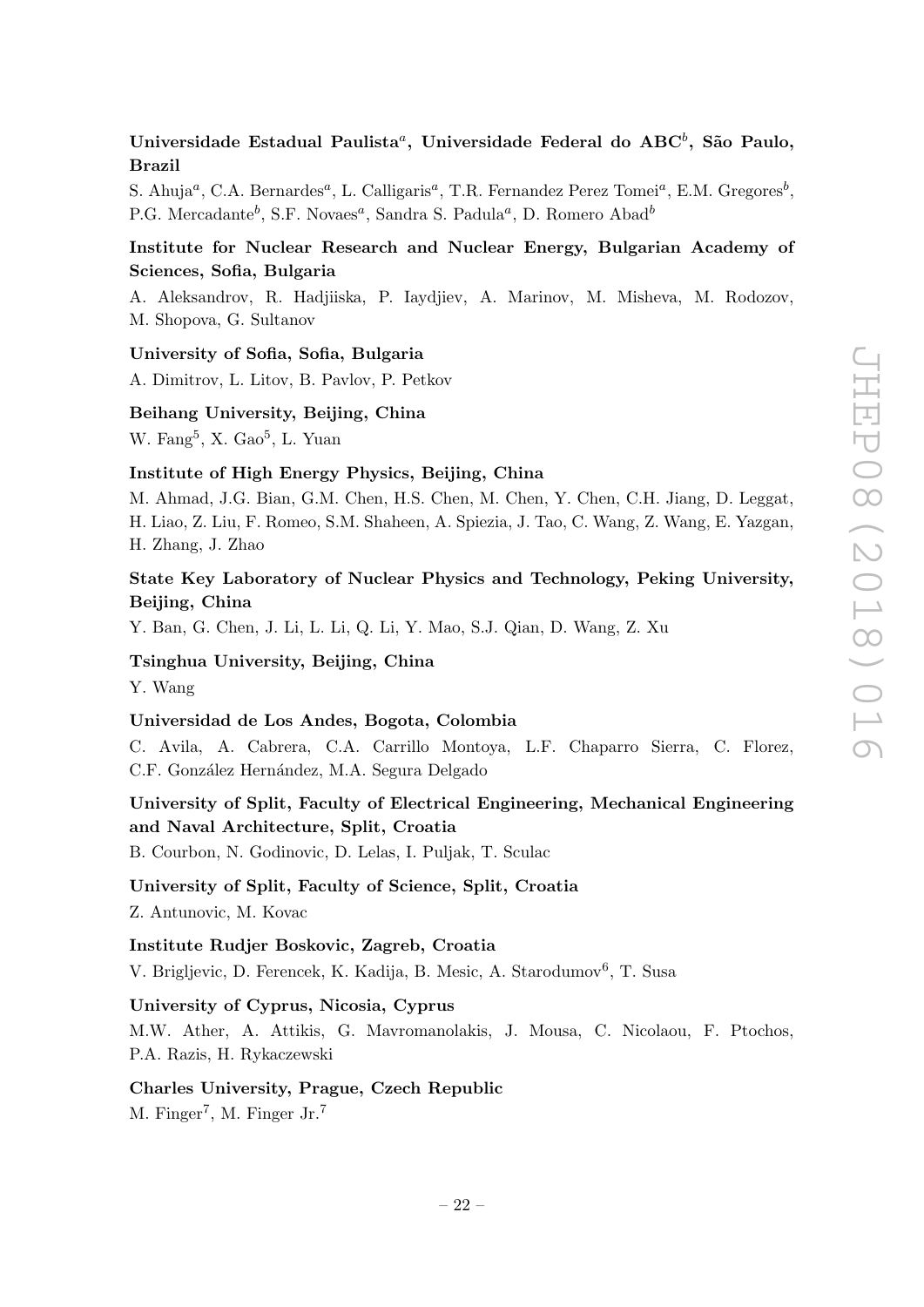# Universidade Estadual Paulista ${}^a,\,$  Universidade Federal do ABC ${}^b,\,$  São Paulo, Brazil

S. Ahuja<sup>a</sup>, C.A. Bernardes<sup>a</sup>, L. Calligaris<sup>a</sup>, T.R. Fernandez Perez Tomei<sup>a</sup>, E.M. Gregores<sup>b</sup>, P.G. Mercadante<sup>b</sup>, S.F. Novaes<sup>a</sup>, Sandra S. Padula<sup>a</sup>, D. Romero Abad<sup>b</sup>

# Institute for Nuclear Research and Nuclear Energy, Bulgarian Academy of Sciences, Sofia, Bulgaria

A. Aleksandrov, R. Hadjiiska, P. Iaydjiev, A. Marinov, M. Misheva, M. Rodozov, M. Shopova, G. Sultanov

#### University of Sofia, Sofia, Bulgaria

A. Dimitrov, L. Litov, B. Pavlov, P. Petkov

# Beihang University, Beijing, China

W. Fang<sup>5</sup>, X. Gao<sup>5</sup>, L. Yuan

# Institute of High Energy Physics, Beijing, China

M. Ahmad, J.G. Bian, G.M. Chen, H.S. Chen, M. Chen, Y. Chen, C.H. Jiang, D. Leggat, H. Liao, Z. Liu, F. Romeo, S.M. Shaheen, A. Spiezia, J. Tao, C. Wang, Z. Wang, E. Yazgan, H. Zhang, J. Zhao

# State Key Laboratory of Nuclear Physics and Technology, Peking University, Beijing, China

Y. Ban, G. Chen, J. Li, L. Li, Q. Li, Y. Mao, S.J. Qian, D. Wang, Z. Xu

Tsinghua University, Beijing, China

Y. Wang

# Universidad de Los Andes, Bogota, Colombia

C. Avila, A. Cabrera, C.A. Carrillo Montoya, L.F. Chaparro Sierra, C. Florez, C.F. González Hernández, M.A. Segura Delgado

# University of Split, Faculty of Electrical Engineering, Mechanical Engineering and Naval Architecture, Split, Croatia

B. Courbon, N. Godinovic, D. Lelas, I. Puljak, T. Sculac

### University of Split, Faculty of Science, Split, Croatia

Z. Antunovic, M. Kovac

# Institute Rudjer Boskovic, Zagreb, Croatia

V. Brigljevic, D. Ferencek, K. Kadija, B. Mesic, A. Starodumov<sup>6</sup>, T. Susa

#### University of Cyprus, Nicosia, Cyprus

M.W. Ather, A. Attikis, G. Mavromanolakis, J. Mousa, C. Nicolaou, F. Ptochos, P.A. Razis, H. Rykaczewski

#### Charles University, Prague, Czech Republic

M. Finger<sup>7</sup>, M. Finger Jr.<sup>7</sup>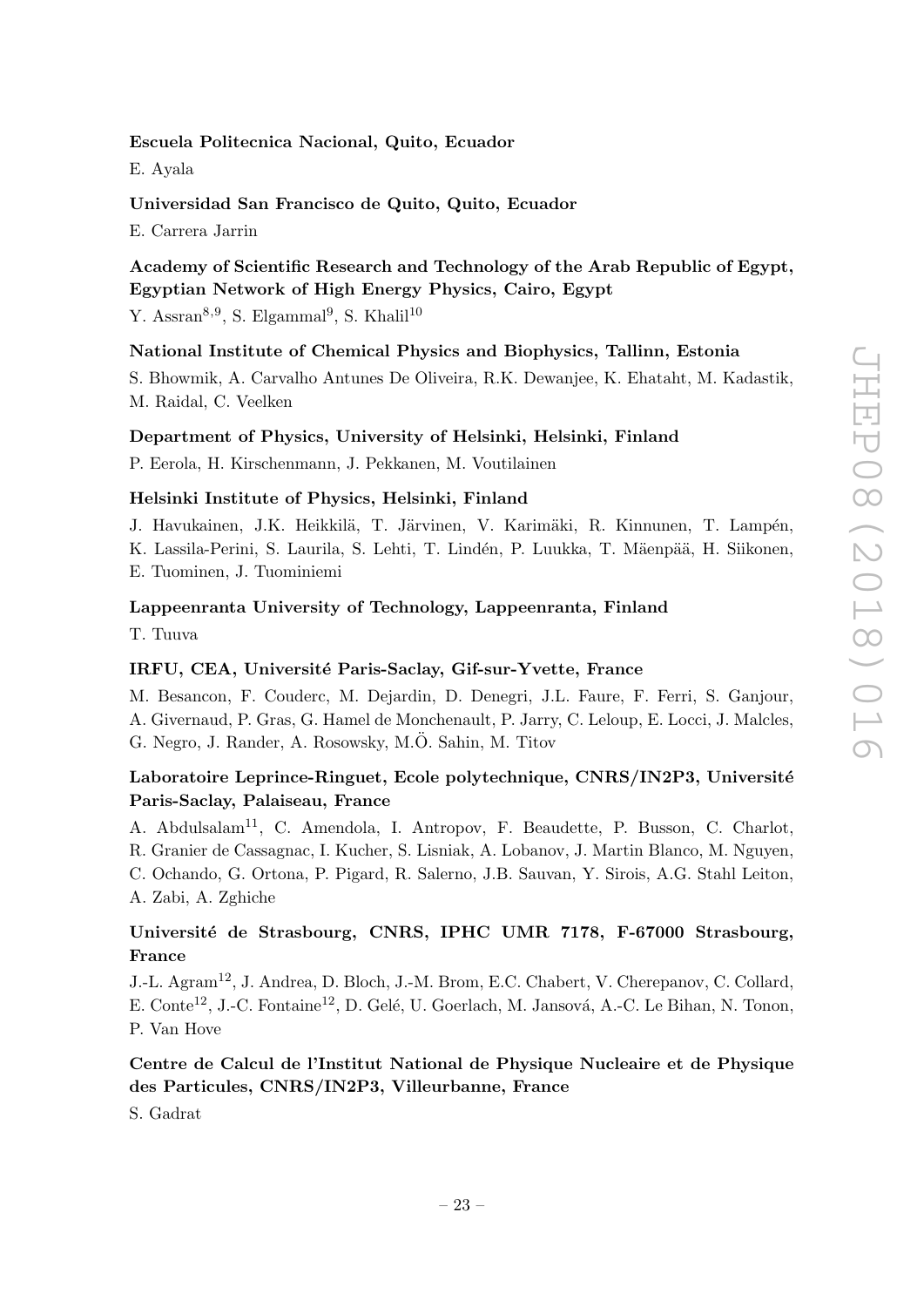### Escuela Politecnica Nacional, Quito, Ecuador

E. Ayala

# Universidad San Francisco de Quito, Quito, Ecuador

E. Carrera Jarrin

# Academy of Scientific Research and Technology of the Arab Republic of Egypt, Egyptian Network of High Energy Physics, Cairo, Egypt

Y. Assran $^{8,9}$ , S. Elgammal<sup>9</sup>, S. Khalil<sup>10</sup>

# National Institute of Chemical Physics and Biophysics, Tallinn, Estonia

S. Bhowmik, A. Carvalho Antunes De Oliveira, R.K. Dewanjee, K. Ehataht, M. Kadastik, M. Raidal, C. Veelken

#### Department of Physics, University of Helsinki, Helsinki, Finland

P. Eerola, H. Kirschenmann, J. Pekkanen, M. Voutilainen

#### Helsinki Institute of Physics, Helsinki, Finland

J. Havukainen, J.K. Heikkilä, T. Järvinen, V. Karimäki, R. Kinnunen, T. Lampén, K. Lassila-Perini, S. Laurila, S. Lehti, T. Lindén, P. Luukka, T. Mäenpää, H. Siikonen, E. Tuominen, J. Tuominiemi

### Lappeenranta University of Technology, Lappeenranta, Finland

T. Tuuva

# IRFU, CEA, Université Paris-Saclay, Gif-sur-Yvette, France

M. Besancon, F. Couderc, M. Dejardin, D. Denegri, J.L. Faure, F. Ferri, S. Ganjour, A. Givernaud, P. Gras, G. Hamel de Monchenault, P. Jarry, C. Leloup, E. Locci, J. Malcles, G. Negro, J. Rander, A. Rosowsky, M.O. Sahin, M. Titov ¨

# Laboratoire Leprince-Ringuet, Ecole polytechnique, CNRS/IN2P3, Université Paris-Saclay, Palaiseau, France

A. Abdulsalam11, C. Amendola, I. Antropov, F. Beaudette, P. Busson, C. Charlot, R. Granier de Cassagnac, I. Kucher, S. Lisniak, A. Lobanov, J. Martin Blanco, M. Nguyen, C. Ochando, G. Ortona, P. Pigard, R. Salerno, J.B. Sauvan, Y. Sirois, A.G. Stahl Leiton, A. Zabi, A. Zghiche

# Universit´e de Strasbourg, CNRS, IPHC UMR 7178, F-67000 Strasbourg, France

J.-L. Agram<sup>12</sup>, J. Andrea, D. Bloch, J.-M. Brom, E.C. Chabert, V. Cherepanov, C. Collard, E. Conte<sup>12</sup>, J.-C. Fontaine<sup>12</sup>, D. Gelé, U. Goerlach, M. Jansová, A.-C. Le Bihan, N. Tonon, P. Van Hove

# Centre de Calcul de l'Institut National de Physique Nucleaire et de Physique des Particules, CNRS/IN2P3, Villeurbanne, France

S. Gadrat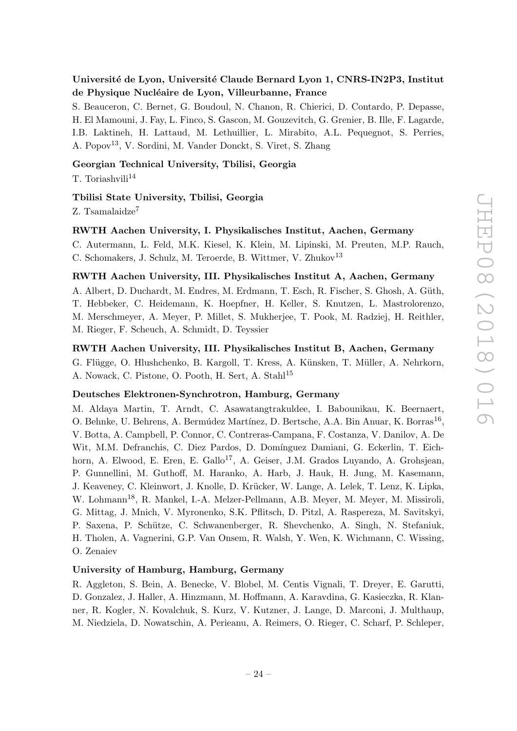# Université de Lyon, Université Claude Bernard Lyon 1, CNRS-IN2P3, Institut de Physique Nucléaire de Lyon, Villeurbanne, France

S. Beauceron, C. Bernet, G. Boudoul, N. Chanon, R. Chierici, D. Contardo, P. Depasse, H. El Mamouni, J. Fay, L. Finco, S. Gascon, M. Gouzevitch, G. Grenier, B. Ille, F. Lagarde, I.B. Laktineh, H. Lattaud, M. Lethuillier, L. Mirabito, A.L. Pequegnot, S. Perries, A. Popov13, V. Sordini, M. Vander Donckt, S. Viret, S. Zhang

# Georgian Technical University, Tbilisi, Georgia

 $T.$  Toriashvili $^{14}$ 

### Tbilisi State University, Tbilisi, Georgia

Z. Tsamalaidze<sup>7</sup>

#### RWTH Aachen University, I. Physikalisches Institut, Aachen, Germany

C. Autermann, L. Feld, M.K. Kiesel, K. Klein, M. Lipinski, M. Preuten, M.P. Rauch, C. Schomakers, J. Schulz, M. Teroerde, B. Wittmer, V. Zhukov<sup>13</sup>

#### RWTH Aachen University, III. Physikalisches Institut A, Aachen, Germany

A. Albert, D. Duchardt, M. Endres, M. Erdmann, T. Esch, R. Fischer, S. Ghosh, A. Güth, T. Hebbeker, C. Heidemann, K. Hoepfner, H. Keller, S. Knutzen, L. Mastrolorenzo, M. Merschmeyer, A. Meyer, P. Millet, S. Mukherjee, T. Pook, M. Radziej, H. Reithler, M. Rieger, F. Scheuch, A. Schmidt, D. Teyssier

### RWTH Aachen University, III. Physikalisches Institut B, Aachen, Germany

G. Flügge, O. Hlushchenko, B. Kargoll, T. Kress, A. Künsken, T. Müller, A. Nehrkorn, A. Nowack, C. Pistone, O. Pooth, H. Sert, A. Stahl<sup>15</sup>

### Deutsches Elektronen-Synchrotron, Hamburg, Germany

M. Aldaya Martin, T. Arndt, C. Asawatangtrakuldee, I. Babounikau, K. Beernaert, O. Behnke, U. Behrens, A. Bermúdez Martínez, D. Bertsche, A.A. Bin Anuar, K. Borras<sup>16</sup>, V. Botta, A. Campbell, P. Connor, C. Contreras-Campana, F. Costanza, V. Danilov, A. De Wit, M.M. Defranchis, C. Diez Pardos, D. Domínguez Damiani, G. Eckerlin, T. Eichhorn, A. Elwood, E. Eren, E. Gallo<sup>17</sup>, A. Geiser, J.M. Grados Luyando, A. Grohsjean, P. Gunnellini, M. Guthoff, M. Haranko, A. Harb, J. Hauk, H. Jung, M. Kasemann, J. Keaveney, C. Kleinwort, J. Knolle, D. Krücker, W. Lange, A. Lelek, T. Lenz, K. Lipka, W. Lohmann18, R. Mankel, I.-A. Melzer-Pellmann, A.B. Meyer, M. Meyer, M. Missiroli, G. Mittag, J. Mnich, V. Myronenko, S.K. Pflitsch, D. Pitzl, A. Raspereza, M. Savitskyi, P. Saxena, P. Schütze, C. Schwanenberger, R. Shevchenko, A. Singh, N. Stefaniuk, H. Tholen, A. Vagnerini, G.P. Van Onsem, R. Walsh, Y. Wen, K. Wichmann, C. Wissing, O. Zenaiev

#### University of Hamburg, Hamburg, Germany

R. Aggleton, S. Bein, A. Benecke, V. Blobel, M. Centis Vignali, T. Dreyer, E. Garutti, D. Gonzalez, J. Haller, A. Hinzmann, M. Hoffmann, A. Karavdina, G. Kasieczka, R. Klanner, R. Kogler, N. Kovalchuk, S. Kurz, V. Kutzner, J. Lange, D. Marconi, J. Multhaup, M. Niedziela, D. Nowatschin, A. Perieanu, A. Reimers, O. Rieger, C. Scharf, P. Schleper,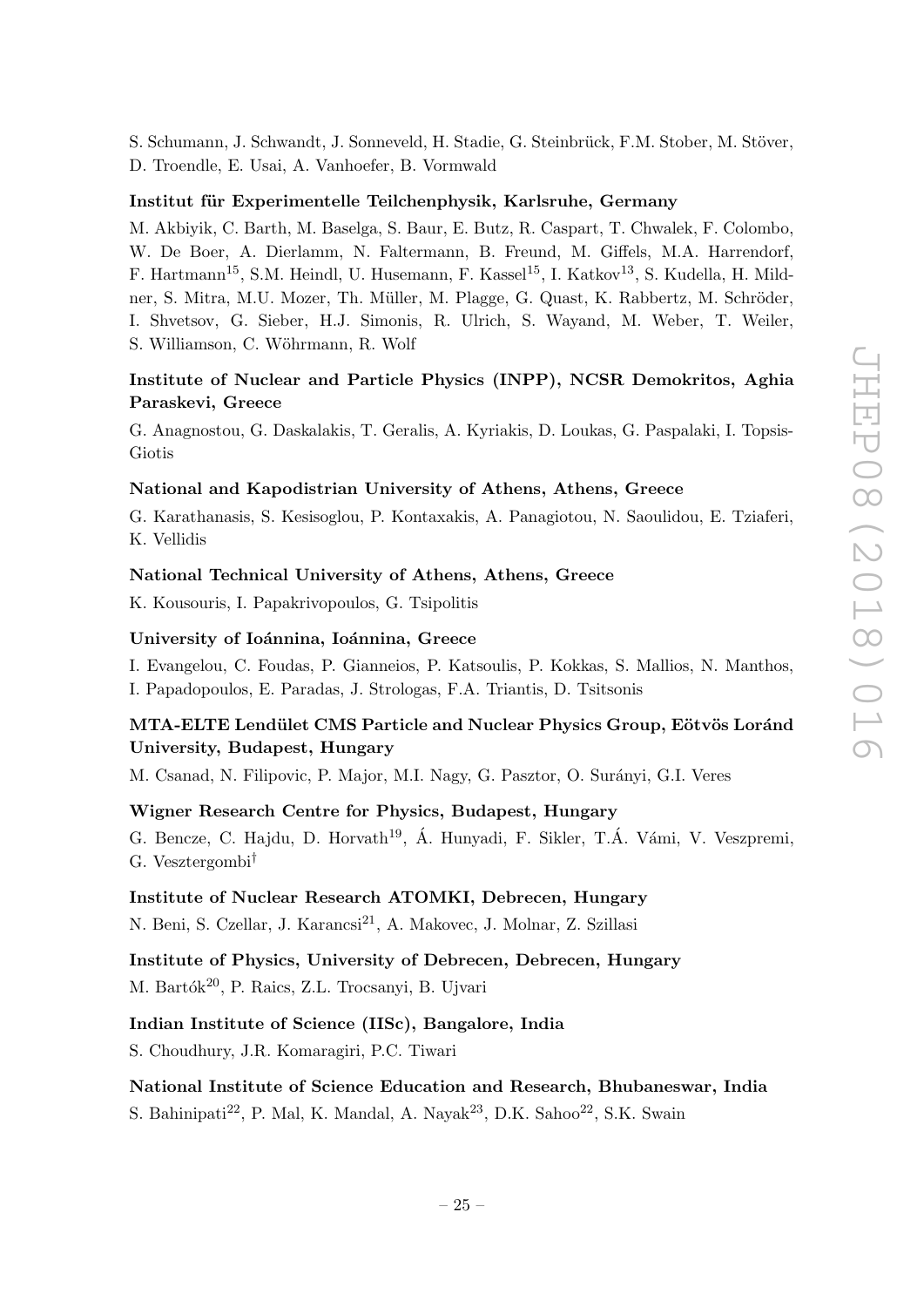S. Schumann, J. Schwandt, J. Sonneveld, H. Stadie, G. Steinbrück, F.M. Stober, M. Stöver, D. Troendle, E. Usai, A. Vanhoefer, B. Vormwald

### Institut für Experimentelle Teilchenphysik, Karlsruhe, Germany

M. Akbiyik, C. Barth, M. Baselga, S. Baur, E. Butz, R. Caspart, T. Chwalek, F. Colombo, W. De Boer, A. Dierlamm, N. Faltermann, B. Freund, M. Giffels, M.A. Harrendorf, F. Hartmann<sup>15</sup>, S.M. Heindl, U. Husemann, F. Kassel<sup>15</sup>, I. Katkov<sup>13</sup>, S. Kudella, H. Mildner, S. Mitra, M.U. Mozer, Th. Müller, M. Plagge, G. Quast, K. Rabbertz, M. Schröder, I. Shvetsov, G. Sieber, H.J. Simonis, R. Ulrich, S. Wayand, M. Weber, T. Weiler, S. Williamson, C. Wöhrmann, R. Wolf

# Institute of Nuclear and Particle Physics (INPP), NCSR Demokritos, Aghia Paraskevi, Greece

G. Anagnostou, G. Daskalakis, T. Geralis, A. Kyriakis, D. Loukas, G. Paspalaki, I. Topsis-Giotis

### National and Kapodistrian University of Athens, Athens, Greece

G. Karathanasis, S. Kesisoglou, P. Kontaxakis, A. Panagiotou, N. Saoulidou, E. Tziaferi, K. Vellidis

### National Technical University of Athens, Athens, Greece

K. Kousouris, I. Papakrivopoulos, G. Tsipolitis

#### University of Ioánnina, Ioánnina, Greece

I. Evangelou, C. Foudas, P. Gianneios, P. Katsoulis, P. Kokkas, S. Mallios, N. Manthos, I. Papadopoulos, E. Paradas, J. Strologas, F.A. Triantis, D. Tsitsonis

# MTA-ELTE Lendület CMS Particle and Nuclear Physics Group, Eötvös Loránd University, Budapest, Hungary

M. Csanad, N. Filipovic, P. Major, M.I. Nagy, G. Pasztor, O. Surányi, G.I. Veres

### Wigner Research Centre for Physics, Budapest, Hungary

G. Bencze, C. Hajdu, D. Horvath<sup>19</sup>, Á. Hunyadi, F. Sikler, T.Á. Vámi, V. Veszpremi, G. Vesztergombi†

# Institute of Nuclear Research ATOMKI, Debrecen, Hungary

N. Beni, S. Czellar, J. Karancsi<sup>21</sup>, A. Makovec, J. Molnar, Z. Szillasi

# Institute of Physics, University of Debrecen, Debrecen, Hungary

M. Bartók<sup>20</sup>, P. Raics, Z.L. Trocsanyi, B. Ujvari

#### Indian Institute of Science (IISc), Bangalore, India

S. Choudhury, J.R. Komaragiri, P.C. Tiwari

### National Institute of Science Education and Research, Bhubaneswar, India

S. Bahinipati<sup>22</sup>, P. Mal, K. Mandal, A. Nayak<sup>23</sup>, D.K. Sahoo<sup>22</sup>, S.K. Swain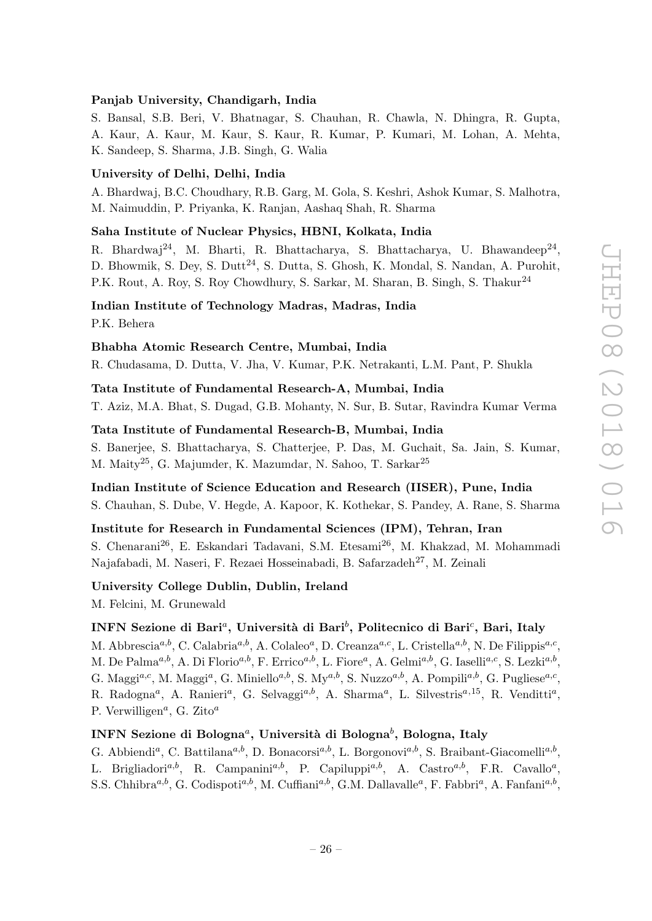### Panjab University, Chandigarh, India

S. Bansal, S.B. Beri, V. Bhatnagar, S. Chauhan, R. Chawla, N. Dhingra, R. Gupta, A. Kaur, A. Kaur, M. Kaur, S. Kaur, R. Kumar, P. Kumari, M. Lohan, A. Mehta, K. Sandeep, S. Sharma, J.B. Singh, G. Walia

#### University of Delhi, Delhi, India

A. Bhardwaj, B.C. Choudhary, R.B. Garg, M. Gola, S. Keshri, Ashok Kumar, S. Malhotra, M. Naimuddin, P. Priyanka, K. Ranjan, Aashaq Shah, R. Sharma

### Saha Institute of Nuclear Physics, HBNI, Kolkata, India

R. Bhardwaj<sup>24</sup>, M. Bharti, R. Bhattacharya, S. Bhattacharya, U. Bhawandeep<sup>24</sup>, D. Bhowmik, S. Dey, S. Dutt<sup>24</sup>, S. Dutta, S. Ghosh, K. Mondal, S. Nandan, A. Purohit, P.K. Rout, A. Roy, S. Roy Chowdhury, S. Sarkar, M. Sharan, B. Singh, S. Thakur<sup>24</sup>

# Indian Institute of Technology Madras, Madras, India

P.K. Behera

### Bhabha Atomic Research Centre, Mumbai, India

R. Chudasama, D. Dutta, V. Jha, V. Kumar, P.K. Netrakanti, L.M. Pant, P. Shukla

### Tata Institute of Fundamental Research-A, Mumbai, India

T. Aziz, M.A. Bhat, S. Dugad, G.B. Mohanty, N. Sur, B. Sutar, Ravindra Kumar Verma

# Tata Institute of Fundamental Research-B, Mumbai, India

S. Banerjee, S. Bhattacharya, S. Chatterjee, P. Das, M. Guchait, Sa. Jain, S. Kumar, M. Maity25, G. Majumder, K. Mazumdar, N. Sahoo, T. Sarkar<sup>25</sup>

#### Indian Institute of Science Education and Research (IISER), Pune, India

S. Chauhan, S. Dube, V. Hegde, A. Kapoor, K. Kothekar, S. Pandey, A. Rane, S. Sharma

#### Institute for Research in Fundamental Sciences (IPM), Tehran, Iran

S. Chenarani26, E. Eskandari Tadavani, S.M. Etesami26, M. Khakzad, M. Mohammadi Najafabadi, M. Naseri, F. Rezaei Hosseinabadi, B. Safarzadeh<sup>27</sup>, M. Zeinali

# University College Dublin, Dublin, Ireland

M. Felcini, M. Grunewald

# INFN Sezione di Bari $^a$ , Università di Bari $^b$ , Politecnico di Bari $^c$ , Bari, Italy

M. Abbrescia<sup>a,b</sup>, C. Calabria<sup>a,b</sup>, A. Colaleo<sup>a</sup>, D. Creanza<sup>a,c</sup>, L. Cristella<sup>a,b</sup>, N. De Filippis<sup>a,c</sup>, M. De Palma<sup>a,b</sup>, A. Di Florio<sup>a,b</sup>, F. Errico<sup>a,b</sup>, L. Fiore<sup>a</sup>, A. Gelmi<sup>a,b</sup>, G. Iaselli<sup>a,c</sup>, S. Lezki<sup>a,b</sup>, G. Maggi<sup>a,c</sup>, M. Maggi<sup>a</sup>, G. Miniello<sup>a,b</sup>, S. My<sup>a,b</sup>, S. Nuzzo<sup>a,b</sup>, A. Pompili<sup>a,b</sup>, G. Pugliese<sup>a,c</sup>, R. Radogna<sup>a</sup>, A. Ranieri<sup>a</sup>, G. Selvaggi<sup>a,b</sup>, A. Sharma<sup>a</sup>, L. Silvestris<sup>a,15</sup>, R. Venditti<sup>a</sup>, P. Verwilligen<sup>*a*</sup>, G. Zito<sup>*a*</sup>

# INFN Sezione di Bologna $^a,$  Università di Bologna $^b,$  Bologna, Italy

G. Abbiendi<sup>a</sup>, C. Battilana<sup>a,b</sup>, D. Bonacorsi<sup>a,b</sup>, L. Borgonovi<sup>a,b</sup>, S. Braibant-Giacomelli<sup>a,b</sup>, L. Brigliadori<sup>a,b</sup>, R. Campanini<sup>a,b</sup>, P. Capiluppi<sup>a,b</sup>, A. Castro<sup>a,b</sup>, F.R. Cavallo<sup>a</sup>, S.S. Chhibra<sup>a,b</sup>, G. Codispoti<sup>a,b</sup>, M. Cuffiani<sup>a,b</sup>, G.M. Dallavalle<sup>a</sup>, F. Fabbri<sup>a</sup>, A. Fanfani<sup>a,b</sup>,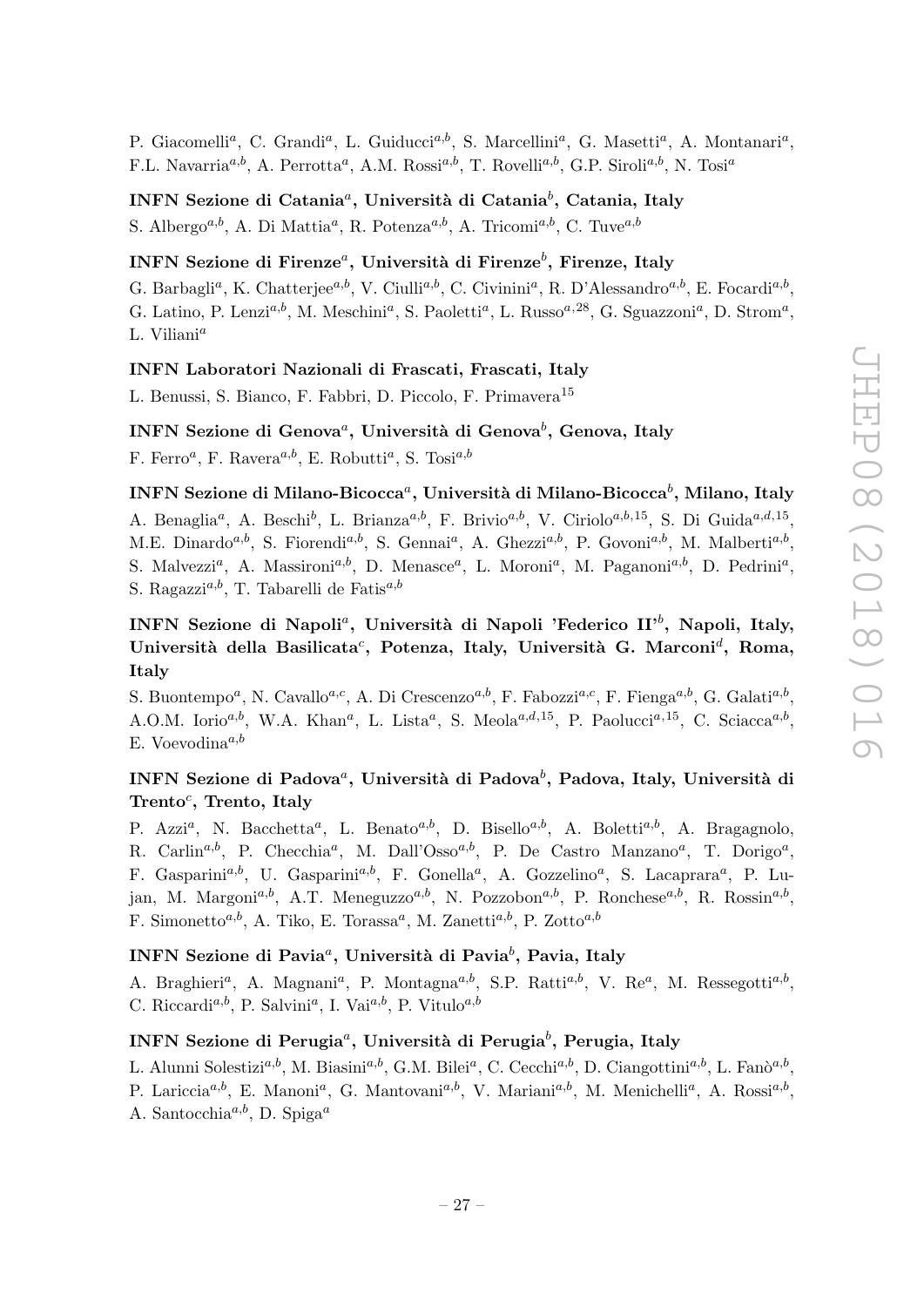P. Giacomelli<sup>a</sup>, C. Grandi<sup>a</sup>, L. Guiducci<sup>a,b</sup>, S. Marcellini<sup>a</sup>, G. Masetti<sup>a</sup>, A. Montanari<sup>a</sup>, F.L. Navarria<sup>a,b</sup>, A. Perrotta<sup>a</sup>, A.M. Rossi<sup>a,b</sup>, T. Rovelli<sup>a,b</sup>, G.P. Siroli<sup>a,b</sup>, N. Tosi<sup>a</sup>

# INFN Sezione di Catania $^a,$  Università di Catania $^b,$  Catania, Italy

S. Albergo<sup>a,b</sup>, A. Di Mattia<sup>a</sup>, R. Potenza<sup>a,b</sup>, A. Tricomi<sup>a,b</sup>, C. Tuve<sup>a,b</sup>

# INFN Sezione di Firenze $^a,$  Università di Firenze $^b,$  Firenze, Italy

G. Barbagli<sup>a</sup>, K. Chatterjee<sup>a,b</sup>, V. Ciulli<sup>a,b</sup>, C. Civinini<sup>a</sup>, R. D'Alessandro<sup>a,b</sup>, E. Focardi<sup>a,b</sup>, G. Latino, P. Lenzi<sup>a,b</sup>, M. Meschini<sup>a</sup>, S. Paoletti<sup>a</sup>, L. Russo<sup>a, 28</sup>, G. Sguazzoni<sup>a</sup>, D. Strom<sup>a</sup>, L. Viliani $^a$ 

# INFN Laboratori Nazionali di Frascati, Frascati, Italy

L. Benussi, S. Bianco, F. Fabbri, D. Piccolo, F. Primavera<sup>15</sup>

# INFN Sezione di Genova $^a,$  Università di Genova $^b,$  Genova, Italy

F. Ferro<sup>a</sup>, F. Ravera<sup>a,b</sup>, E. Robutti<sup>a</sup>, S. Tosi<sup>a,b</sup>

INFN Sezione di Milano-Bicocca ${}^a,\,$ Università di Milano-Bicocca ${}^b,\,$ Milano, Italy A. Benaglia<sup>a</sup>, A. Beschi<sup>b</sup>, L. Brianza<sup>a,b</sup>, F. Brivio<sup>a,b</sup>, V. Ciriolo<sup>a,b,15</sup>, S. Di Guida<sup>a,d,15</sup>, M.E. Dinardo<sup>a,b</sup>, S. Fiorendi<sup>a,b</sup>, S. Gennai<sup>a</sup>, A. Ghezzi<sup>a,b</sup>, P. Govoni<sup>a,b</sup>, M. Malberti<sup>a,b</sup>, S. Malvezzi<sup>a</sup>, A. Massironi<sup>a,b</sup>, D. Menasce<sup>a</sup>, L. Moroni<sup>a</sup>, M. Paganoni<sup>a,b</sup>, D. Pedrini<sup>a</sup>, S. Ragazzi<sup>a,b</sup>, T. Tabarelli de Fatis<sup>a,b</sup>

# INFN Sezione di Napoli<sup>a</sup>, Università di Napoli 'Federico II'<sup>b</sup>, Napoli, Italy, Università della Basilicata<sup>c</sup>, Potenza, Italy, Università G. Marconi<sup>d</sup>, Roma, Italy

S. Buontempo<sup>a</sup>, N. Cavallo<sup>a,c</sup>, A. Di Crescenzo<sup>a,b</sup>, F. Fabozzi<sup>a,c</sup>, F. Fienga<sup>a,b</sup>, G. Galati<sup>a,b</sup>, A.O.M. Iorio<sup>a,b</sup>, W.A. Khan<sup>a</sup>, L. Lista<sup>a</sup>, S. Meola<sup>a,d,15</sup>, P. Paolucci<sup>a,15</sup>, C. Sciacca<sup>a,b</sup>, E. Voevodina $a,b$ 

# INFN Sezione di Padova ${}^a,\,$ Università di Padova ${}^b,\,$ Padova, Italy, Università di  $Trento<sup>c</sup>$ , Trento, Italy

P. Azzi<sup>a</sup>, N. Bacchetta<sup>a</sup>, L. Benato<sup>a,b</sup>, D. Bisello<sup>a,b</sup>, A. Boletti<sup>a,b</sup>, A. Bragagnolo, R. Carlin<sup>a,b</sup>, P. Checchia<sup>a</sup>, M. Dall'Osso<sup>a,b</sup>, P. De Castro Manzano<sup>a</sup>, T. Dorigo<sup>a</sup>, F. Gasparini<sup>a,b</sup>, U. Gasparini<sup>a,b</sup>, F. Gonella<sup>a</sup>, A. Gozzelino<sup>a</sup>, S. Lacaprara<sup>a</sup>, P. Lujan, M. Margoni<sup>a,b</sup>, A.T. Meneguzzo<sup>a,b</sup>, N. Pozzobon<sup>a,b</sup>, P. Ronchese<sup>a,b</sup>, R. Rossin<sup>a,b</sup>, F. Simonetto<sup>a,b</sup>, A. Tiko, E. Torassa<sup>a</sup>, M. Zanetti<sup>a,b</sup>, P. Zotto<sup>a,b</sup>

# INFN Sezione di Pavia $^a,$  Università di Pavia $^b,$  Pavia, Italy

A. Braghieri<sup>a</sup>, A. Magnani<sup>a</sup>, P. Montagna<sup>a,b</sup>, S.P. Ratti<sup>a,b</sup>, V. Re<sup>a</sup>, M. Ressegotti<sup>a,b</sup>, C. Riccardi<sup>a,b</sup>, P. Salvini<sup>a</sup>, I. Vai<sup>a,b</sup>, P. Vitulo<sup>a,b</sup>

# INFN Sezione di Perugia $^a,$  Università di Perugia $^b,$  Perugia, Italy

L. Alunni Solestizi<sup>a,b</sup>, M. Biasini<sup>a,b</sup>, G.M. Bilei<sup>a</sup>, C. Cecchi<sup>a,b</sup>, D. Ciangottini<sup>a,b</sup>, L. Fanò<sup>a,b</sup>, P. Lariccia<sup>a,b</sup>, E. Manoni<sup>a</sup>, G. Mantovani<sup>a,b</sup>, V. Mariani<sup>a,b</sup>, M. Menichelli<sup>a</sup>, A. Rossi<sup>a,b</sup>, A. Santocchia<sup>a,b</sup>, D. Spiga<sup>a</sup>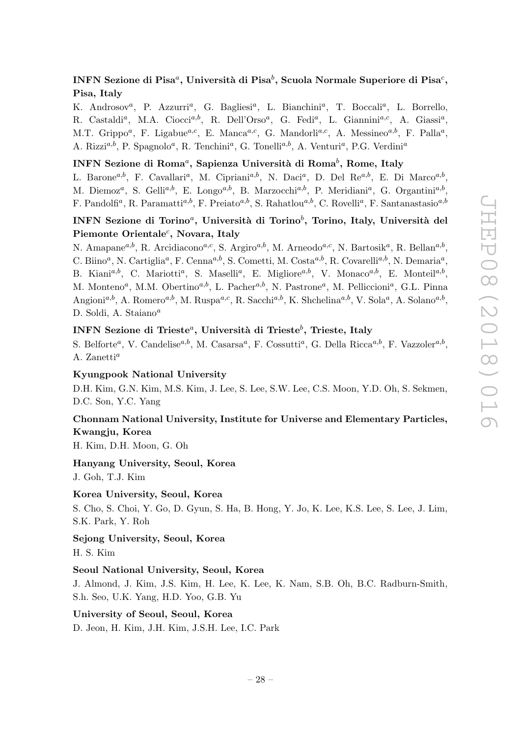# $\mathbf{INFN}$  Sezione di Pisa $^a, \mathbf{Universit\`a}$  di Pisa $^b, \mathbf{Scuola}$  Normale Superiore di Pisa $^c,$ Pisa, Italy

K. Androsov<sup>a</sup>, P. Azzurri<sup>a</sup>, G. Bagliesi<sup>a</sup>, L. Bianchini<sup>a</sup>, T. Boccali<sup>a</sup>, L. Borrello, R. Castaldi<sup>a</sup>, M.A. Ciocci<sup>a,b</sup>, R. Dell'Orso<sup>a</sup>, G. Fedi<sup>a</sup>, L. Giannini<sup>a,c</sup>, A. Giassi<sup>a</sup>, M.T. Grippo<sup>a</sup>, F. Ligabue<sup>a,c</sup>, E. Manca<sup>a,c</sup>, G. Mandorli<sup>a,c</sup>, A. Messineo<sup>a,b</sup>, F. Palla<sup>a</sup>, A. Rizzi<sup>a,b</sup>, P. Spagnolo<sup>a</sup>, R. Tenchini<sup>a</sup>, G. Tonelli<sup>a,b</sup>, A. Venturi<sup>a</sup>, P.G. Verdini<sup>a</sup>

# INFN Sezione di Roma $^a,$  Sapienza Università di Roma $^b,$  Rome, Italy

L. Barone<sup>a,b</sup>, F. Cavallari<sup>a</sup>, M. Cipriani<sup>a,b</sup>, N. Daci<sup>a</sup>, D. Del Re<sup>a,b</sup>, E. Di Marco<sup>a,b</sup>, M. Diemoz<sup>a</sup>, S. Gelli<sup>a,b</sup>, E. Longo<sup>a,b</sup>, B. Marzocchi<sup>a,b</sup>, P. Meridiani<sup>a</sup>, G. Organtini<sup>a,b</sup>, F. Pandolfi<sup>a</sup>, R. Paramatti<sup>a,b</sup>, F. Preiato<sup>a,b</sup>, S. Rahatlou<sup>a,b</sup>, C. Rovelli<sup>a</sup>, F. Santanastasio<sup>a,b</sup>

# ${\rm INFN}$  Sezione di Torino ${}^a,\; {\rm Università}$  di Torino ${}^b,\; {\rm Torino},\; {\rm Italy},\; {\rm Università}$  del  $\mathbf P$ iemonte  $\mathbf O$ rientale $^c,$  Novara, Italy

N. Amapane<sup>a,b</sup>, R. Arcidiacono<sup>a,c</sup>, S. Argiro<sup>a,b</sup>, M. Arneodo<sup>a,c</sup>, N. Bartosik<sup>a</sup>, R. Bellan<sup>a,b</sup>, C. Biino<sup>a</sup>, N. Cartiglia<sup>a</sup>, F. Cenna<sup>a,b</sup>, S. Cometti, M. Costa<sup>a,b</sup>, R. Covarelli<sup>a,b</sup>, N. Demaria<sup>a</sup>, B. Kiani<sup>a,b</sup>, C. Mariotti<sup>a</sup>, S. Maselli<sup>a</sup>, E. Migliore<sup>a,b</sup>, V. Monaco<sup>a,b</sup>, E. Monteil<sup>a,b</sup>, M. Monteno<sup>a</sup>, M.M. Obertino<sup>a,b</sup>, L. Pacher<sup>a,b</sup>, N. Pastrone<sup>a</sup>, M. Pelliccioni<sup>a</sup>, G.L. Pinna Angioni<sup>a,b</sup>, A. Romero<sup>a,b</sup>, M. Ruspa<sup>a,c</sup>, R. Sacchi<sup>a,b</sup>, K. Shchelina<sup>a,b</sup>, V. Sola<sup>a</sup>, A. Solano<sup>a,b</sup>, D. Soldi, A. Staiano<sup>a</sup>

# ${\rm INFN}$  Sezione di Trieste $^a,$  Università di Trieste $^b,$  Trieste, Italy

S. Belforte<sup>a</sup>, V. Candelise<sup>a,b</sup>, M. Casarsa<sup>a</sup>, F. Cossutti<sup>a</sup>, G. Della Ricca<sup>a,b</sup>, F. Vazzoler<sup>a,b</sup>, A. Zanetti<sup>a</sup>

### Kyungpook National University

D.H. Kim, G.N. Kim, M.S. Kim, J. Lee, S. Lee, S.W. Lee, C.S. Moon, Y.D. Oh, S. Sekmen, D.C. Son, Y.C. Yang

# Chonnam National University, Institute for Universe and Elementary Particles, Kwangju, Korea

H. Kim, D.H. Moon, G. Oh

# Hanyang University, Seoul, Korea

J. Goh, T.J. Kim

# Korea University, Seoul, Korea

S. Cho, S. Choi, Y. Go, D. Gyun, S. Ha, B. Hong, Y. Jo, K. Lee, K.S. Lee, S. Lee, J. Lim, S.K. Park, Y. Roh

Sejong University, Seoul, Korea H. S. Kim

# Seoul National University, Seoul, Korea

J. Almond, J. Kim, J.S. Kim, H. Lee, K. Lee, K. Nam, S.B. Oh, B.C. Radburn-Smith, S.h. Seo, U.K. Yang, H.D. Yoo, G.B. Yu

# University of Seoul, Seoul, Korea

D. Jeon, H. Kim, J.H. Kim, J.S.H. Lee, I.C. Park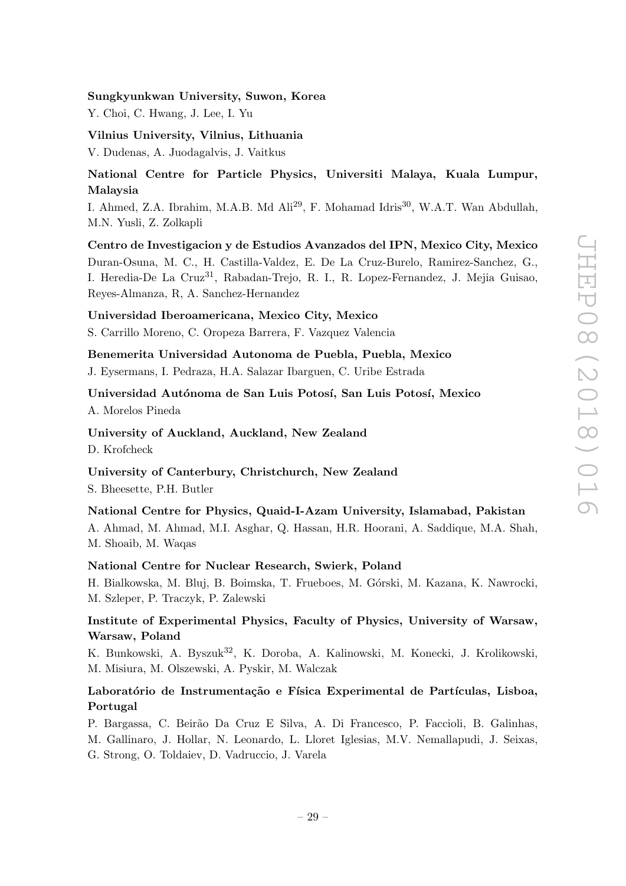#### Sungkyunkwan University, Suwon, Korea

Y. Choi, C. Hwang, J. Lee, I. Yu

Vilnius University, Vilnius, Lithuania

V. Dudenas, A. Juodagalvis, J. Vaitkus

# National Centre for Particle Physics, Universiti Malaya, Kuala Lumpur, Malaysia

I. Ahmed, Z.A. Ibrahim, M.A.B. Md Ali<sup>29</sup>, F. Mohamad Idris<sup>30</sup>, W.A.T. Wan Abdullah, M.N. Yusli, Z. Zolkapli

Centro de Investigacion y de Estudios Avanzados del IPN, Mexico City, Mexico Duran-Osuna, M. C., H. Castilla-Valdez, E. De La Cruz-Burelo, Ramirez-Sanchez, G., I. Heredia-De La Cruz<sup>31</sup>, Rabadan-Trejo, R. I., R. Lopez-Fernandez, J. Mejia Guisao, Reyes-Almanza, R, A. Sanchez-Hernandez

Universidad Iberoamericana, Mexico City, Mexico S. Carrillo Moreno, C. Oropeza Barrera, F. Vazquez Valencia

Benemerita Universidad Autonoma de Puebla, Puebla, Mexico

J. Eysermans, I. Pedraza, H.A. Salazar Ibarguen, C. Uribe Estrada

Universidad Autónoma de San Luis Potosí, San Luis Potosí, Mexico A. Morelos Pineda

University of Auckland, Auckland, New Zealand D. Krofcheck

University of Canterbury, Christchurch, New Zealand

S. Bheesette, P.H. Butler

# National Centre for Physics, Quaid-I-Azam University, Islamabad, Pakistan

A. Ahmad, M. Ahmad, M.I. Asghar, Q. Hassan, H.R. Hoorani, A. Saddique, M.A. Shah, M. Shoaib, M. Waqas

#### National Centre for Nuclear Research, Swierk, Poland

H. Bialkowska, M. Bluj, B. Boimska, T. Frueboes, M. G´orski, M. Kazana, K. Nawrocki, M. Szleper, P. Traczyk, P. Zalewski

# Institute of Experimental Physics, Faculty of Physics, University of Warsaw, Warsaw, Poland

K. Bunkowski, A. Byszuk<sup>32</sup>, K. Doroba, A. Kalinowski, M. Konecki, J. Krolikowski, M. Misiura, M. Olszewski, A. Pyskir, M. Walczak

# Laboratório de Instrumentação e Física Experimental de Partículas, Lisboa, Portugal

P. Bargassa, C. Beirão Da Cruz E Silva, A. Di Francesco, P. Faccioli, B. Galinhas, M. Gallinaro, J. Hollar, N. Leonardo, L. Lloret Iglesias, M.V. Nemallapudi, J. Seixas, G. Strong, O. Toldaiev, D. Vadruccio, J. Varela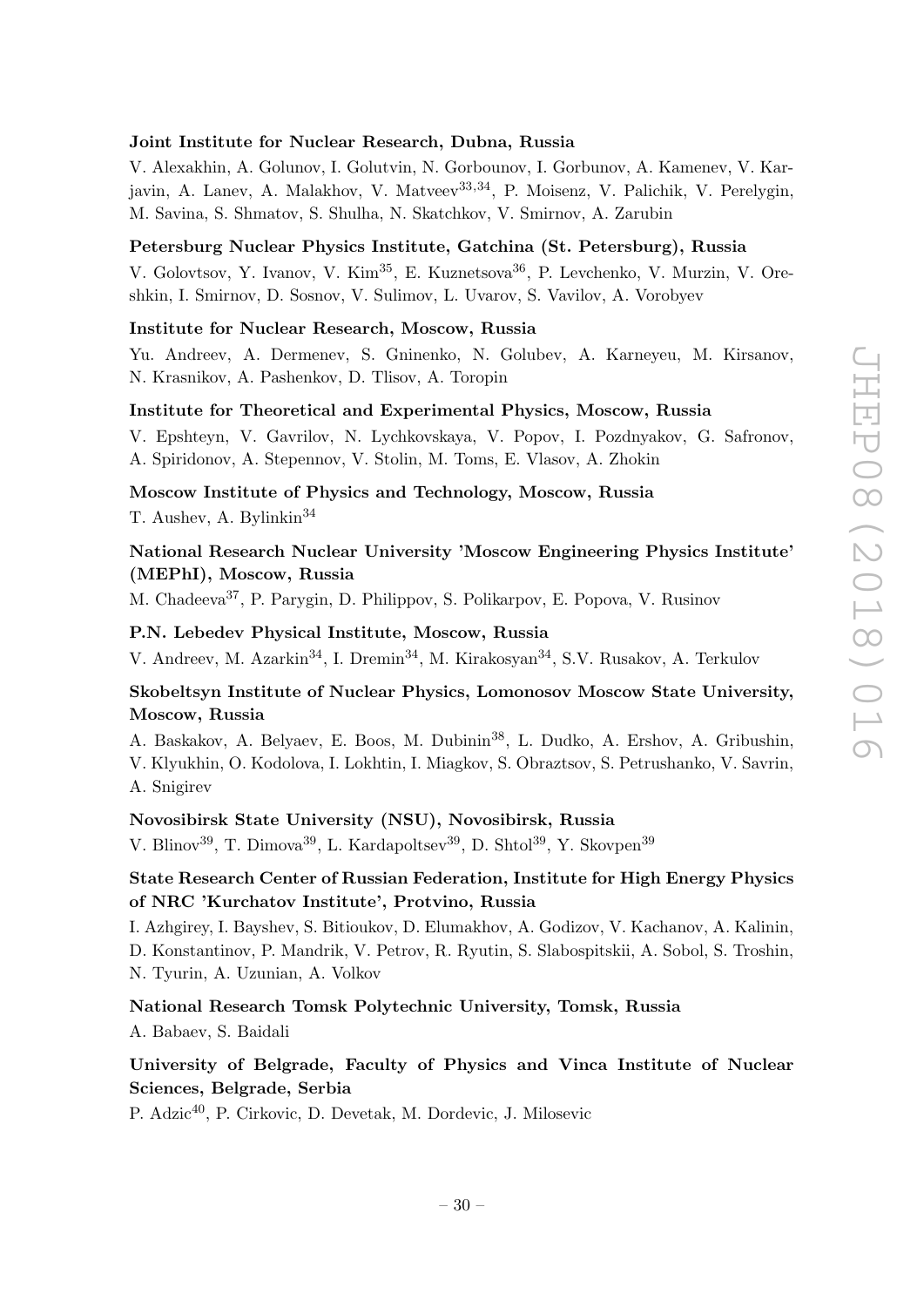#### Joint Institute for Nuclear Research, Dubna, Russia

V. Alexakhin, A. Golunov, I. Golutvin, N. Gorbounov, I. Gorbunov, A. Kamenev, V. Karjavin, A. Lanev, A. Malakhov, V. Matveev<sup>33,34</sup>, P. Moisenz, V. Palichik, V. Perelygin, M. Savina, S. Shmatov, S. Shulha, N. Skatchkov, V. Smirnov, A. Zarubin

### Petersburg Nuclear Physics Institute, Gatchina (St. Petersburg), Russia

V. Golovtsov, Y. Ivanov, V. Kim35, E. Kuznetsova36, P. Levchenko, V. Murzin, V. Oreshkin, I. Smirnov, D. Sosnov, V. Sulimov, L. Uvarov, S. Vavilov, A. Vorobyev

#### Institute for Nuclear Research, Moscow, Russia

Yu. Andreev, A. Dermenev, S. Gninenko, N. Golubev, A. Karneyeu, M. Kirsanov, N. Krasnikov, A. Pashenkov, D. Tlisov, A. Toropin

#### Institute for Theoretical and Experimental Physics, Moscow, Russia

V. Epshteyn, V. Gavrilov, N. Lychkovskaya, V. Popov, I. Pozdnyakov, G. Safronov, A. Spiridonov, A. Stepennov, V. Stolin, M. Toms, E. Vlasov, A. Zhokin

Moscow Institute of Physics and Technology, Moscow, Russia

T. Aushev, A. Bylinkin<sup>34</sup>

# National Research Nuclear University 'Moscow Engineering Physics Institute' (MEPhI), Moscow, Russia

M. Chadeeva37, P. Parygin, D. Philippov, S. Polikarpov, E. Popova, V. Rusinov

### P.N. Lebedev Physical Institute, Moscow, Russia

V. Andreev, M. Azarkin34, I. Dremin34, M. Kirakosyan34, S.V. Rusakov, A. Terkulov

# Skobeltsyn Institute of Nuclear Physics, Lomonosov Moscow State University, Moscow, Russia

A. Baskakov, A. Belyaev, E. Boos, M. Dubinin<sup>38</sup>, L. Dudko, A. Ershov, A. Gribushin, V. Klyukhin, O. Kodolova, I. Lokhtin, I. Miagkov, S. Obraztsov, S. Petrushanko, V. Savrin, A. Snigirev

### Novosibirsk State University (NSU), Novosibirsk, Russia

V. Blinov<sup>39</sup>, T. Dimova<sup>39</sup>, L. Kardapoltsev<sup>39</sup>, D. Shtol<sup>39</sup>, Y. Skovpen<sup>39</sup>

# State Research Center of Russian Federation, Institute for High Energy Physics of NRC 'Kurchatov Institute', Protvino, Russia

I. Azhgirey, I. Bayshev, S. Bitioukov, D. Elumakhov, A. Godizov, V. Kachanov, A. Kalinin, D. Konstantinov, P. Mandrik, V. Petrov, R. Ryutin, S. Slabospitskii, A. Sobol, S. Troshin, N. Tyurin, A. Uzunian, A. Volkov

National Research Tomsk Polytechnic University, Tomsk, Russia

A. Babaev, S. Baidali

# University of Belgrade, Faculty of Physics and Vinca Institute of Nuclear Sciences, Belgrade, Serbia

P. Adzic40, P. Cirkovic, D. Devetak, M. Dordevic, J. Milosevic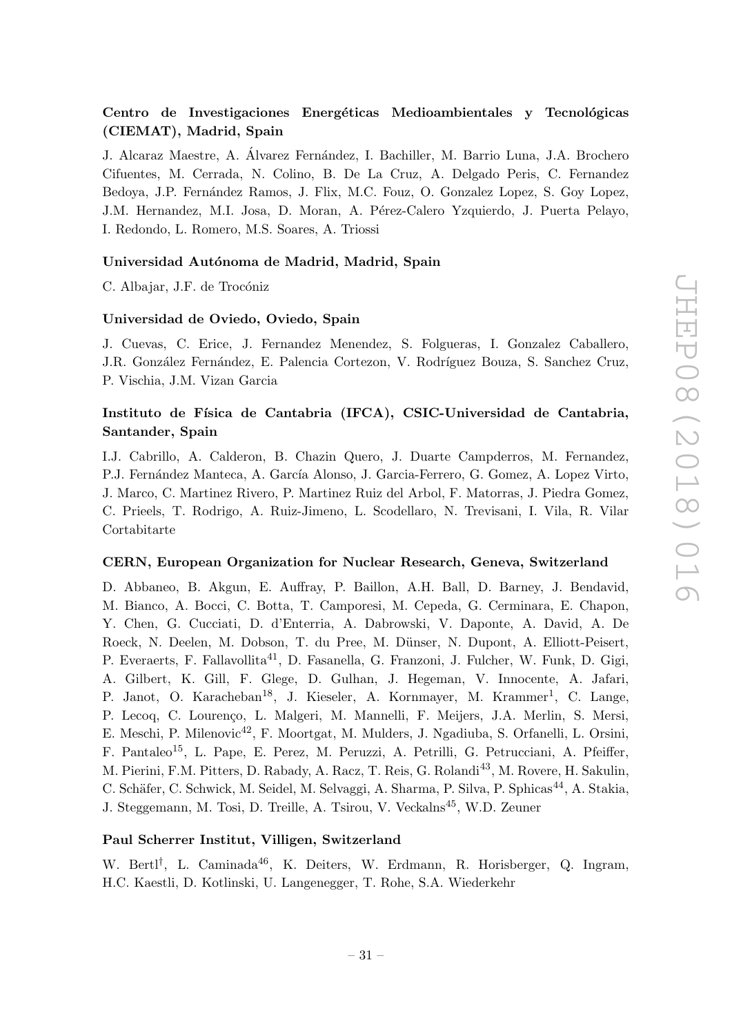# Centro de Investigaciones Energéticas Medioambientales y Tecnológicas (CIEMAT), Madrid, Spain

J. Alcaraz Maestre, A. Alvarez Fern´andez, I. Bachiller, M. Barrio Luna, J.A. Brochero ´ Cifuentes, M. Cerrada, N. Colino, B. De La Cruz, A. Delgado Peris, C. Fernandez Bedoya, J.P. Fernández Ramos, J. Flix, M.C. Fouz, O. Gonzalez Lopez, S. Goy Lopez, J.M. Hernandez, M.I. Josa, D. Moran, A. Pérez-Calero Yzquierdo, J. Puerta Pelayo, I. Redondo, L. Romero, M.S. Soares, A. Triossi

### Universidad Autónoma de Madrid, Madrid, Spain

C. Albajar, J.F. de Trocóniz

#### Universidad de Oviedo, Oviedo, Spain

J. Cuevas, C. Erice, J. Fernandez Menendez, S. Folgueras, I. Gonzalez Caballero, J.R. González Fernández, E. Palencia Cortezon, V. Rodríguez Bouza, S. Sanchez Cruz, P. Vischia, J.M. Vizan Garcia

# Instituto de Física de Cantabria (IFCA), CSIC-Universidad de Cantabria, Santander, Spain

I.J. Cabrillo, A. Calderon, B. Chazin Quero, J. Duarte Campderros, M. Fernandez, P.J. Fernández Manteca, A. García Alonso, J. Garcia-Ferrero, G. Gomez, A. Lopez Virto, J. Marco, C. Martinez Rivero, P. Martinez Ruiz del Arbol, F. Matorras, J. Piedra Gomez, C. Prieels, T. Rodrigo, A. Ruiz-Jimeno, L. Scodellaro, N. Trevisani, I. Vila, R. Vilar Cortabitarte

#### CERN, European Organization for Nuclear Research, Geneva, Switzerland

D. Abbaneo, B. Akgun, E. Auffray, P. Baillon, A.H. Ball, D. Barney, J. Bendavid, M. Bianco, A. Bocci, C. Botta, T. Camporesi, M. Cepeda, G. Cerminara, E. Chapon, Y. Chen, G. Cucciati, D. d'Enterria, A. Dabrowski, V. Daponte, A. David, A. De Roeck, N. Deelen, M. Dobson, T. du Pree, M. Dünser, N. Dupont, A. Elliott-Peisert, P. Everaerts, F. Fallavollita<sup>41</sup>, D. Fasanella, G. Franzoni, J. Fulcher, W. Funk, D. Gigi, A. Gilbert, K. Gill, F. Glege, D. Gulhan, J. Hegeman, V. Innocente, A. Jafari, P. Janot, O. Karacheban<sup>18</sup>, J. Kieseler, A. Kornmayer, M. Krammer<sup>1</sup>, C. Lange, P. Lecoq, C. Lourenço, L. Malgeri, M. Mannelli, F. Meijers, J.A. Merlin, S. Mersi, E. Meschi, P. Milenovic<sup>42</sup>, F. Moortgat, M. Mulders, J. Ngadiuba, S. Orfanelli, L. Orsini, F. Pantaleo<sup>15</sup>, L. Pape, E. Perez, M. Peruzzi, A. Petrilli, G. Petrucciani, A. Pfeiffer, M. Pierini, F.M. Pitters, D. Rabady, A. Racz, T. Reis, G. Rolandi<sup>43</sup>, M. Rovere, H. Sakulin, C. Schäfer, C. Schwick, M. Seidel, M. Selvaggi, A. Sharma, P. Silva, P. Sphicas<sup>44</sup>, A. Stakia, J. Steggemann, M. Tosi, D. Treille, A. Tsirou, V. Veckalns<sup>45</sup>, W.D. Zeuner

### Paul Scherrer Institut, Villigen, Switzerland

W. Bertl<sup>†</sup>, L. Caminada<sup>46</sup>, K. Deiters, W. Erdmann, R. Horisberger, Q. Ingram, H.C. Kaestli, D. Kotlinski, U. Langenegger, T. Rohe, S.A. Wiederkehr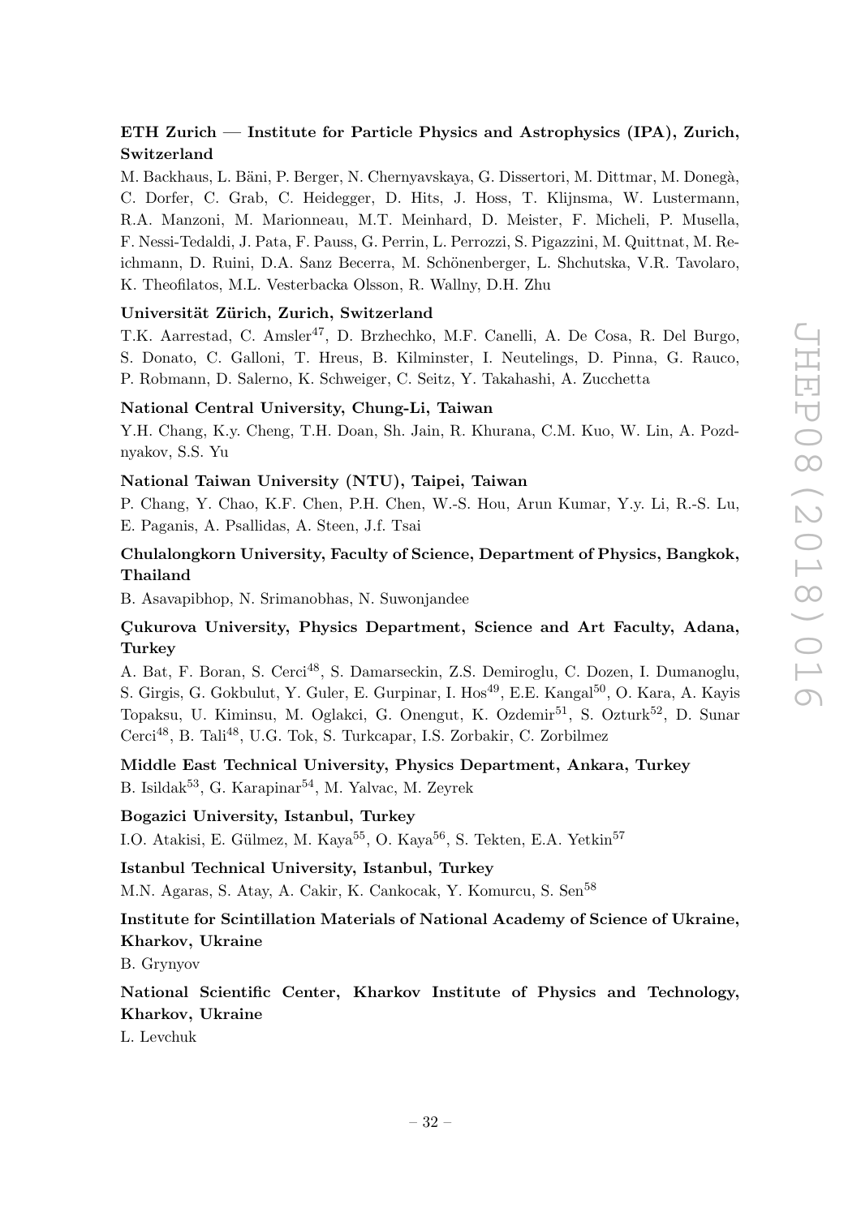# ETH Zurich — Institute for Particle Physics and Astrophysics (IPA), Zurich, Switzerland

M. Backhaus, L. Bäni, P. Berger, N. Chernyavskaya, G. Dissertori, M. Dittmar, M. Donegà, C. Dorfer, C. Grab, C. Heidegger, D. Hits, J. Hoss, T. Klijnsma, W. Lustermann, R.A. Manzoni, M. Marionneau, M.T. Meinhard, D. Meister, F. Micheli, P. Musella, F. Nessi-Tedaldi, J. Pata, F. Pauss, G. Perrin, L. Perrozzi, S. Pigazzini, M. Quittnat, M. Reichmann, D. Ruini, D.A. Sanz Becerra, M. Schönenberger, L. Shchutska, V.R. Tavolaro, K. Theofilatos, M.L. Vesterbacka Olsson, R. Wallny, D.H. Zhu

# Universität Zürich, Zurich, Switzerland

T.K. Aarrestad, C. Amsler47, D. Brzhechko, M.F. Canelli, A. De Cosa, R. Del Burgo, S. Donato, C. Galloni, T. Hreus, B. Kilminster, I. Neutelings, D. Pinna, G. Rauco, P. Robmann, D. Salerno, K. Schweiger, C. Seitz, Y. Takahashi, A. Zucchetta

### National Central University, Chung-Li, Taiwan

Y.H. Chang, K.y. Cheng, T.H. Doan, Sh. Jain, R. Khurana, C.M. Kuo, W. Lin, A. Pozdnyakov, S.S. Yu

# National Taiwan University (NTU), Taipei, Taiwan

P. Chang, Y. Chao, K.F. Chen, P.H. Chen, W.-S. Hou, Arun Kumar, Y.y. Li, R.-S. Lu, E. Paganis, A. Psallidas, A. Steen, J.f. Tsai

# Chulalongkorn University, Faculty of Science, Department of Physics, Bangkok, Thailand

B. Asavapibhop, N. Srimanobhas, N. Suwonjandee

# Cukurova University, Physics Department, Science and Art Faculty, Adana, **Turkey**

A. Bat, F. Boran, S. Cerci48, S. Damarseckin, Z.S. Demiroglu, C. Dozen, I. Dumanoglu, S. Girgis, G. Gokbulut, Y. Guler, E. Gurpinar, I. Hos<sup>49</sup>, E.E. Kangal<sup>50</sup>, O. Kara, A. Kavis Topaksu, U. Kiminsu, M. Oglakci, G. Onengut, K. Ozdemir<sup>51</sup>, S. Ozturk<sup>52</sup>, D. Sunar Cerci48, B. Tali48, U.G. Tok, S. Turkcapar, I.S. Zorbakir, C. Zorbilmez

# Middle East Technical University, Physics Department, Ankara, Turkey

B. Isildak<sup>53</sup>, G. Karapinar<sup>54</sup>, M. Yalvac, M. Zeyrek

# Bogazici University, Istanbul, Turkey

I.O. Atakisi, E. Gülmez, M. Kaya<sup>55</sup>, O. Kaya<sup>56</sup>, S. Tekten, E.A. Yetkin<sup>57</sup>

### Istanbul Technical University, Istanbul, Turkey

M.N. Agaras, S. Atay, A. Cakir, K. Cankocak, Y. Komurcu, S. Sen<sup>58</sup>

# Institute for Scintillation Materials of National Academy of Science of Ukraine, Kharkov, Ukraine

B. Grynyov

# National Scientific Center, Kharkov Institute of Physics and Technology, Kharkov, Ukraine

L. Levchuk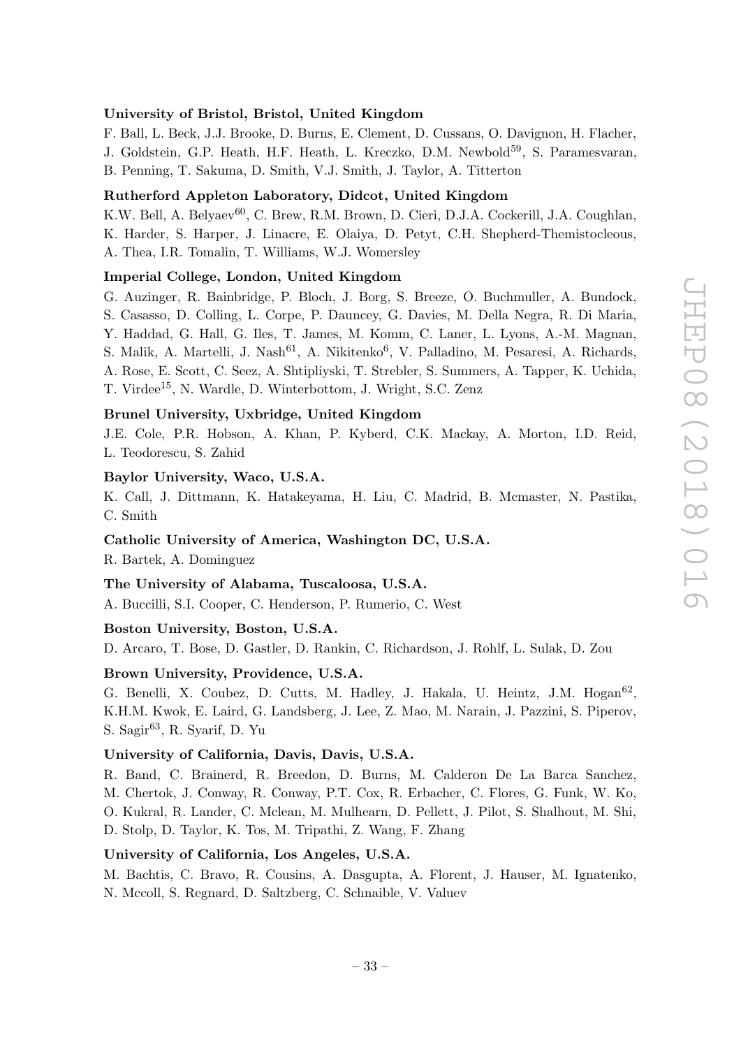### University of Bristol, Bristol, United Kingdom

F. Ball, L. Beck, J.J. Brooke, D. Burns, E. Clement, D. Cussans, O. Davignon, H. Flacher,

J. Goldstein, G.P. Heath, H.F. Heath, L. Kreczko, D.M. Newbold<sup>59</sup>, S. Paramesvaran,

B. Penning, T. Sakuma, D. Smith, V.J. Smith, J. Taylor, A. Titterton

#### Rutherford Appleton Laboratory, Didcot, United Kingdom

K.W. Bell, A. Belyaev<sup>60</sup>, C. Brew, R.M. Brown, D. Cieri, D.J.A. Cockerill, J.A. Coughlan, K. Harder, S. Harper, J. Linacre, E. Olaiya, D. Petyt, C.H. Shepherd-Themistocleous,

A. Thea, I.R. Tomalin, T. Williams, W.J. Womersley

# Imperial College, London, United Kingdom

G. Auzinger, R. Bainbridge, P. Bloch, J. Borg, S. Breeze, O. Buchmuller, A. Bundock, S. Casasso, D. Colling, L. Corpe, P. Dauncey, G. Davies, M. Della Negra, R. Di Maria, Y. Haddad, G. Hall, G. Iles, T. James, M. Komm, C. Laner, L. Lyons, A.-M. Magnan, S. Malik, A. Martelli, J. Nash<sup>61</sup>, A. Nikitenko<sup>6</sup>, V. Palladino, M. Pesaresi, A. Richards, A. Rose, E. Scott, C. Seez, A. Shtipliyski, T. Strebler, S. Summers, A. Tapper, K. Uchida, T. Virdee15, N. Wardle, D. Winterbottom, J. Wright, S.C. Zenz

## Brunel University, Uxbridge, United Kingdom

J.E. Cole, P.R. Hobson, A. Khan, P. Kyberd, C.K. Mackay, A. Morton, I.D. Reid, L. Teodorescu, S. Zahid

#### Baylor University, Waco, U.S.A.

K. Call, J. Dittmann, K. Hatakeyama, H. Liu, C. Madrid, B. Mcmaster, N. Pastika, C. Smith

#### Catholic University of America, Washington DC, U.S.A.

R. Bartek, A. Dominguez

#### The University of Alabama, Tuscaloosa, U.S.A.

A. Buccilli, S.I. Cooper, C. Henderson, P. Rumerio, C. West

#### Boston University, Boston, U.S.A.

D. Arcaro, T. Bose, D. Gastler, D. Rankin, C. Richardson, J. Rohlf, L. Sulak, D. Zou

#### Brown University, Providence, U.S.A.

G. Benelli, X. Coubez, D. Cutts, M. Hadley, J. Hakala, U. Heintz, J.M. Hogan<sup>62</sup>, K.H.M. Kwok, E. Laird, G. Landsberg, J. Lee, Z. Mao, M. Narain, J. Pazzini, S. Piperov, S. Sagir63, R. Syarif, D. Yu

#### University of California, Davis, Davis, U.S.A.

R. Band, C. Brainerd, R. Breedon, D. Burns, M. Calderon De La Barca Sanchez, M. Chertok, J. Conway, R. Conway, P.T. Cox, R. Erbacher, C. Flores, G. Funk, W. Ko, O. Kukral, R. Lander, C. Mclean, M. Mulhearn, D. Pellett, J. Pilot, S. Shalhout, M. Shi, D. Stolp, D. Taylor, K. Tos, M. Tripathi, Z. Wang, F. Zhang

#### University of California, Los Angeles, U.S.A.

M. Bachtis, C. Bravo, R. Cousins, A. Dasgupta, A. Florent, J. Hauser, M. Ignatenko, N. Mccoll, S. Regnard, D. Saltzberg, C. Schnaible, V. Valuev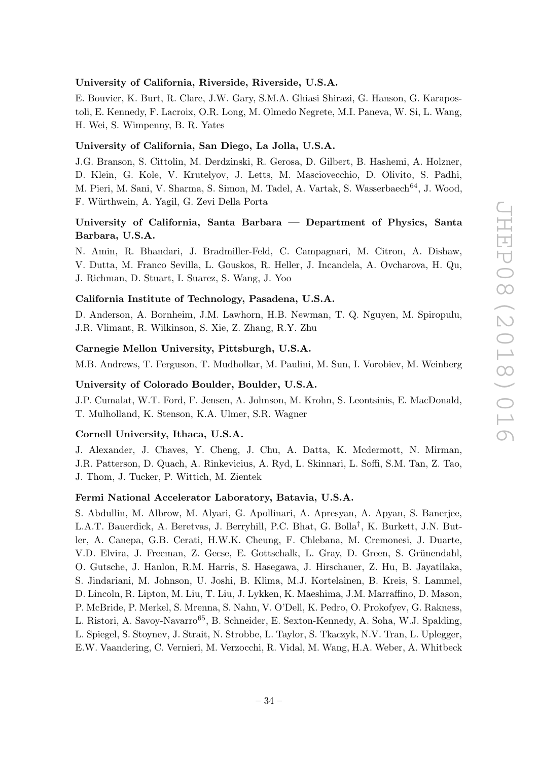### University of California, Riverside, Riverside, U.S.A.

E. Bouvier, K. Burt, R. Clare, J.W. Gary, S.M.A. Ghiasi Shirazi, G. Hanson, G. Karapostoli, E. Kennedy, F. Lacroix, O.R. Long, M. Olmedo Negrete, M.I. Paneva, W. Si, L. Wang, H. Wei, S. Wimpenny, B. R. Yates

#### University of California, San Diego, La Jolla, U.S.A.

J.G. Branson, S. Cittolin, M. Derdzinski, R. Gerosa, D. Gilbert, B. Hashemi, A. Holzner, D. Klein, G. Kole, V. Krutelyov, J. Letts, M. Masciovecchio, D. Olivito, S. Padhi, M. Pieri, M. Sani, V. Sharma, S. Simon, M. Tadel, A. Vartak, S. Wasserbaech<sup>64</sup>, J. Wood, F. Würthwein, A. Yagil, G. Zevi Della Porta

# University of California, Santa Barbara — Department of Physics, Santa Barbara, U.S.A.

N. Amin, R. Bhandari, J. Bradmiller-Feld, C. Campagnari, M. Citron, A. Dishaw, V. Dutta, M. Franco Sevilla, L. Gouskos, R. Heller, J. Incandela, A. Ovcharova, H. Qu, J. Richman, D. Stuart, I. Suarez, S. Wang, J. Yoo

#### California Institute of Technology, Pasadena, U.S.A.

D. Anderson, A. Bornheim, J.M. Lawhorn, H.B. Newman, T. Q. Nguyen, M. Spiropulu, J.R. Vlimant, R. Wilkinson, S. Xie, Z. Zhang, R.Y. Zhu

#### Carnegie Mellon University, Pittsburgh, U.S.A.

M.B. Andrews, T. Ferguson, T. Mudholkar, M. Paulini, M. Sun, I. Vorobiev, M. Weinberg

#### University of Colorado Boulder, Boulder, U.S.A.

J.P. Cumalat, W.T. Ford, F. Jensen, A. Johnson, M. Krohn, S. Leontsinis, E. MacDonald, T. Mulholland, K. Stenson, K.A. Ulmer, S.R. Wagner

#### Cornell University, Ithaca, U.S.A.

J. Alexander, J. Chaves, Y. Cheng, J. Chu, A. Datta, K. Mcdermott, N. Mirman, J.R. Patterson, D. Quach, A. Rinkevicius, A. Ryd, L. Skinnari, L. Soffi, S.M. Tan, Z. Tao, J. Thom, J. Tucker, P. Wittich, M. Zientek

### Fermi National Accelerator Laboratory, Batavia, U.S.A.

S. Abdullin, M. Albrow, M. Alyari, G. Apollinari, A. Apresyan, A. Apyan, S. Banerjee, L.A.T. Bauerdick, A. Beretvas, J. Berryhill, P.C. Bhat, G. Bolla† , K. Burkett, J.N. Butler, A. Canepa, G.B. Cerati, H.W.K. Cheung, F. Chlebana, M. Cremonesi, J. Duarte, V.D. Elvira, J. Freeman, Z. Gecse, E. Gottschalk, L. Gray, D. Green, S. Grünendahl, O. Gutsche, J. Hanlon, R.M. Harris, S. Hasegawa, J. Hirschauer, Z. Hu, B. Jayatilaka, S. Jindariani, M. Johnson, U. Joshi, B. Klima, M.J. Kortelainen, B. Kreis, S. Lammel, D. Lincoln, R. Lipton, M. Liu, T. Liu, J. Lykken, K. Maeshima, J.M. Marraffino, D. Mason, P. McBride, P. Merkel, S. Mrenna, S. Nahn, V. O'Dell, K. Pedro, O. Prokofyev, G. Rakness, L. Ristori, A. Savoy-Navarro<sup>65</sup>, B. Schneider, E. Sexton-Kennedy, A. Soha, W.J. Spalding, L. Spiegel, S. Stoynev, J. Strait, N. Strobbe, L. Taylor, S. Tkaczyk, N.V. Tran, L. Uplegger, E.W. Vaandering, C. Vernieri, M. Verzocchi, R. Vidal, M. Wang, H.A. Weber, A. Whitbeck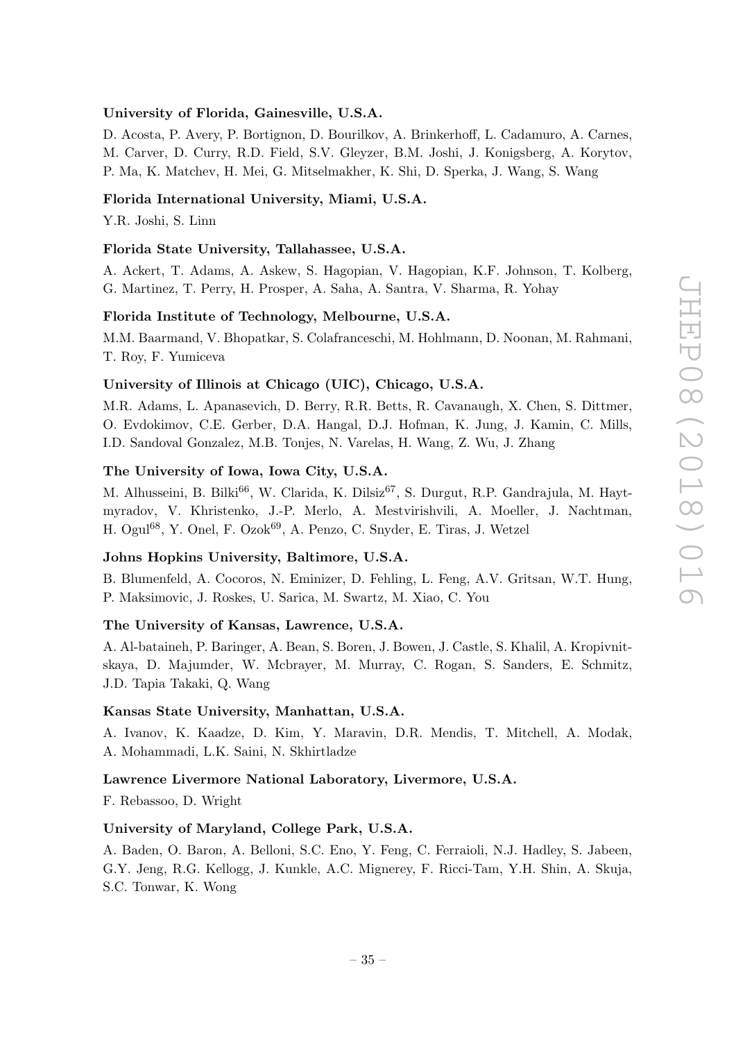#### University of Florida, Gainesville, U.S.A.

D. Acosta, P. Avery, P. Bortignon, D. Bourilkov, A. Brinkerhoff, L. Cadamuro, A. Carnes, M. Carver, D. Curry, R.D. Field, S.V. Gleyzer, B.M. Joshi, J. Konigsberg, A. Korytov, P. Ma, K. Matchev, H. Mei, G. Mitselmakher, K. Shi, D. Sperka, J. Wang, S. Wang

#### Florida International University, Miami, U.S.A.

Y.R. Joshi, S. Linn

# Florida State University, Tallahassee, U.S.A.

A. Ackert, T. Adams, A. Askew, S. Hagopian, V. Hagopian, K.F. Johnson, T. Kolberg, G. Martinez, T. Perry, H. Prosper, A. Saha, A. Santra, V. Sharma, R. Yohay

### Florida Institute of Technology, Melbourne, U.S.A.

M.M. Baarmand, V. Bhopatkar, S. Colafranceschi, M. Hohlmann, D. Noonan, M. Rahmani, T. Roy, F. Yumiceva

### University of Illinois at Chicago (UIC), Chicago, U.S.A.

M.R. Adams, L. Apanasevich, D. Berry, R.R. Betts, R. Cavanaugh, X. Chen, S. Dittmer, O. Evdokimov, C.E. Gerber, D.A. Hangal, D.J. Hofman, K. Jung, J. Kamin, C. Mills, I.D. Sandoval Gonzalez, M.B. Tonjes, N. Varelas, H. Wang, Z. Wu, J. Zhang

### The University of Iowa, Iowa City, U.S.A.

M. Alhusseini, B. Bilki<sup>66</sup>, W. Clarida, K. Dilsiz<sup>67</sup>, S. Durgut, R.P. Gandrajula, M. Haytmyradov, V. Khristenko, J.-P. Merlo, A. Mestvirishvili, A. Moeller, J. Nachtman, H. Ogul<sup>68</sup>, Y. Onel, F. Ozok<sup>69</sup>, A. Penzo, C. Snyder, E. Tiras, J. Wetzel

#### Johns Hopkins University, Baltimore, U.S.A.

B. Blumenfeld, A. Cocoros, N. Eminizer, D. Fehling, L. Feng, A.V. Gritsan, W.T. Hung, P. Maksimovic, J. Roskes, U. Sarica, M. Swartz, M. Xiao, C. You

#### The University of Kansas, Lawrence, U.S.A.

A. Al-bataineh, P. Baringer, A. Bean, S. Boren, J. Bowen, J. Castle, S. Khalil, A. Kropivnitskaya, D. Majumder, W. Mcbrayer, M. Murray, C. Rogan, S. Sanders, E. Schmitz, J.D. Tapia Takaki, Q. Wang

#### Kansas State University, Manhattan, U.S.A.

A. Ivanov, K. Kaadze, D. Kim, Y. Maravin, D.R. Mendis, T. Mitchell, A. Modak, A. Mohammadi, L.K. Saini, N. Skhirtladze

#### Lawrence Livermore National Laboratory, Livermore, U.S.A.

F. Rebassoo, D. Wright

### University of Maryland, College Park, U.S.A.

A. Baden, O. Baron, A. Belloni, S.C. Eno, Y. Feng, C. Ferraioli, N.J. Hadley, S. Jabeen, G.Y. Jeng, R.G. Kellogg, J. Kunkle, A.C. Mignerey, F. Ricci-Tam, Y.H. Shin, A. Skuja, S.C. Tonwar, K. Wong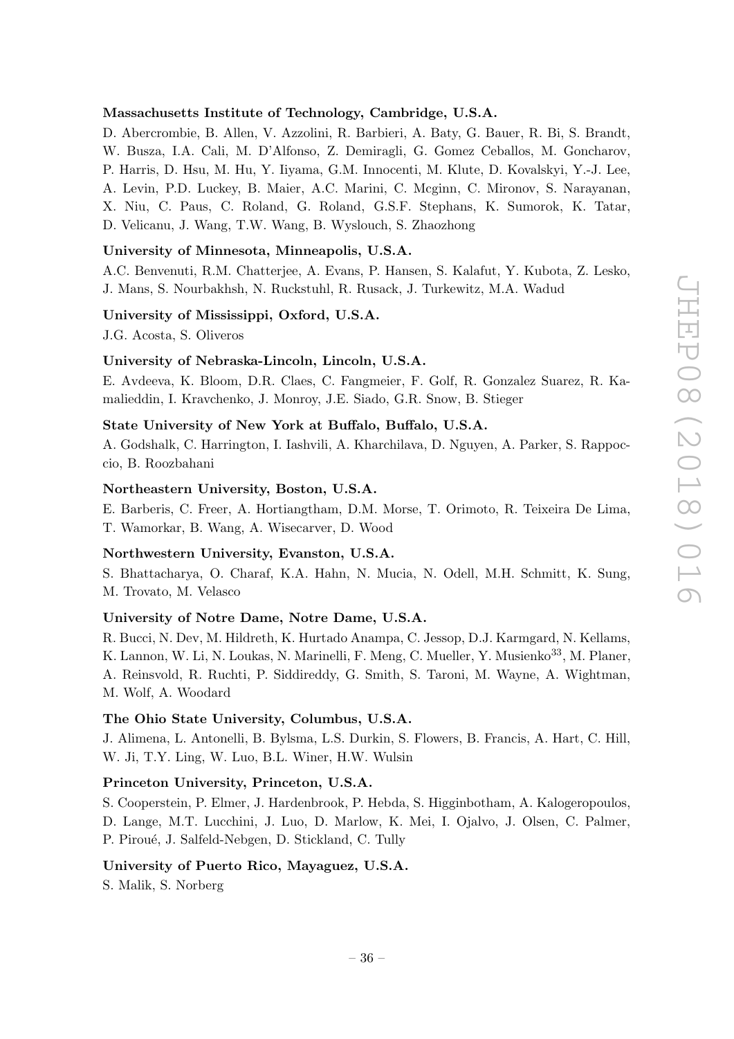### Massachusetts Institute of Technology, Cambridge, U.S.A.

D. Abercrombie, B. Allen, V. Azzolini, R. Barbieri, A. Baty, G. Bauer, R. Bi, S. Brandt, W. Busza, I.A. Cali, M. D'Alfonso, Z. Demiragli, G. Gomez Ceballos, M. Goncharov, P. Harris, D. Hsu, M. Hu, Y. Iiyama, G.M. Innocenti, M. Klute, D. Kovalskyi, Y.-J. Lee, A. Levin, P.D. Luckey, B. Maier, A.C. Marini, C. Mcginn, C. Mironov, S. Narayanan, X. Niu, C. Paus, C. Roland, G. Roland, G.S.F. Stephans, K. Sumorok, K. Tatar, D. Velicanu, J. Wang, T.W. Wang, B. Wyslouch, S. Zhaozhong

## University of Minnesota, Minneapolis, U.S.A.

A.C. Benvenuti, R.M. Chatterjee, A. Evans, P. Hansen, S. Kalafut, Y. Kubota, Z. Lesko, J. Mans, S. Nourbakhsh, N. Ruckstuhl, R. Rusack, J. Turkewitz, M.A. Wadud

#### University of Mississippi, Oxford, U.S.A.

J.G. Acosta, S. Oliveros

### University of Nebraska-Lincoln, Lincoln, U.S.A.

E. Avdeeva, K. Bloom, D.R. Claes, C. Fangmeier, F. Golf, R. Gonzalez Suarez, R. Kamalieddin, I. Kravchenko, J. Monroy, J.E. Siado, G.R. Snow, B. Stieger

#### State University of New York at Buffalo, Buffalo, U.S.A.

A. Godshalk, C. Harrington, I. Iashvili, A. Kharchilava, D. Nguyen, A. Parker, S. Rappoccio, B. Roozbahani

#### Northeastern University, Boston, U.S.A.

E. Barberis, C. Freer, A. Hortiangtham, D.M. Morse, T. Orimoto, R. Teixeira De Lima, T. Wamorkar, B. Wang, A. Wisecarver, D. Wood

#### Northwestern University, Evanston, U.S.A.

S. Bhattacharya, O. Charaf, K.A. Hahn, N. Mucia, N. Odell, M.H. Schmitt, K. Sung, M. Trovato, M. Velasco

# University of Notre Dame, Notre Dame, U.S.A.

R. Bucci, N. Dev, M. Hildreth, K. Hurtado Anampa, C. Jessop, D.J. Karmgard, N. Kellams, K. Lannon, W. Li, N. Loukas, N. Marinelli, F. Meng, C. Mueller, Y. Musienko<sup>33</sup>, M. Planer, A. Reinsvold, R. Ruchti, P. Siddireddy, G. Smith, S. Taroni, M. Wayne, A. Wightman, M. Wolf, A. Woodard

#### The Ohio State University, Columbus, U.S.A.

J. Alimena, L. Antonelli, B. Bylsma, L.S. Durkin, S. Flowers, B. Francis, A. Hart, C. Hill, W. Ji, T.Y. Ling, W. Luo, B.L. Winer, H.W. Wulsin

# Princeton University, Princeton, U.S.A.

S. Cooperstein, P. Elmer, J. Hardenbrook, P. Hebda, S. Higginbotham, A. Kalogeropoulos, D. Lange, M.T. Lucchini, J. Luo, D. Marlow, K. Mei, I. Ojalvo, J. Olsen, C. Palmer, P. Piroué, J. Salfeld-Nebgen, D. Stickland, C. Tully

#### University of Puerto Rico, Mayaguez, U.S.A.

S. Malik, S. Norberg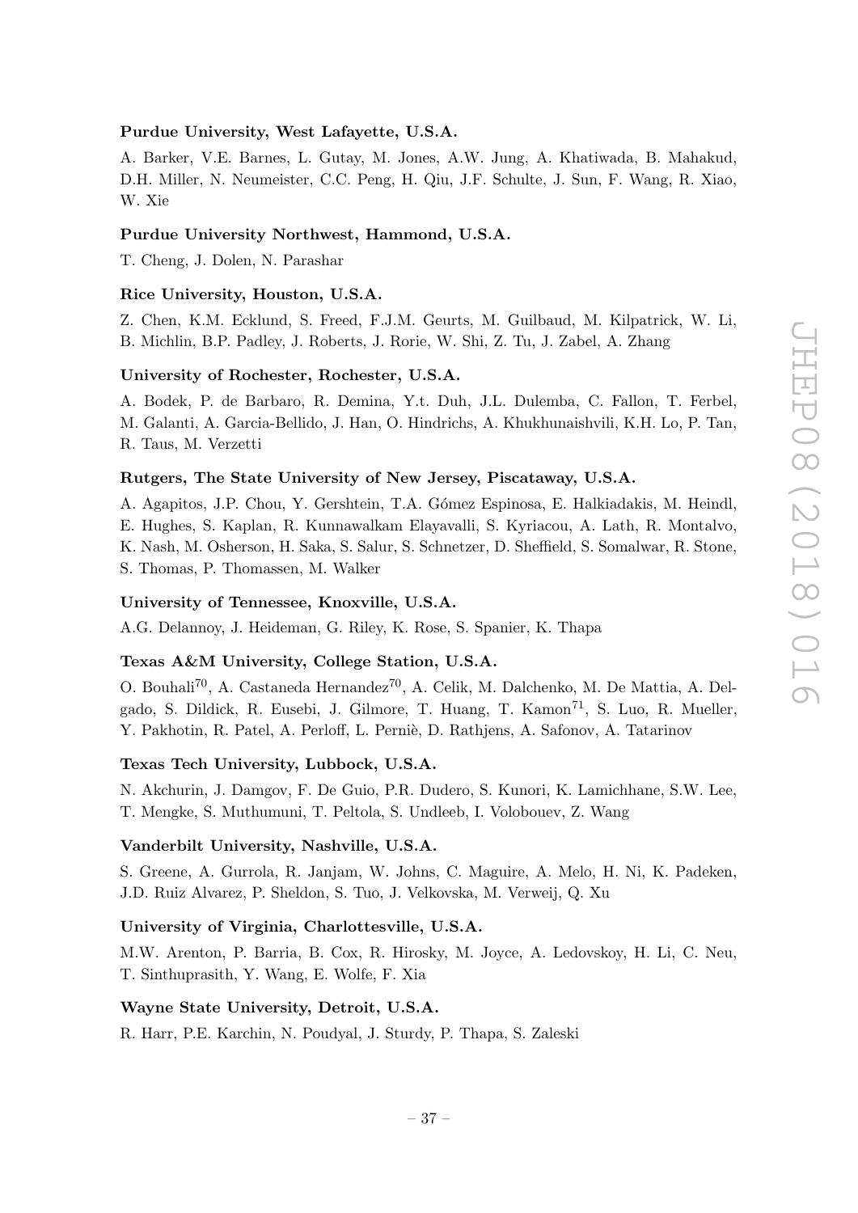#### Purdue University, West Lafayette, U.S.A.

A. Barker, V.E. Barnes, L. Gutay, M. Jones, A.W. Jung, A. Khatiwada, B. Mahakud, D.H. Miller, N. Neumeister, C.C. Peng, H. Qiu, J.F. Schulte, J. Sun, F. Wang, R. Xiao, W. Xie

#### Purdue University Northwest, Hammond, U.S.A.

T. Cheng, J. Dolen, N. Parashar

### Rice University, Houston, U.S.A.

Z. Chen, K.M. Ecklund, S. Freed, F.J.M. Geurts, M. Guilbaud, M. Kilpatrick, W. Li, B. Michlin, B.P. Padley, J. Roberts, J. Rorie, W. Shi, Z. Tu, J. Zabel, A. Zhang

#### University of Rochester, Rochester, U.S.A.

A. Bodek, P. de Barbaro, R. Demina, Y.t. Duh, J.L. Dulemba, C. Fallon, T. Ferbel, M. Galanti, A. Garcia-Bellido, J. Han, O. Hindrichs, A. Khukhunaishvili, K.H. Lo, P. Tan, R. Taus, M. Verzetti

### Rutgers, The State University of New Jersey, Piscataway, U.S.A.

A. Agapitos, J.P. Chou, Y. Gershtein, T.A. G´omez Espinosa, E. Halkiadakis, M. Heindl, E. Hughes, S. Kaplan, R. Kunnawalkam Elayavalli, S. Kyriacou, A. Lath, R. Montalvo, K. Nash, M. Osherson, H. Saka, S. Salur, S. Schnetzer, D. Sheffield, S. Somalwar, R. Stone, S. Thomas, P. Thomassen, M. Walker

#### University of Tennessee, Knoxville, U.S.A.

A.G. Delannoy, J. Heideman, G. Riley, K. Rose, S. Spanier, K. Thapa

#### Texas A&M University, College Station, U.S.A.

O. Bouhali<sup>70</sup>, A. Castaneda Hernandez<sup>70</sup>, A. Celik, M. Dalchenko, M. De Mattia, A. Delgado, S. Dildick, R. Eusebi, J. Gilmore, T. Huang, T. Kamon<sup>71</sup>, S. Luo, R. Mueller, Y. Pakhotin, R. Patel, A. Perloff, L. Perniè, D. Rathjens, A. Safonov, A. Tatarinov

## Texas Tech University, Lubbock, U.S.A.

N. Akchurin, J. Damgov, F. De Guio, P.R. Dudero, S. Kunori, K. Lamichhane, S.W. Lee, T. Mengke, S. Muthumuni, T. Peltola, S. Undleeb, I. Volobouev, Z. Wang

### Vanderbilt University, Nashville, U.S.A.

S. Greene, A. Gurrola, R. Janjam, W. Johns, C. Maguire, A. Melo, H. Ni, K. Padeken, J.D. Ruiz Alvarez, P. Sheldon, S. Tuo, J. Velkovska, M. Verweij, Q. Xu

#### University of Virginia, Charlottesville, U.S.A.

M.W. Arenton, P. Barria, B. Cox, R. Hirosky, M. Joyce, A. Ledovskoy, H. Li, C. Neu, T. Sinthuprasith, Y. Wang, E. Wolfe, F. Xia

#### Wayne State University, Detroit, U.S.A.

R. Harr, P.E. Karchin, N. Poudyal, J. Sturdy, P. Thapa, S. Zaleski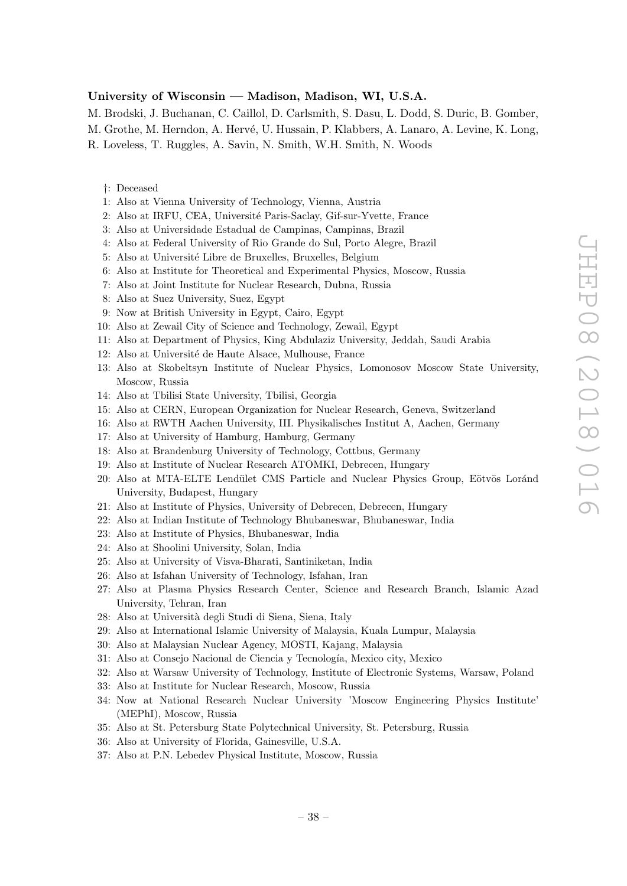# University of Wisconsin — Madison, Madison, WI, U.S.A.

M. Brodski, J. Buchanan, C. Caillol, D. Carlsmith, S. Dasu, L. Dodd, S. Duric, B. Gomber,

M. Grothe, M. Herndon, A. Hervé, U. Hussain, P. Klabbers, A. Lanaro, A. Levine, K. Long,

R. Loveless, T. Ruggles, A. Savin, N. Smith, W.H. Smith, N. Woods

- †: Deceased
- 1: Also at Vienna University of Technology, Vienna, Austria
- 2: Also at IRFU, CEA, Université Paris-Saclay, Gif-sur-Yvette, France
- 3: Also at Universidade Estadual de Campinas, Campinas, Brazil
- 4: Also at Federal University of Rio Grande do Sul, Porto Alegre, Brazil
- 5: Also at Université Libre de Bruxelles, Bruxelles, Belgium
- 6: Also at Institute for Theoretical and Experimental Physics, Moscow, Russia
- 7: Also at Joint Institute for Nuclear Research, Dubna, Russia
- 8: Also at Suez University, Suez, Egypt
- 9: Now at British University in Egypt, Cairo, Egypt
- 10: Also at Zewail City of Science and Technology, Zewail, Egypt
- 11: Also at Department of Physics, King Abdulaziz University, Jeddah, Saudi Arabia
- 12: Also at Université de Haute Alsace, Mulhouse, France
- 13: Also at Skobeltsyn Institute of Nuclear Physics, Lomonosov Moscow State University, Moscow, Russia
- 14: Also at Tbilisi State University, Tbilisi, Georgia
- 15: Also at CERN, European Organization for Nuclear Research, Geneva, Switzerland
- 16: Also at RWTH Aachen University, III. Physikalisches Institut A, Aachen, Germany
- 17: Also at University of Hamburg, Hamburg, Germany
- 18: Also at Brandenburg University of Technology, Cottbus, Germany
- 19: Also at Institute of Nuclear Research ATOMKI, Debrecen, Hungary
- 20: Also at MTA-ELTE Lendület CMS Particle and Nuclear Physics Group, Eötvös Loránd University, Budapest, Hungary
- 21: Also at Institute of Physics, University of Debrecen, Debrecen, Hungary
- 22: Also at Indian Institute of Technology Bhubaneswar, Bhubaneswar, India
- 23: Also at Institute of Physics, Bhubaneswar, India
- 24: Also at Shoolini University, Solan, India
- 25: Also at University of Visva-Bharati, Santiniketan, India
- 26: Also at Isfahan University of Technology, Isfahan, Iran
- 27: Also at Plasma Physics Research Center, Science and Research Branch, Islamic Azad University, Tehran, Iran
- 28: Also at Universit`a degli Studi di Siena, Siena, Italy
- 29: Also at International Islamic University of Malaysia, Kuala Lumpur, Malaysia
- 30: Also at Malaysian Nuclear Agency, MOSTI, Kajang, Malaysia
- 31: Also at Consejo Nacional de Ciencia y Tecnología, Mexico city, Mexico
- 32: Also at Warsaw University of Technology, Institute of Electronic Systems, Warsaw, Poland
- 33: Also at Institute for Nuclear Research, Moscow, Russia
- 34: Now at National Research Nuclear University 'Moscow Engineering Physics Institute' (MEPhI), Moscow, Russia
- 35: Also at St. Petersburg State Polytechnical University, St. Petersburg, Russia
- 36: Also at University of Florida, Gainesville, U.S.A.
- 37: Also at P.N. Lebedev Physical Institute, Moscow, Russia